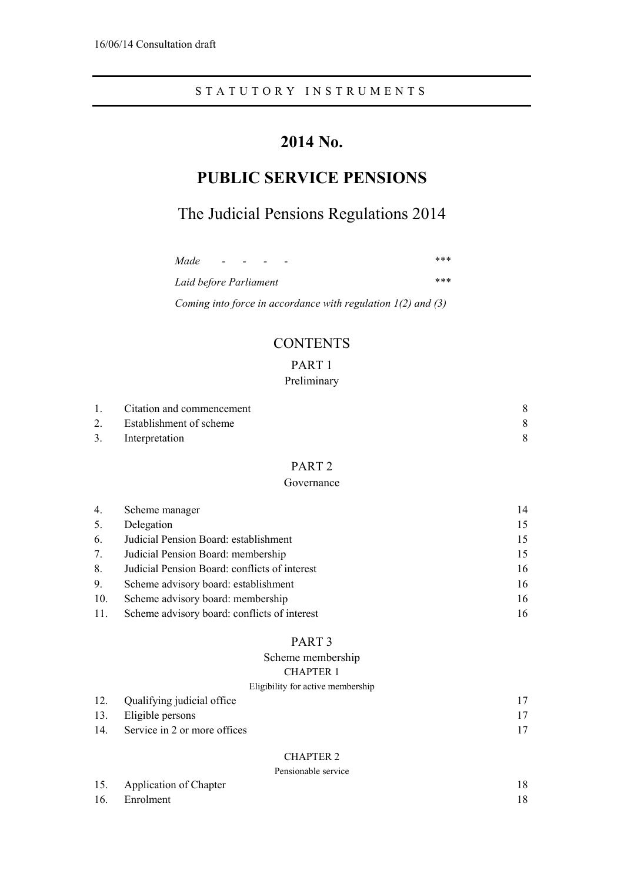16/06/14 Consultation draft

STATUTORY INSTRUMENTS

# 2014 No.

# PUBLIC SERVICE PENSIONS

## The Judicial Pensions Regulations 2014

| | |
|---|---|
| *Made - - - -* | *\*\*\** |
| *Laid before Parliament* | *\*\*\** |
| *Coming into force in accordance with regulation 1(2) and (3)* | |

## CONTENTS

### PART 1
### Preliminary

| | | |
|---|---|---|
| 1. | Citation and commencement | 8 |
| 2. | Establishment of scheme | 8 |
| 3. | Interpretation | 8 |

### PART 2
### Governance

| | | |
|---|---|---|
| 4. | Scheme manager | 14 |
| 5. | Delegation | 15 |
| 6. | Judicial Pension Board: establishment | 15 |
| 7. | Judicial Pension Board: membership | 15 |
| 8. | Judicial Pension Board: conflicts of interest | 16 |
| 9. | Scheme advisory board: establishment | 16 |
| 10. | Scheme advisory board: membership | 16 |
| 11. | Scheme advisory board: conflicts of interest | 16 |

### PART 3
### Scheme membership

#### CHAPTER 1
#### Eligibility for active membership

| | | |
|---|---|---|
| 12. | Qualifying judicial office | 17 |
| 13. | Eligible persons | 17 |
| 14. | Service in 2 or more offices | 17 |

#### CHAPTER 2
#### Pensionable service

| | | |
|---|---|---|
| 15. | Application of Chapter | 18 |
| 16. | Enrolment | 18 |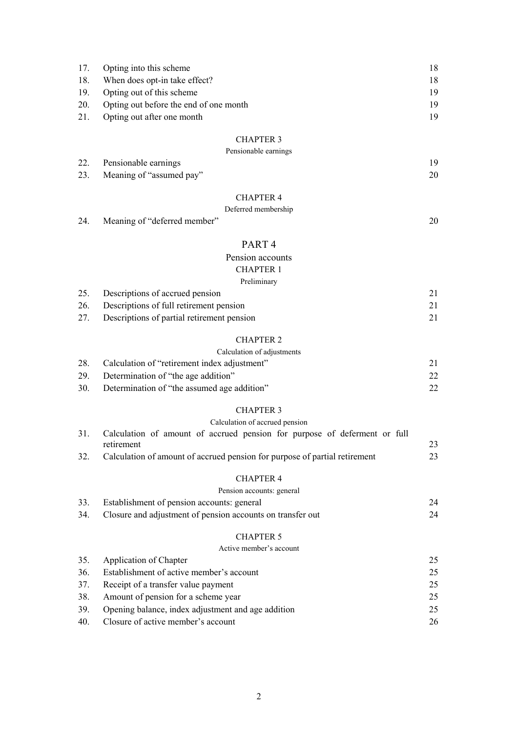| | | |
|---|---|---|
| 17. | Opting into this scheme | 18 |
| 18. | When does opt-in take effect? | 18 |
| 19. | Opting out of this scheme | 19 |
| 20. | Opting out before the end of one month | 19 |
| 21. | Opting out after one month | 19 |

CHAPTER 3

Pensionable earnings

| | | |
|---|---|---|
| 22. | Pensionable earnings | 19 |
| 23. | Meaning of "assumed pay" | 20 |

CHAPTER 4

Deferred membership

| | | |
|---|---|---|
| 24. | Meaning of "deferred member" | 20 |

## PART 4

### Pension accounts

CHAPTER 1

Preliminary

| | | |
|---|---|---|
| 25. | Descriptions of accrued pension | 21 |
| 26. | Descriptions of full retirement pension | 21 |
| 27. | Descriptions of partial retirement pension | 21 |

CHAPTER 2

Calculation of adjustments

| | | |
|---|---|---|
| 28. | Calculation of "retirement index adjustment" | 21 |
| 29. | Determination of "the age addition" | 22 |
| 30. | Determination of "the assumed age addition" | 22 |

CHAPTER 3

Calculation of accrued pension

| | | |
|---|---|---|
| 31. | Calculation of amount of accrued pension for purpose of deferment or full retirement | 23 |
| 32. | Calculation of amount of accrued pension for purpose of partial retirement | 23 |

CHAPTER 4

Pension accounts: general

| | | |
|---|---|---|
| 33. | Establishment of pension accounts: general | 24 |
| 34. | Closure and adjustment of pension accounts on transfer out | 24 |

CHAPTER 5

Active member's account

| | | |
|---|---|---|
| 35. | Application of Chapter | 25 |
| 36. | Establishment of active member's account | 25 |
| 37. | Receipt of a transfer value payment | 25 |
| 38. | Amount of pension for a scheme year | 25 |
| 39. | Opening balance, index adjustment and age addition | 25 |
| 40. | Closure of active member's account | 26 |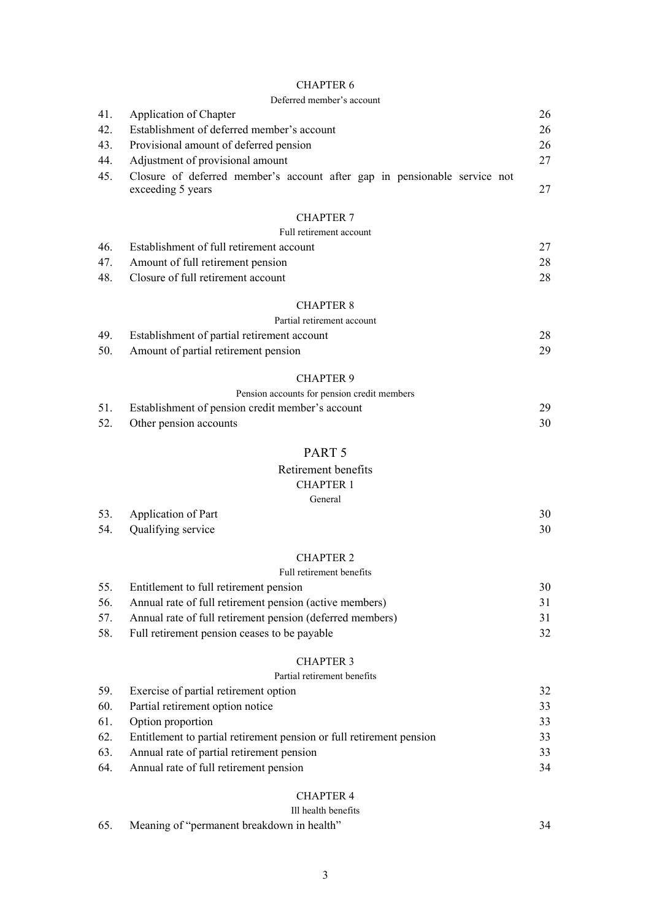CHAPTER 6

Deferred member's account

| | | |
|---|---|---|
| 41. | Application of Chapter | 26 |
| 42. | Establishment of deferred member's account | 26 |
| 43. | Provisional amount of deferred pension | 26 |
| 44. | Adjustment of provisional amount | 27 |
| 45. | Closure of deferred member's account after gap in pensionable service not exceeding 5 years | 27 |

CHAPTER 7

Full retirement account

| | | |
|---|---|---|
| 46. | Establishment of full retirement account | 27 |
| 47. | Amount of full retirement pension | 28 |
| 48. | Closure of full retirement account | 28 |

CHAPTER 8

Partial retirement account

| | | |
|---|---|---|
| 49. | Establishment of partial retirement account | 28 |
| 50. | Amount of partial retirement pension | 29 |

CHAPTER 9

Pension accounts for pension credit members

| | | |
|---|---|---|
| 51. | Establishment of pension credit member's account | 29 |
| 52. | Other pension accounts | 30 |

## PART 5

Retirement benefits

CHAPTER 1

General

| | | |
|---|---|---|
| 53. | Application of Part | 30 |
| 54. | Qualifying service | 30 |

CHAPTER 2

Full retirement benefits

| | | |
|---|---|---|
| 55. | Entitlement to full retirement pension | 30 |
| 56. | Annual rate of full retirement pension (active members) | 31 |
| 57. | Annual rate of full retirement pension (deferred members) | 31 |
| 58. | Full retirement pension ceases to be payable | 32 |

CHAPTER 3

Partial retirement benefits

| | | |
|---|---|---|
| 59. | Exercise of partial retirement option | 32 |
| 60. | Partial retirement option notice | 33 |
| 61. | Option proportion | 33 |
| 62. | Entitlement to partial retirement pension or full retirement pension | 33 |
| 63. | Annual rate of partial retirement pension | 33 |
| 64. | Annual rate of full retirement pension | 34 |

CHAPTER 4

Ill health benefits

| | | |
|---|---|---|
| 65. | Meaning of "permanent breakdown in health" | 34 |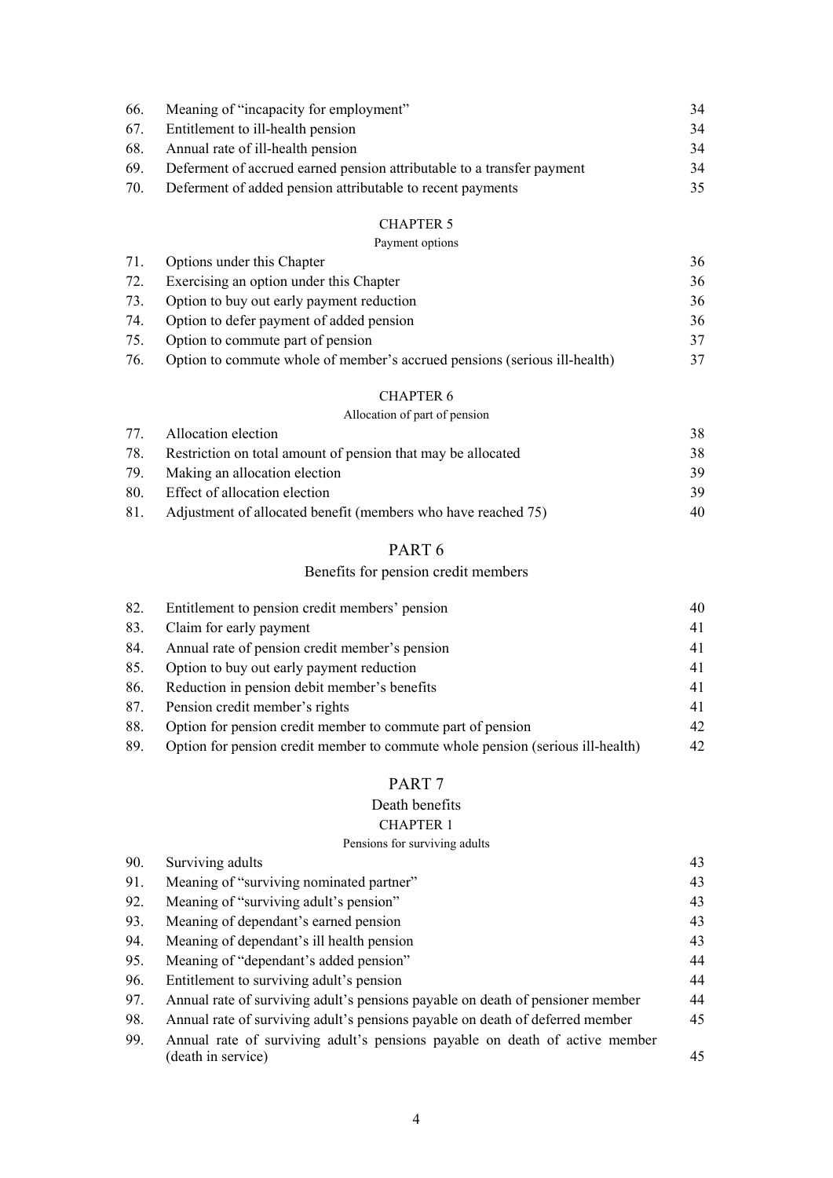| | | |
|---|---|---|
| 66. | Meaning of "incapacity for employment" | 34 |
| 67. | Entitlement to ill-health pension | 34 |
| 68. | Annual rate of ill-health pension | 34 |
| 69. | Deferment of accrued earned pension attributable to a transfer payment | 34 |
| 70. | Deferment of added pension attributable to recent payments | 35 |

CHAPTER 5

Payment options

| | | |
|---|---|---|
| 71. | Options under this Chapter | 36 |
| 72. | Exercising an option under this Chapter | 36 |
| 73. | Option to buy out early payment reduction | 36 |
| 74. | Option to defer payment of added pension | 36 |
| 75. | Option to commute part of pension | 37 |
| 76. | Option to commute whole of member's accrued pensions (serious ill-health) | 37 |

CHAPTER 6

Allocation of part of pension

| | | |
|---|---|---|
| 77. | Allocation election | 38 |
| 78. | Restriction on total amount of pension that may be allocated | 38 |
| 79. | Making an allocation election | 39 |
| 80. | Effect of allocation election | 39 |
| 81. | Adjustment of allocated benefit (members who have reached 75) | 40 |

## PART 6

Benefits for pension credit members

| | | |
|---|---|---|
| 82. | Entitlement to pension credit members' pension | 40 |
| 83. | Claim for early payment | 41 |
| 84. | Annual rate of pension credit member's pension | 41 |
| 85. | Option to buy out early payment reduction | 41 |
| 86. | Reduction in pension debit member's benefits | 41 |
| 87. | Pension credit member's rights | 41 |
| 88. | Option for pension credit member to commute part of pension | 42 |
| 89. | Option for pension credit member to commute whole pension (serious ill-health) | 42 |

## PART 7

Death benefits

CHAPTER 1

Pensions for surviving adults

| | | |
|---|---|---|
| 90. | Surviving adults | 43 |
| 91. | Meaning of "surviving nominated partner" | 43 |
| 92. | Meaning of "surviving adult's pension" | 43 |
| 93. | Meaning of dependant's earned pension | 43 |
| 94. | Meaning of dependant's ill health pension | 43 |
| 95. | Meaning of "dependant's added pension" | 44 |
| 96. | Entitlement to surviving adult's pension | 44 |
| 97. | Annual rate of surviving adult's pensions payable on death of pensioner member | 44 |
| 98. | Annual rate of surviving adult's pensions payable on death of deferred member | 45 |
| 99. | Annual rate of surviving adult's pensions payable on death of active member (death in service) | 45 |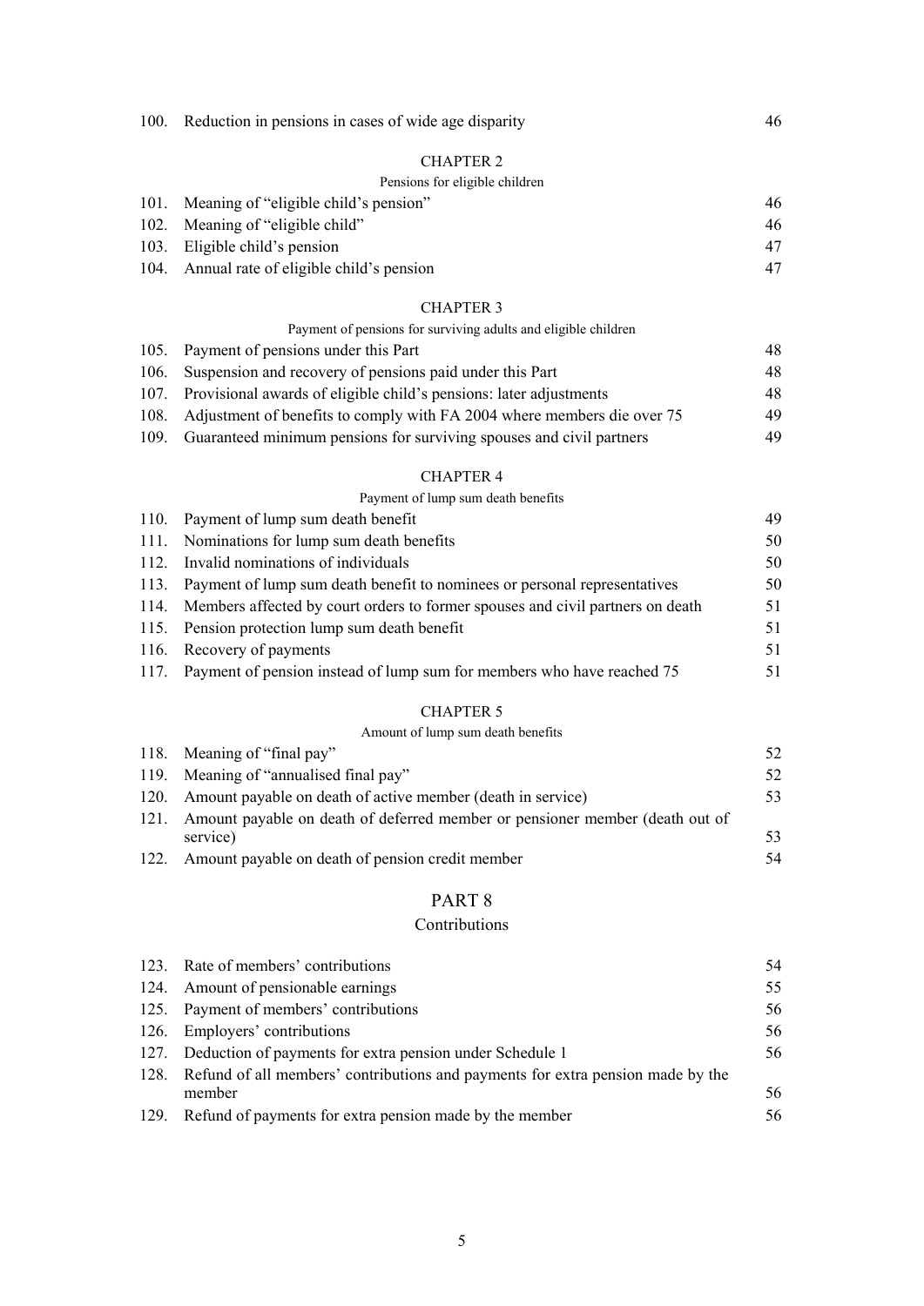| | | |
|---|---|---|
| 100. | Reduction in pensions in cases of wide age disparity | 46 |

CHAPTER 2

Pensions for eligible children

| | | |
|---|---|---|
| 101. | Meaning of "eligible child's pension" | 46 |
| 102. | Meaning of "eligible child" | 46 |
| 103. | Eligible child's pension | 47 |
| 104. | Annual rate of eligible child's pension | 47 |

CHAPTER 3

Payment of pensions for surviving adults and eligible children

| | | |
|---|---|---|
| 105. | Payment of pensions under this Part | 48 |
| 106. | Suspension and recovery of pensions paid under this Part | 48 |
| 107. | Provisional awards of eligible child's pensions: later adjustments | 48 |
| 108. | Adjustment of benefits to comply with FA 2004 where members die over 75 | 49 |
| 109. | Guaranteed minimum pensions for surviving spouses and civil partners | 49 |

CHAPTER 4

Payment of lump sum death benefits

| | | |
|---|---|---|
| 110. | Payment of lump sum death benefit | 49 |
| 111. | Nominations for lump sum death benefits | 50 |
| 112. | Invalid nominations of individuals | 50 |
| 113. | Payment of lump sum death benefit to nominees or personal representatives | 50 |
| 114. | Members affected by court orders to former spouses and civil partners on death | 51 |
| 115. | Pension protection lump sum death benefit | 51 |
| 116. | Recovery of payments | 51 |
| 117. | Payment of pension instead of lump sum for members who have reached 75 | 51 |

CHAPTER 5

Amount of lump sum death benefits

| | | |
|---|---|---|
| 118. | Meaning of "final pay" | 52 |
| 119. | Meaning of "annualised final pay" | 52 |
| 120. | Amount payable on death of active member (death in service) | 53 |
| 121. | Amount payable on death of deferred member or pensioner member (death out of service) | 53 |
| 122. | Amount payable on death of pension credit member | 54 |

## PART 8

## Contributions

| | | |
|---|---|---|
| 123. | Rate of members' contributions | 54 |
| 124. | Amount of pensionable earnings | 55 |
| 125. | Payment of members' contributions | 56 |
| 126. | Employers' contributions | 56 |
| 127. | Deduction of payments for extra pension under Schedule 1 | 56 |
| 128. | Refund of all members' contributions and payments for extra pension made by the member | 56 |
| 129. | Refund of payments for extra pension made by the member | 56 |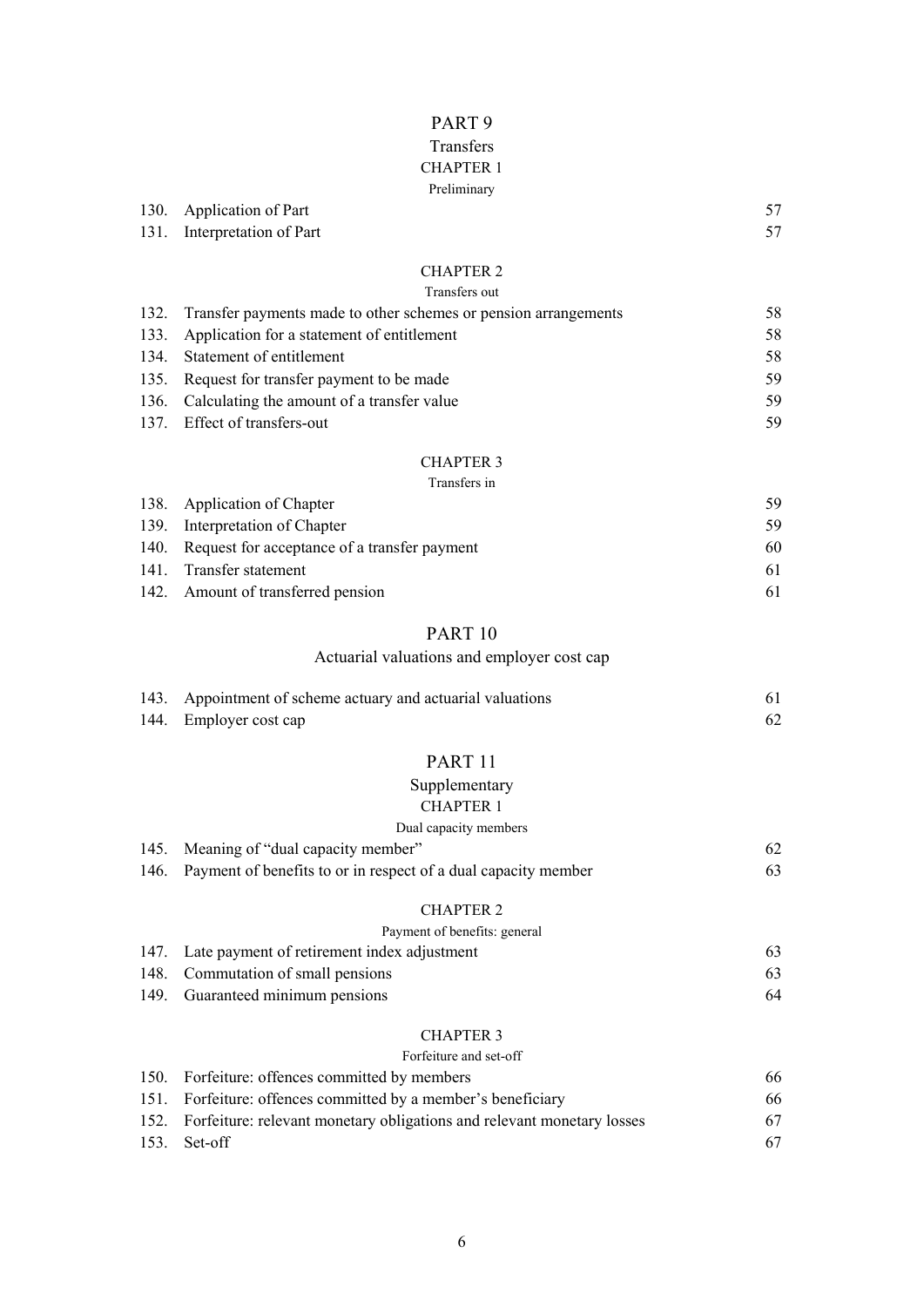PART 9

Transfers

CHAPTER 1

Preliminary

| | | |
|---|---|---|
| 130. | Application of Part | 57 |
| 131. | Interpretation of Part | 57 |

CHAPTER 2

Transfers out

| | | |
|---|---|---|
| 132. | Transfer payments made to other schemes or pension arrangements | 58 |
| 133. | Application for a statement of entitlement | 58 |
| 134. | Statement of entitlement | 58 |
| 135. | Request for transfer payment to be made | 59 |
| 136. | Calculating the amount of a transfer value | 59 |
| 137. | Effect of transfers-out | 59 |

CHAPTER 3

Transfers in

| | | |
|---|---|---|
| 138. | Application of Chapter | 59 |
| 139. | Interpretation of Chapter | 59 |
| 140. | Request for acceptance of a transfer payment | 60 |
| 141. | Transfer statement | 61 |
| 142. | Amount of transferred pension | 61 |

PART 10

Actuarial valuations and employer cost cap

| | | |
|---|---|---|
| 143. | Appointment of scheme actuary and actuarial valuations | 61 |
| 144. | Employer cost cap | 62 |

PART 11

Supplementary

CHAPTER 1

Dual capacity members

| | | |
|---|---|---|
| 145. | Meaning of "dual capacity member" | 62 |
| 146. | Payment of benefits to or in respect of a dual capacity member | 63 |

CHAPTER 2

Payment of benefits: general

| | | |
|---|---|---|
| 147. | Late payment of retirement index adjustment | 63 |
| 148. | Commutation of small pensions | 63 |
| 149. | Guaranteed minimum pensions | 64 |

CHAPTER 3

Forfeiture and set-off

| | | |
|---|---|---|
| 150. | Forfeiture: offences committed by members | 66 |
| 151. | Forfeiture: offences committed by a member's beneficiary | 66 |
| 152. | Forfeiture: relevant monetary obligations and relevant monetary losses | 67 |
| 153. | Set-off | 67 |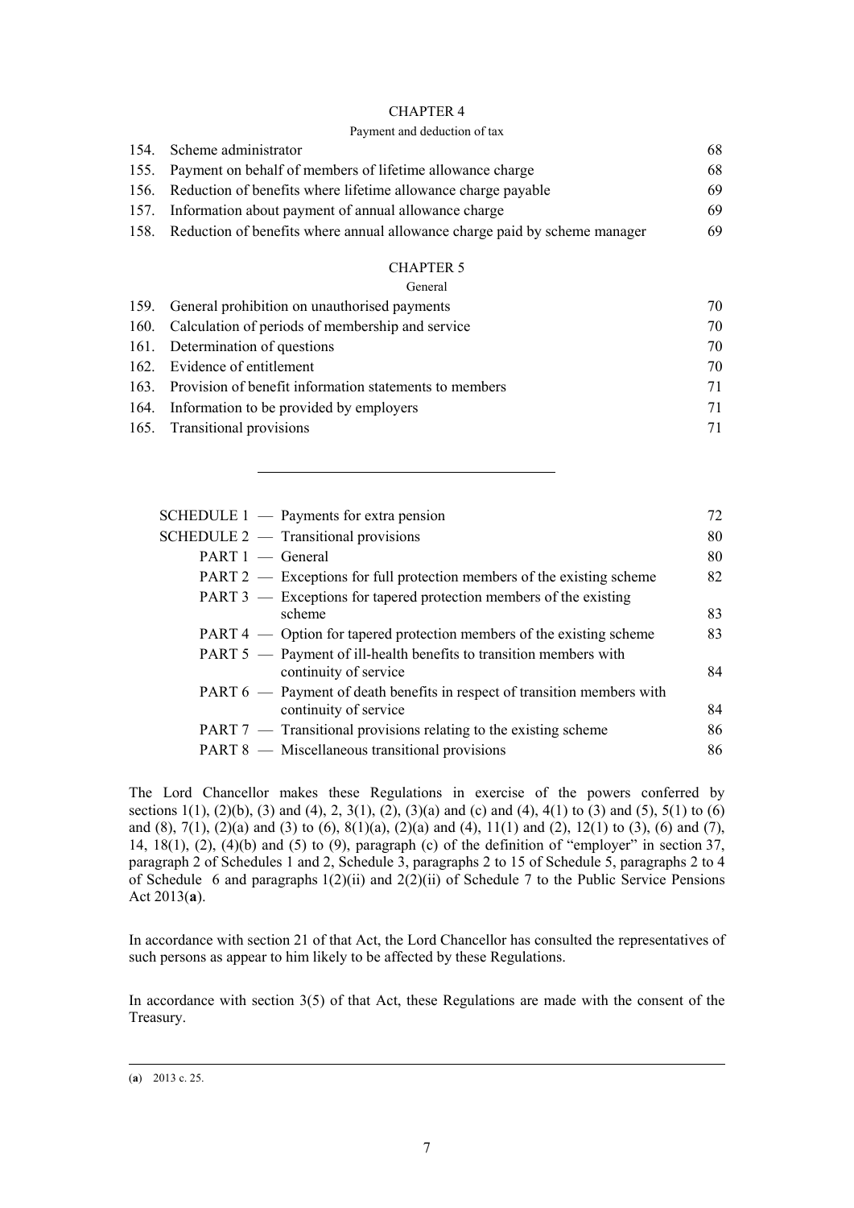CHAPTER 4

Payment and deduction of tax

| | | |
|---|---|---|
| 154. | Scheme administrator | 68 |
| 155. | Payment on behalf of members of lifetime allowance charge | 68 |
| 156. | Reduction of benefits where lifetime allowance charge payable | 69 |
| 157. | Information about payment of annual allowance charge | 69 |
| 158. | Reduction of benefits where annual allowance charge paid by scheme manager | 69 |

CHAPTER 5

General

| | | |
|---|---|---|
| 159. | General prohibition on unauthorised payments | 70 |
| 160. | Calculation of periods of membership and service | 70 |
| 161. | Determination of questions | 70 |
| 162. | Evidence of entitlement | 70 |
| 163. | Provision of benefit information statements to members | 71 |
| 164. | Information to be provided by employers | 71 |
| 165. | Transitional provisions | 71 |

---

| | |
|---|---|
| SCHEDULE 1 — Payments for extra pension | 72 |
| SCHEDULE 2 — Transitional provisions | 80 |
| PART 1 — General | 80 |
| PART 2 — Exceptions for full protection members of the existing scheme | 82 |
| PART 3 — Exceptions for tapered protection members of the existing scheme | 83 |
| PART 4 — Option for tapered protection members of the existing scheme | 83 |
| PART 5 — Payment of ill-health benefits to transition members with continuity of service | 84 |
| PART 6 — Payment of death benefits in respect of transition members with continuity of service | 84 |
| PART 7 — Transitional provisions relating to the existing scheme | 86 |
| PART 8 — Miscellaneous transitional provisions | 86 |

The Lord Chancellor makes these Regulations in exercise of the powers conferred by sections 1(1), (2)(b), (3) and (4), 2, 3(1), (2), (3)(a) and (c) and (4), 4(1) to (3) and (5), 5(1) to (6) and (8), 7(1), (2)(a) and (3) to (6), 8(1)(a), (2)(a) and (4), 11(1) and (2), 12(1) to (3), (6) and (7), 14, 18(1), (2), (4)(b) and (5) to (9), paragraph (c) of the definition of "employer" in section 37, paragraph 2 of Schedules 1 and 2, Schedule 3, paragraphs 2 to 15 of Schedule 5, paragraphs 2 to 4 of Schedule 6 and paragraphs 1(2)(ii) and 2(2)(ii) of Schedule 7 to the Public Service Pensions Act 2013(**a**).

In accordance with section 21 of that Act, the Lord Chancellor has consulted the representatives of such persons as appear to him likely to be affected by these Regulations.

In accordance with section 3(5) of that Act, these Regulations are made with the consent of the Treasury.

---

(**a**) 2013 c. 25.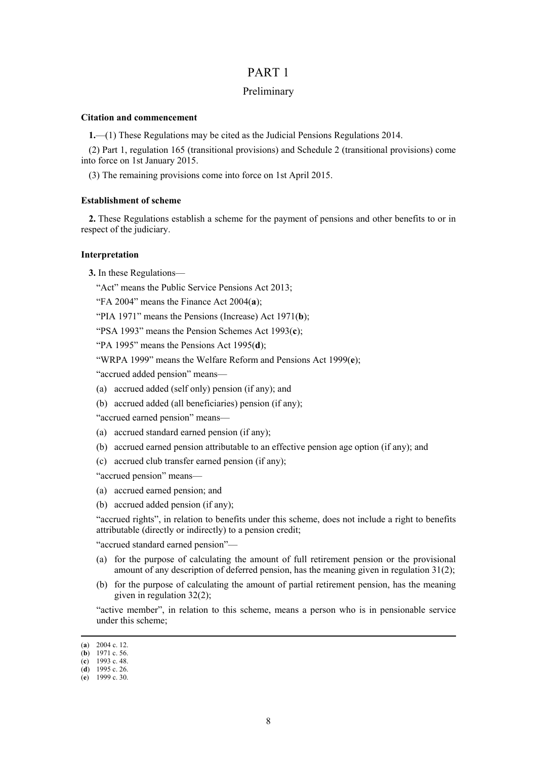# PART 1

## Preliminary

**Citation and commencement**

**1.**—(1) These Regulations may be cited as the Judicial Pensions Regulations 2014.

(2) Part 1, regulation 165 (transitional provisions) and Schedule 2 (transitional provisions) come into force on 1st January 2015.

(3) The remaining provisions come into force on 1st April 2015.

**Establishment of scheme**

**2.** These Regulations establish a scheme for the payment of pensions and other benefits to or in respect of the judiciary.

**Interpretation**

**3.** In these Regulations—

"Act" means the Public Service Pensions Act 2013;

"FA 2004" means the Finance Act 2004(**a**);

"PIA 1971" means the Pensions (Increase) Act 1971(**b**);

"PSA 1993" means the Pension Schemes Act 1993(**c**);

"PA 1995" means the Pensions Act 1995(**d**);

"WRPA 1999" means the Welfare Reform and Pensions Act 1999(**e**);

"accrued added pension" means—

(a) accrued added (self only) pension (if any); and

(b) accrued added (all beneficiaries) pension (if any);

"accrued earned pension" means—

(a) accrued standard earned pension (if any);

(b) accrued earned pension attributable to an effective pension age option (if any); and

(c) accrued club transfer earned pension (if any);

"accrued pension" means—

(a) accrued earned pension; and

(b) accrued added pension (if any);

"accrued rights", in relation to benefits under this scheme, does not include a right to benefits attributable (directly or indirectly) to a pension credit;

"accrued standard earned pension"—

(a) for the purpose of calculating the amount of full retirement pension or the provisional amount of any description of deferred pension, has the meaning given in regulation 31(2);

(b) for the purpose of calculating the amount of partial retirement pension, has the meaning given in regulation 32(2);

"active member", in relation to this scheme, means a person who is in pensionable service under this scheme;

---

(**a**) 2004 c. 12.
(**b**) 1971 c. 56.
(**c**) 1993 c. 48.
(**d**) 1995 c. 26.
(**e**) 1999 c. 30.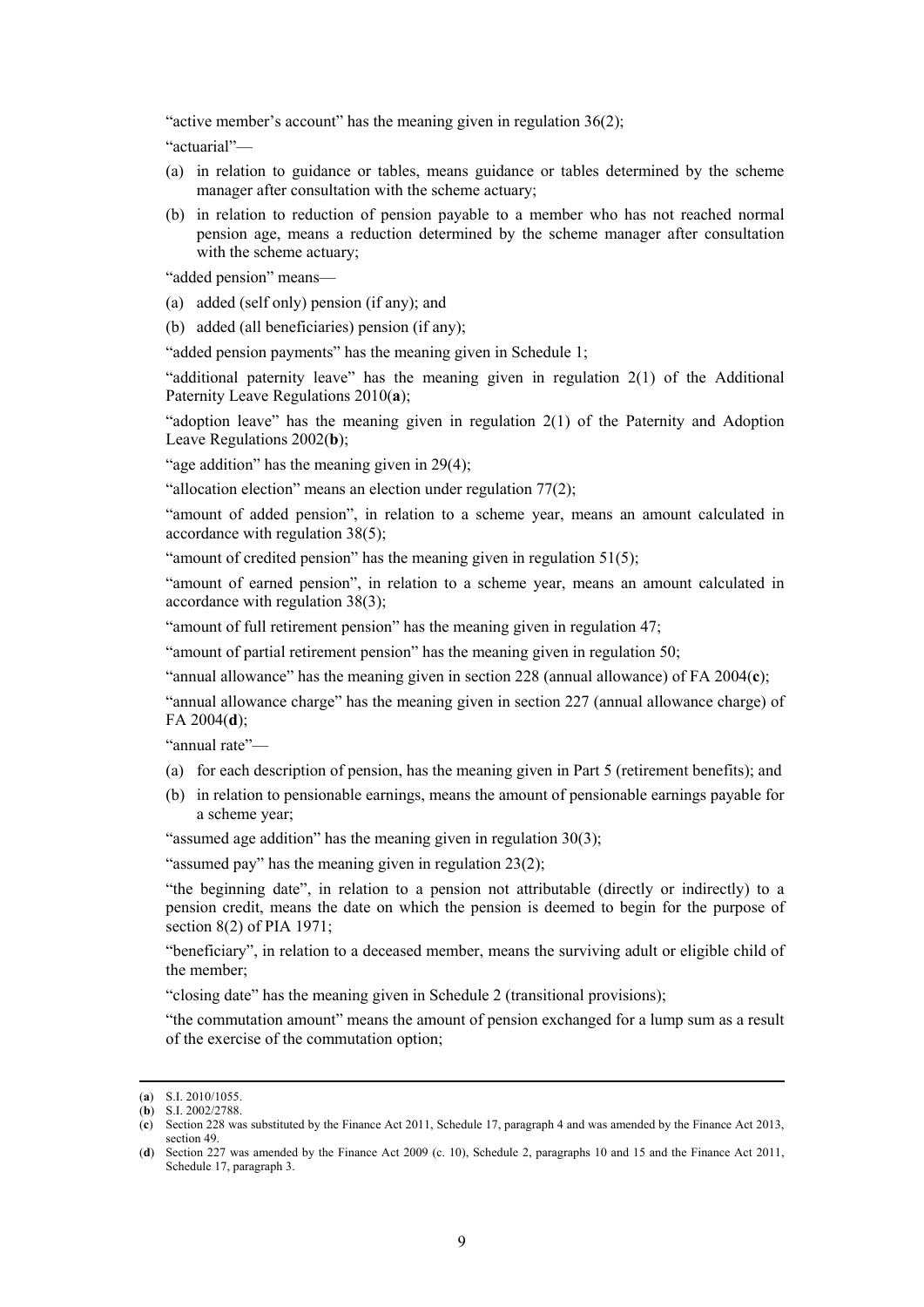"active member's account" has the meaning given in regulation 36(2);

"actuarial"—

(a) in relation to guidance or tables, means guidance or tables determined by the scheme manager after consultation with the scheme actuary;

(b) in relation to reduction of pension payable to a member who has not reached normal pension age, means a reduction determined by the scheme manager after consultation with the scheme actuary;

"added pension" means—

(a) added (self only) pension (if any); and

(b) added (all beneficiaries) pension (if any);

"added pension payments" has the meaning given in Schedule 1;

"additional paternity leave" has the meaning given in regulation 2(1) of the Additional Paternity Leave Regulations 2010(**a**);

"adoption leave" has the meaning given in regulation 2(1) of the Paternity and Adoption Leave Regulations 2002(**b**);

"age addition" has the meaning given in 29(4);

"allocation election" means an election under regulation 77(2);

"amount of added pension", in relation to a scheme year, means an amount calculated in accordance with regulation 38(5);

"amount of credited pension" has the meaning given in regulation 51(5);

"amount of earned pension", in relation to a scheme year, means an amount calculated in accordance with regulation 38(3);

"amount of full retirement pension" has the meaning given in regulation 47;

"amount of partial retirement pension" has the meaning given in regulation 50;

"annual allowance" has the meaning given in section 228 (annual allowance) of FA 2004(**c**);

"annual allowance charge" has the meaning given in section 227 (annual allowance charge) of FA 2004(**d**);

"annual rate"—

(a) for each description of pension, has the meaning given in Part 5 (retirement benefits); and

(b) in relation to pensionable earnings, means the amount of pensionable earnings payable for a scheme year;

"assumed age addition" has the meaning given in regulation 30(3);

"assumed pay" has the meaning given in regulation 23(2);

"the beginning date", in relation to a pension not attributable (directly or indirectly) to a pension credit, means the date on which the pension is deemed to begin for the purpose of section 8(2) of PIA 1971;

"beneficiary", in relation to a deceased member, means the surviving adult or eligible child of the member;

"closing date" has the meaning given in Schedule 2 (transitional provisions);

"the commutation amount" means the amount of pension exchanged for a lump sum as a result of the exercise of the commutation option;

---

(**a**) S.I. 2010/1055.

(**b**) S.I. 2002/2788.

(**c**) Section 228 was substituted by the Finance Act 2011, Schedule 17, paragraph 4 and was amended by the Finance Act 2013, section 49.

(**d**) Section 227 was amended by the Finance Act 2009 (c. 10), Schedule 2, paragraphs 10 and 15 and the Finance Act 2011, Schedule 17, paragraph 3.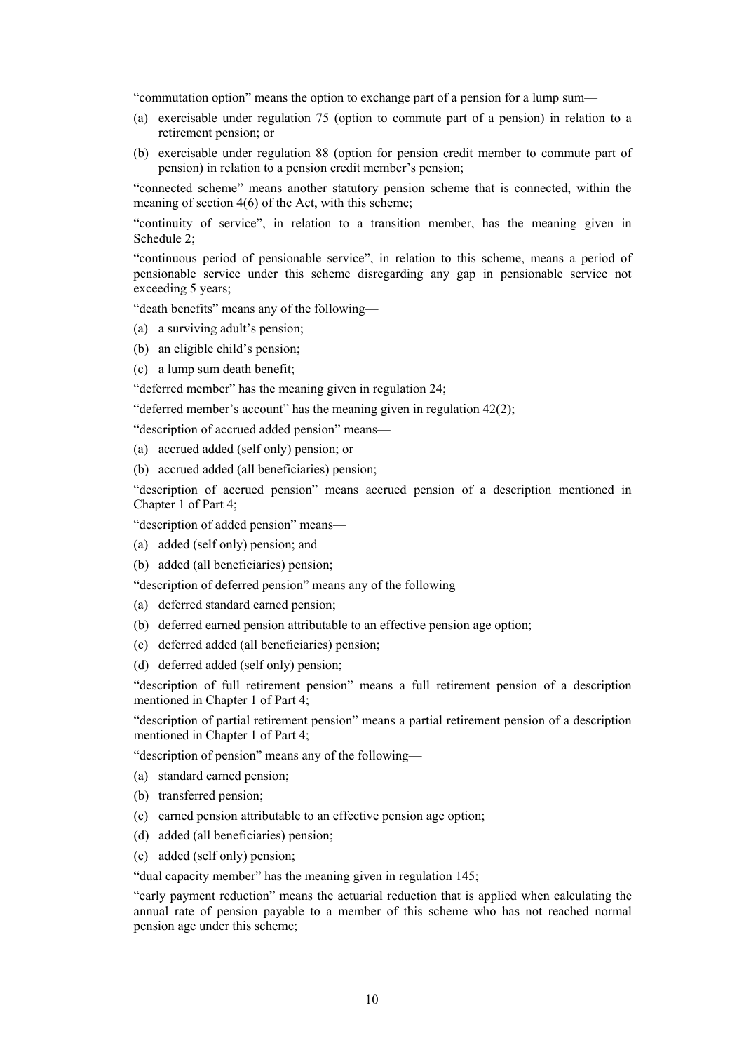"commutation option" means the option to exchange part of a pension for a lump sum—

(a) exercisable under regulation 75 (option to commute part of a pension) in relation to a retirement pension; or

(b) exercisable under regulation 88 (option for pension credit member to commute part of pension) in relation to a pension credit member's pension;

"connected scheme" means another statutory pension scheme that is connected, within the meaning of section 4(6) of the Act, with this scheme;

"continuity of service", in relation to a transition member, has the meaning given in Schedule 2;

"continuous period of pensionable service", in relation to this scheme, means a period of pensionable service under this scheme disregarding any gap in pensionable service not exceeding 5 years;

"death benefits" means any of the following—

(a) a surviving adult's pension;

(b) an eligible child's pension;

(c) a lump sum death benefit;

"deferred member" has the meaning given in regulation 24;

"deferred member's account" has the meaning given in regulation 42(2);

"description of accrued added pension" means—

(a) accrued added (self only) pension; or

(b) accrued added (all beneficiaries) pension;

"description of accrued pension" means accrued pension of a description mentioned in Chapter 1 of Part 4;

"description of added pension" means—

(a) added (self only) pension; and

(b) added (all beneficiaries) pension;

"description of deferred pension" means any of the following—

(a) deferred standard earned pension;

(b) deferred earned pension attributable to an effective pension age option;

(c) deferred added (all beneficiaries) pension;

(d) deferred added (self only) pension;

"description of full retirement pension" means a full retirement pension of a description mentioned in Chapter 1 of Part 4;

"description of partial retirement pension" means a partial retirement pension of a description mentioned in Chapter 1 of Part 4;

"description of pension" means any of the following—

(a) standard earned pension;

(b) transferred pension;

(c) earned pension attributable to an effective pension age option;

(d) added (all beneficiaries) pension;

(e) added (self only) pension;

"dual capacity member" has the meaning given in regulation 145;

"early payment reduction" means the actuarial reduction that is applied when calculating the annual rate of pension payable to a member of this scheme who has not reached normal pension age under this scheme;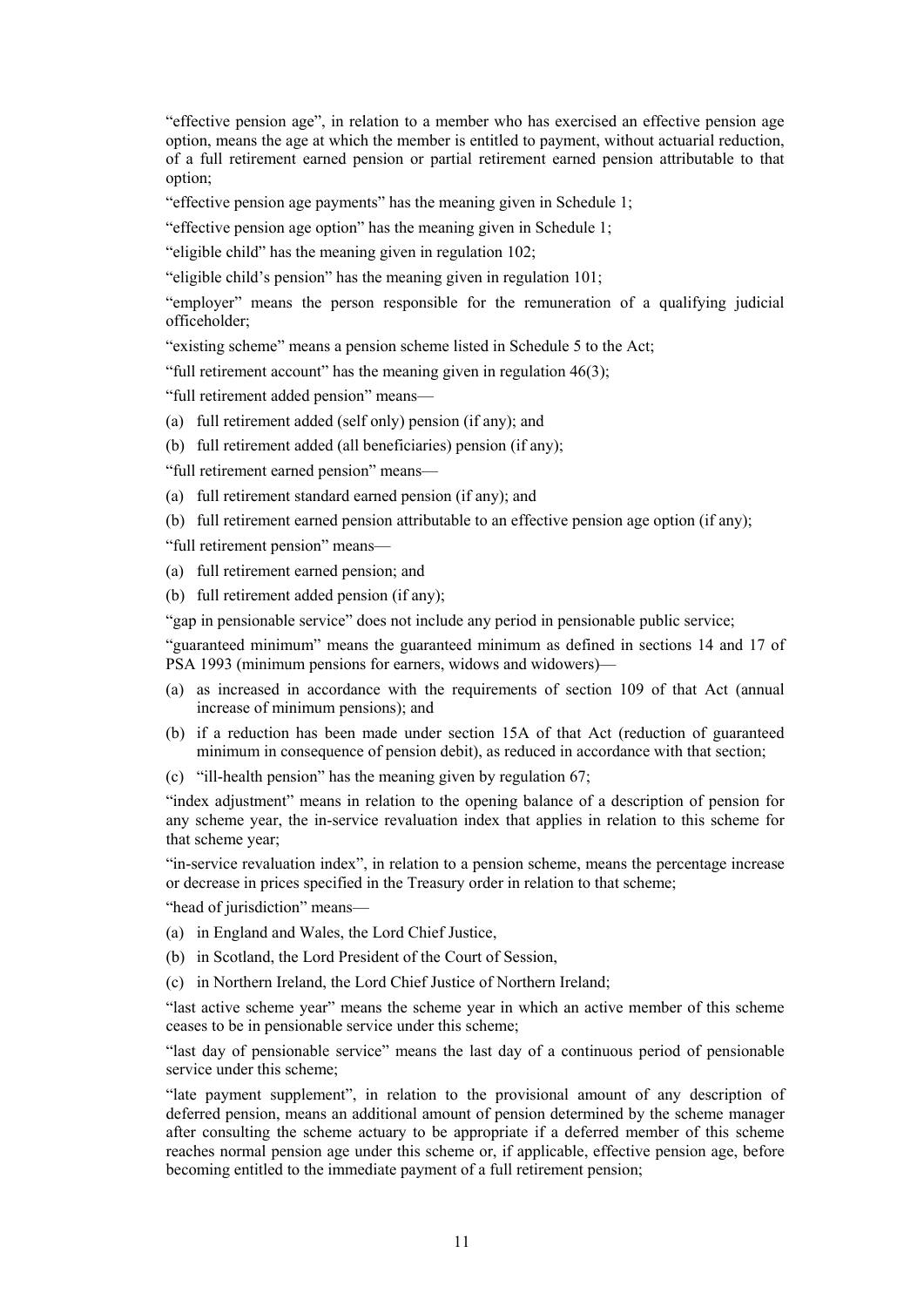"effective pension age", in relation to a member who has exercised an effective pension age option, means the age at which the member is entitled to payment, without actuarial reduction, of a full retirement earned pension or partial retirement earned pension attributable to that option;

"effective pension age payments" has the meaning given in Schedule 1;

"effective pension age option" has the meaning given in Schedule 1;

"eligible child" has the meaning given in regulation 102;

"eligible child's pension" has the meaning given in regulation 101;

"employer" means the person responsible for the remuneration of a qualifying judicial officeholder;

"existing scheme" means a pension scheme listed in Schedule 5 to the Act;

"full retirement account" has the meaning given in regulation 46(3);

"full retirement added pension" means—

(a) full retirement added (self only) pension (if any); and

(b) full retirement added (all beneficiaries) pension (if any);

"full retirement earned pension" means—

(a) full retirement standard earned pension (if any); and

(b) full retirement earned pension attributable to an effective pension age option (if any);

"full retirement pension" means—

(a) full retirement earned pension; and

(b) full retirement added pension (if any);

"gap in pensionable service" does not include any period in pensionable public service;

"guaranteed minimum" means the guaranteed minimum as defined in sections 14 and 17 of PSA 1993 (minimum pensions for earners, widows and widowers)—

(a) as increased in accordance with the requirements of section 109 of that Act (annual increase of minimum pensions); and

(b) if a reduction has been made under section 15A of that Act (reduction of guaranteed minimum in consequence of pension debit), as reduced in accordance with that section;

(c) "ill-health pension" has the meaning given by regulation 67;

"index adjustment" means in relation to the opening balance of a description of pension for any scheme year, the in-service revaluation index that applies in relation to this scheme for that scheme year;

"in-service revaluation index", in relation to a pension scheme, means the percentage increase or decrease in prices specified in the Treasury order in relation to that scheme;

"head of jurisdiction" means—

(a) in England and Wales, the Lord Chief Justice,

(b) in Scotland, the Lord President of the Court of Session,

(c) in Northern Ireland, the Lord Chief Justice of Northern Ireland;

"last active scheme year" means the scheme year in which an active member of this scheme ceases to be in pensionable service under this scheme;

"last day of pensionable service" means the last day of a continuous period of pensionable service under this scheme;

"late payment supplement", in relation to the provisional amount of any description of deferred pension, means an additional amount of pension determined by the scheme manager after consulting the scheme actuary to be appropriate if a deferred member of this scheme reaches normal pension age under this scheme or, if applicable, effective pension age, before becoming entitled to the immediate payment of a full retirement pension;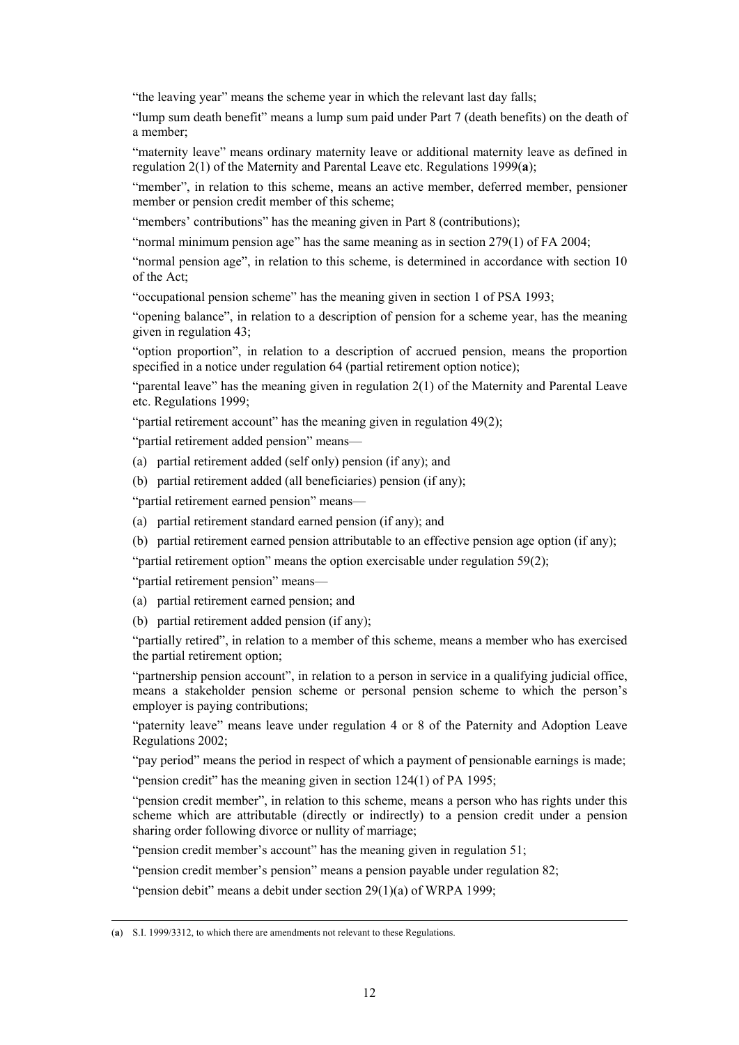"the leaving year" means the scheme year in which the relevant last day falls;

"lump sum death benefit" means a lump sum paid under Part 7 (death benefits) on the death of a member;

"maternity leave" means ordinary maternity leave or additional maternity leave as defined in regulation 2(1) of the Maternity and Parental Leave etc. Regulations 1999(**a**);

"member", in relation to this scheme, means an active member, deferred member, pensioner member or pension credit member of this scheme;

"members' contributions" has the meaning given in Part 8 (contributions);

"normal minimum pension age" has the same meaning as in section 279(1) of FA 2004;

"normal pension age", in relation to this scheme, is determined in accordance with section 10 of the Act;

"occupational pension scheme" has the meaning given in section 1 of PSA 1993;

"opening balance", in relation to a description of pension for a scheme year, has the meaning given in regulation 43;

"option proportion", in relation to a description of accrued pension, means the proportion specified in a notice under regulation 64 (partial retirement option notice);

"parental leave" has the meaning given in regulation 2(1) of the Maternity and Parental Leave etc. Regulations 1999;

"partial retirement account" has the meaning given in regulation 49(2);

"partial retirement added pension" means—

(a) partial retirement added (self only) pension (if any); and

(b) partial retirement added (all beneficiaries) pension (if any);

"partial retirement earned pension" means—

(a) partial retirement standard earned pension (if any); and

(b) partial retirement earned pension attributable to an effective pension age option (if any);

"partial retirement option" means the option exercisable under regulation 59(2);

"partial retirement pension" means—

(a) partial retirement earned pension; and

(b) partial retirement added pension (if any);

"partially retired", in relation to a member of this scheme, means a member who has exercised the partial retirement option;

"partnership pension account", in relation to a person in service in a qualifying judicial office, means a stakeholder pension scheme or personal pension scheme to which the person's employer is paying contributions;

"paternity leave" means leave under regulation 4 or 8 of the Paternity and Adoption Leave Regulations 2002;

"pay period" means the period in respect of which a payment of pensionable earnings is made;

"pension credit" has the meaning given in section 124(1) of PA 1995;

"pension credit member", in relation to this scheme, means a person who has rights under this scheme which are attributable (directly or indirectly) to a pension credit under a pension sharing order following divorce or nullity of marriage;

"pension credit member's account" has the meaning given in regulation 51;

"pension credit member's pension" means a pension payable under regulation 82;

"pension debit" means a debit under section 29(1)(a) of WRPA 1999;

---

(**a**) S.I. 1999/3312, to which there are amendments not relevant to these Regulations.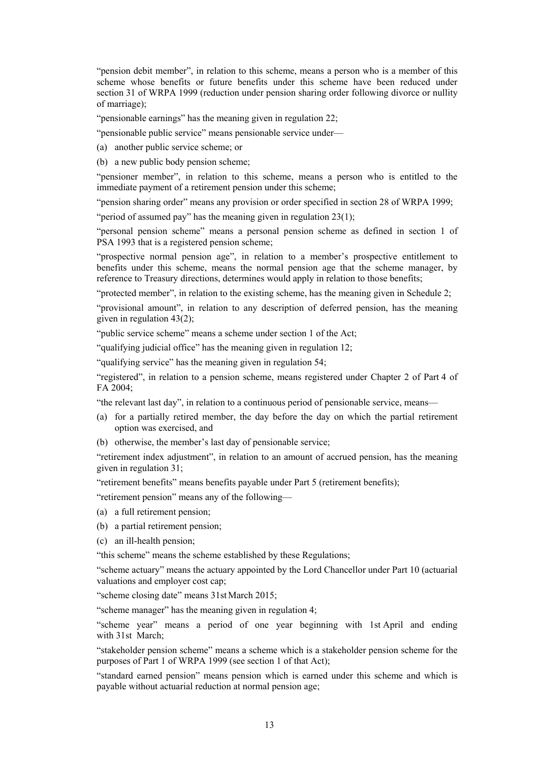"pension debit member", in relation to this scheme, means a person who is a member of this scheme whose benefits or future benefits under this scheme have been reduced under section 31 of WRPA 1999 (reduction under pension sharing order following divorce or nullity of marriage);

"pensionable earnings" has the meaning given in regulation 22;

"pensionable public service" means pensionable service under—

(a) another public service scheme; or

(b) a new public body pension scheme;

"pensioner member", in relation to this scheme, means a person who is entitled to the immediate payment of a retirement pension under this scheme;

"pension sharing order" means any provision or order specified in section 28 of WRPA 1999;

"period of assumed pay" has the meaning given in regulation 23(1);

"personal pension scheme" means a personal pension scheme as defined in section 1 of PSA 1993 that is a registered pension scheme;

"prospective normal pension age", in relation to a member's prospective entitlement to benefits under this scheme, means the normal pension age that the scheme manager, by reference to Treasury directions, determines would apply in relation to those benefits;

"protected member", in relation to the existing scheme, has the meaning given in Schedule 2;

"provisional amount", in relation to any description of deferred pension, has the meaning given in regulation 43(2);

"public service scheme" means a scheme under section 1 of the Act;

"qualifying judicial office" has the meaning given in regulation 12;

"qualifying service" has the meaning given in regulation 54;

"registered", in relation to a pension scheme, means registered under Chapter 2 of Part 4 of FA 2004;

"the relevant last day", in relation to a continuous period of pensionable service, means—

(a) for a partially retired member, the day before the day on which the partial retirement option was exercised, and

(b) otherwise, the member's last day of pensionable service;

"retirement index adjustment", in relation to an amount of accrued pension, has the meaning given in regulation 31;

"retirement benefits" means benefits payable under Part 5 (retirement benefits);

"retirement pension" means any of the following—

(a) a full retirement pension;

(b) a partial retirement pension;

(c) an ill-health pension;

"this scheme" means the scheme established by these Regulations;

"scheme actuary" means the actuary appointed by the Lord Chancellor under Part 10 (actuarial valuations and employer cost cap;

"scheme closing date" means 31st March 2015;

"scheme manager" has the meaning given in regulation 4;

"scheme year" means a period of one year beginning with 1st April and ending with 31st March;

"stakeholder pension scheme" means a scheme which is a stakeholder pension scheme for the purposes of Part 1 of WRPA 1999 (see section 1 of that Act);

"standard earned pension" means pension which is earned under this scheme and which is payable without actuarial reduction at normal pension age;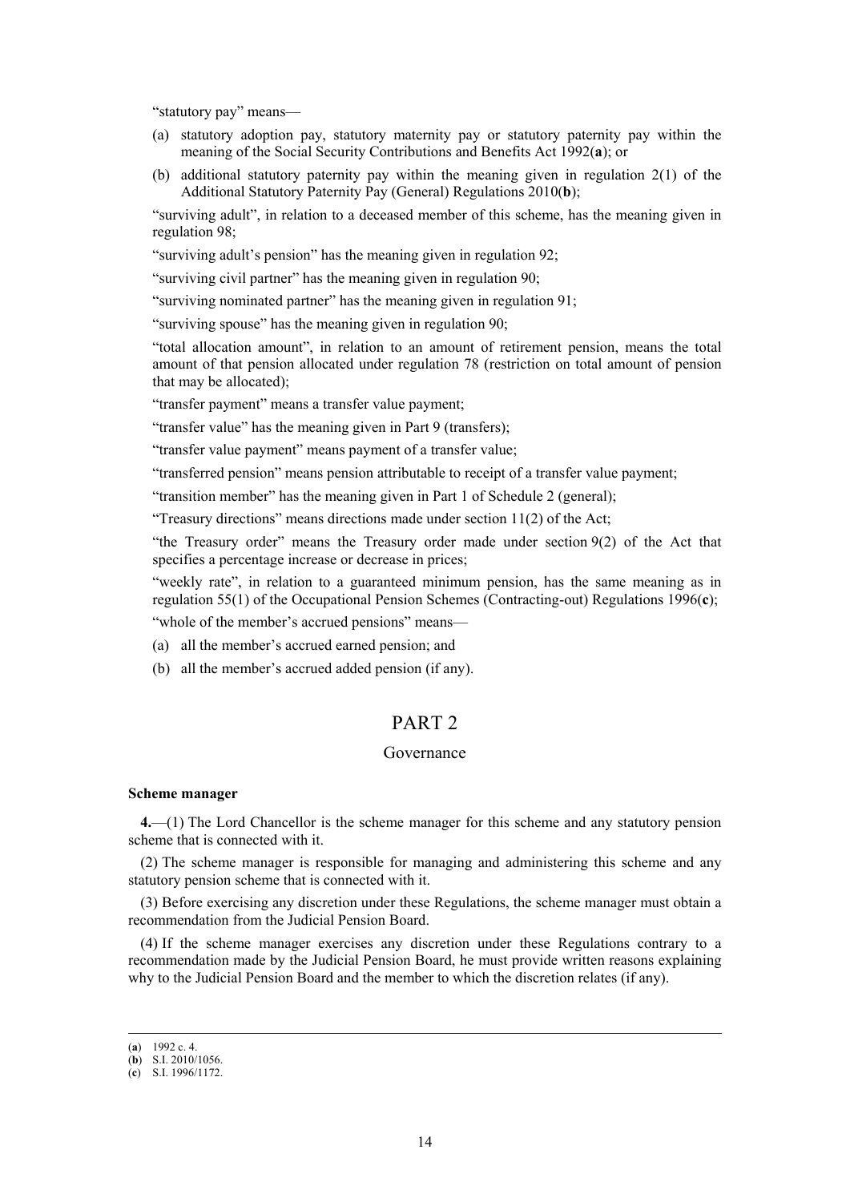"statutory pay" means—

(a) statutory adoption pay, statutory maternity pay or statutory paternity pay within the meaning of the Social Security Contributions and Benefits Act 1992(**a**); or

(b) additional statutory paternity pay within the meaning given in regulation 2(1) of the Additional Statutory Paternity Pay (General) Regulations 2010(**b**);

"surviving adult", in relation to a deceased member of this scheme, has the meaning given in regulation 98;

"surviving adult's pension" has the meaning given in regulation 92;

"surviving civil partner" has the meaning given in regulation 90;

"surviving nominated partner" has the meaning given in regulation 91;

"surviving spouse" has the meaning given in regulation 90;

"total allocation amount", in relation to an amount of retirement pension, means the total amount of that pension allocated under regulation 78 (restriction on total amount of pension that may be allocated);

"transfer payment" means a transfer value payment;

"transfer value" has the meaning given in Part 9 (transfers);

"transfer value payment" means payment of a transfer value;

"transferred pension" means pension attributable to receipt of a transfer value payment;

"transition member" has the meaning given in Part 1 of Schedule 2 (general);

"Treasury directions" means directions made under section 11(2) of the Act;

"the Treasury order" means the Treasury order made under section 9(2) of the Act that specifies a percentage increase or decrease in prices;

"weekly rate", in relation to a guaranteed minimum pension, has the same meaning as in regulation 55(1) of the Occupational Pension Schemes (Contracting-out) Regulations 1996(**c**);

"whole of the member's accrued pensions" means—

(a) all the member's accrued earned pension; and

(b) all the member's accrued added pension (if any).

# PART 2

## Governance

**Scheme manager**

**4.**—(1) The Lord Chancellor is the scheme manager for this scheme and any statutory pension scheme that is connected with it.

(2) The scheme manager is responsible for managing and administering this scheme and any statutory pension scheme that is connected with it.

(3) Before exercising any discretion under these Regulations, the scheme manager must obtain a recommendation from the Judicial Pension Board.

(4) If the scheme manager exercises any discretion under these Regulations contrary to a recommendation made by the Judicial Pension Board, he must provide written reasons explaining why to the Judicial Pension Board and the member to which the discretion relates (if any).

(**a**) 1992 c. 4.
(**b**) S.I. 2010/1056.
(**c**) S.I. 1996/1172.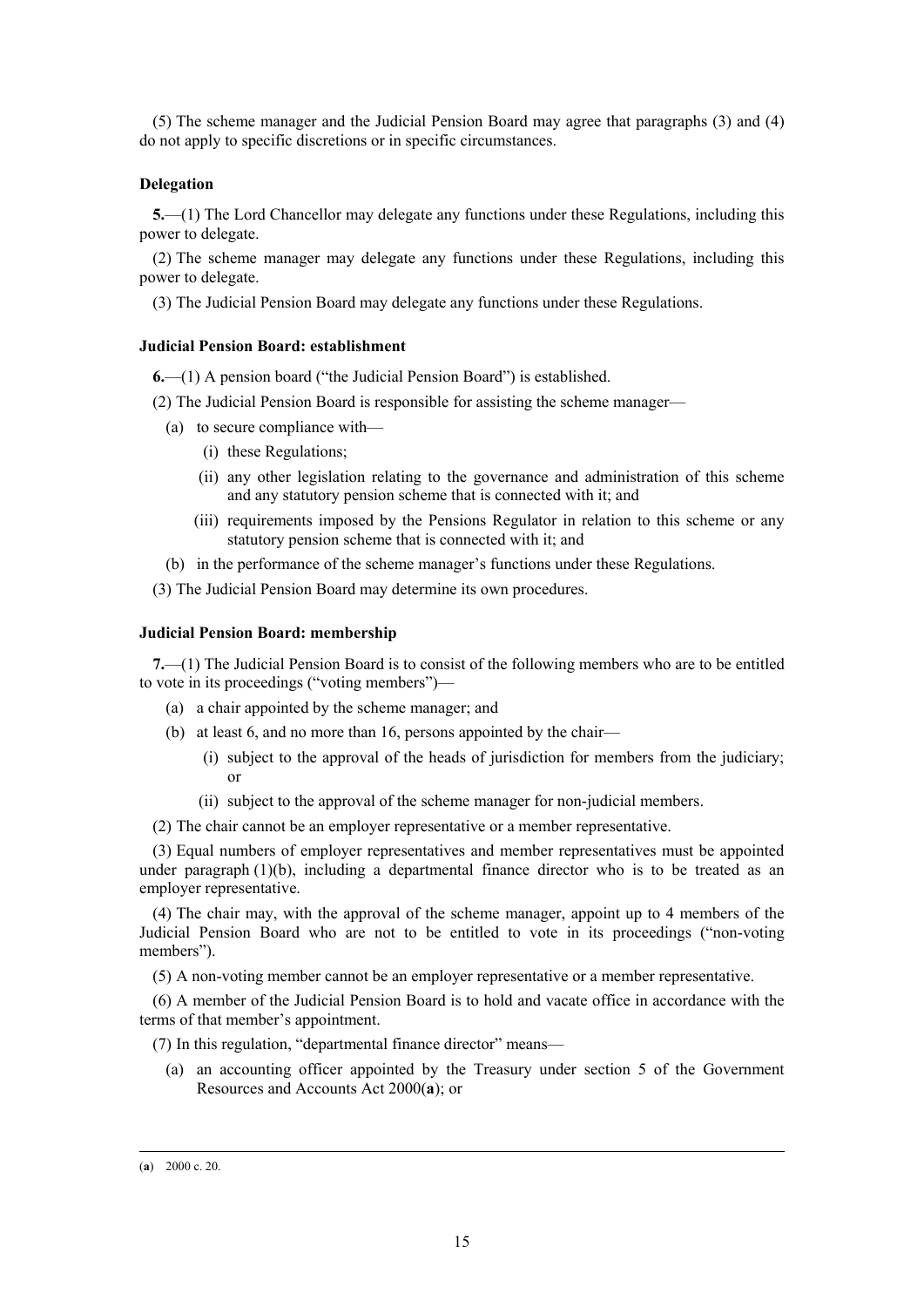(5) The scheme manager and the Judicial Pension Board may agree that paragraphs (3) and (4) do not apply to specific discretions or in specific circumstances.

**Delegation**

**5.**—(1) The Lord Chancellor may delegate any functions under these Regulations, including this power to delegate.

(2) The scheme manager may delegate any functions under these Regulations, including this power to delegate.

(3) The Judicial Pension Board may delegate any functions under these Regulations.

**Judicial Pension Board: establishment**

**6.**—(1) A pension board ("the Judicial Pension Board") is established.

(2) The Judicial Pension Board is responsible for assisting the scheme manager—

(a) to secure compliance with—

(i) these Regulations;

(ii) any other legislation relating to the governance and administration of this scheme and any statutory pension scheme that is connected with it; and

(iii) requirements imposed by the Pensions Regulator in relation to this scheme or any statutory pension scheme that is connected with it; and

(b) in the performance of the scheme manager's functions under these Regulations.

(3) The Judicial Pension Board may determine its own procedures.

**Judicial Pension Board: membership**

**7.**—(1) The Judicial Pension Board is to consist of the following members who are to be entitled to vote in its proceedings ("voting members")—

(a) a chair appointed by the scheme manager; and

(b) at least 6, and no more than 16, persons appointed by the chair—

(i) subject to the approval of the heads of jurisdiction for members from the judiciary; or

(ii) subject to the approval of the scheme manager for non-judicial members.

(2) The chair cannot be an employer representative or a member representative.

(3) Equal numbers of employer representatives and member representatives must be appointed under paragraph (1)(b), including a departmental finance director who is to be treated as an employer representative.

(4) The chair may, with the approval of the scheme manager, appoint up to 4 members of the Judicial Pension Board who are not to be entitled to vote in its proceedings ("non-voting members").

(5) A non-voting member cannot be an employer representative or a member representative.

(6) A member of the Judicial Pension Board is to hold and vacate office in accordance with the terms of that member's appointment.

(7) In this regulation, "departmental finance director" means—

(a) an accounting officer appointed by the Treasury under section 5 of the Government Resources and Accounts Act 2000(**a**); or

---

(**a**) 2000 c. 20.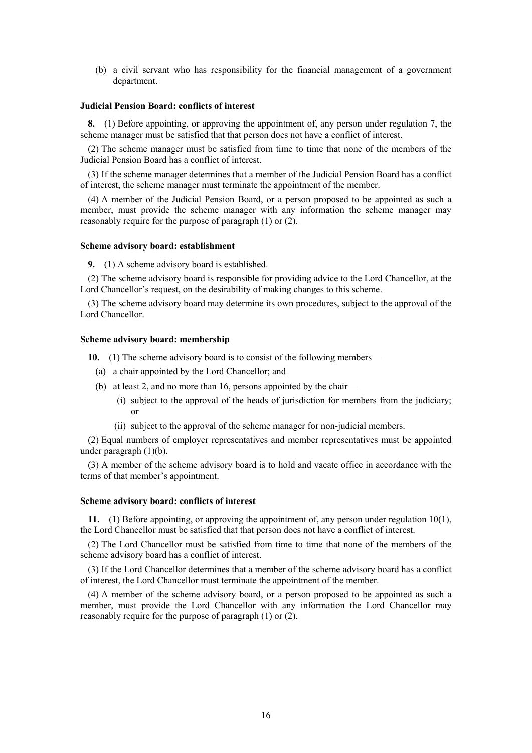(b) a civil servant who has responsibility for the financial management of a government department.

**Judicial Pension Board: conflicts of interest**

**8.**—(1) Before appointing, or approving the appointment of, any person under regulation 7, the scheme manager must be satisfied that that person does not have a conflict of interest.

(2) The scheme manager must be satisfied from time to time that none of the members of the Judicial Pension Board has a conflict of interest.

(3) If the scheme manager determines that a member of the Judicial Pension Board has a conflict of interest, the scheme manager must terminate the appointment of the member.

(4) A member of the Judicial Pension Board, or a person proposed to be appointed as such a member, must provide the scheme manager with any information the scheme manager may reasonably require for the purpose of paragraph (1) or (2).

**Scheme advisory board: establishment**

**9.**—(1) A scheme advisory board is established.

(2) The scheme advisory board is responsible for providing advice to the Lord Chancellor, at the Lord Chancellor's request, on the desirability of making changes to this scheme.

(3) The scheme advisory board may determine its own procedures, subject to the approval of the Lord Chancellor.

**Scheme advisory board: membership**

**10.**—(1) The scheme advisory board is to consist of the following members—

(a) a chair appointed by the Lord Chancellor; and

(b) at least 2, and no more than 16, persons appointed by the chair—

(i) subject to the approval of the heads of jurisdiction for members from the judiciary; or

(ii) subject to the approval of the scheme manager for non-judicial members.

(2) Equal numbers of employer representatives and member representatives must be appointed under paragraph (1)(b).

(3) A member of the scheme advisory board is to hold and vacate office in accordance with the terms of that member's appointment.

**Scheme advisory board: conflicts of interest**

**11.**—(1) Before appointing, or approving the appointment of, any person under regulation 10(1), the Lord Chancellor must be satisfied that that person does not have a conflict of interest.

(2) The Lord Chancellor must be satisfied from time to time that none of the members of the scheme advisory board has a conflict of interest.

(3) If the Lord Chancellor determines that a member of the scheme advisory board has a conflict of interest, the Lord Chancellor must terminate the appointment of the member.

(4) A member of the scheme advisory board, or a person proposed to be appointed as such a member, must provide the Lord Chancellor with any information the Lord Chancellor may reasonably require for the purpose of paragraph (1) or (2).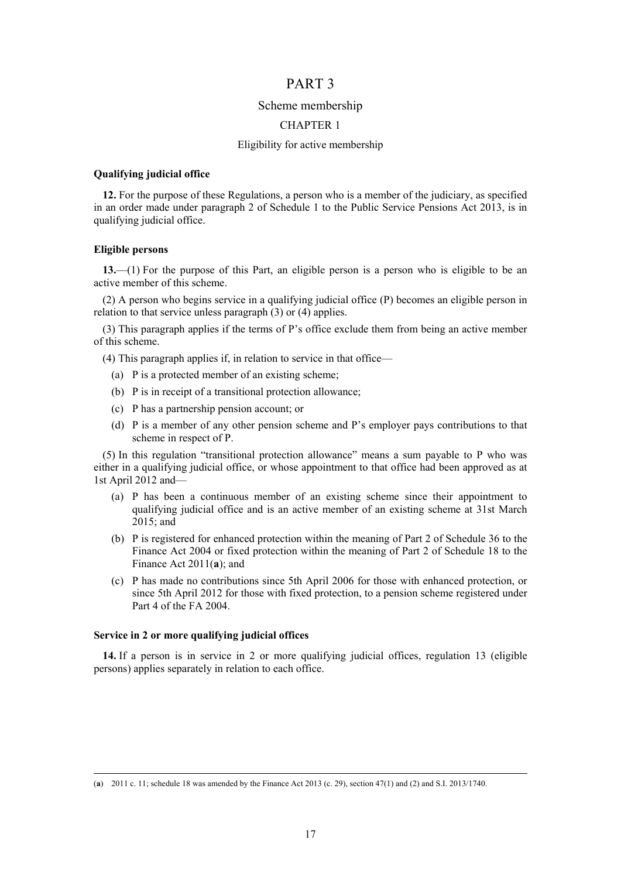# PART 3

## Scheme membership

### CHAPTER 1

#### Eligibility for active membership

**Qualifying judicial office**

**12.** For the purpose of these Regulations, a person who is a member of the judiciary, as specified in an order made under paragraph 2 of Schedule 1 to the Public Service Pensions Act 2013, is in qualifying judicial office.

**Eligible persons**

**13.**—(1) For the purpose of this Part, an eligible person is a person who is eligible to be an active member of this scheme.

(2) A person who begins service in a qualifying judicial office (P) becomes an eligible person in relation to that service unless paragraph (3) or (4) applies.

(3) This paragraph applies if the terms of P's office exclude them from being an active member of this scheme.

(4) This paragraph applies if, in relation to service in that office—

- (a) P is a protected member of an existing scheme;
- (b) P is in receipt of a transitional protection allowance;
- (c) P has a partnership pension account; or
- (d) P is a member of any other pension scheme and P's employer pays contributions to that scheme in respect of P.

(5) In this regulation "transitional protection allowance" means a sum payable to P who was either in a qualifying judicial office, or whose appointment to that office had been approved as at 1st April 2012 and—

- (a) P has been a continuous member of an existing scheme since their appointment to qualifying judicial office and is an active member of an existing scheme at 31st March 2015; and
- (b) P is registered for enhanced protection within the meaning of Part 2 of Schedule 36 to the Finance Act 2004 or fixed protection within the meaning of Part 2 of Schedule 18 to the Finance Act 2011(**a**); and
- (c) P has made no contributions since 5th April 2006 for those with enhanced protection, or since 5th April 2012 for those with fixed protection, to a pension scheme registered under Part 4 of the FA 2004.

**Service in 2 or more qualifying judicial offices**

**14.** If a person is in service in 2 or more qualifying judicial offices, regulation 13 (eligible persons) applies separately in relation to each office.

---

(**a**) 2011 c. 11; schedule 18 was amended by the Finance Act 2013 (c. 29), section 47(1) and (2) and S.I. 2013/1740.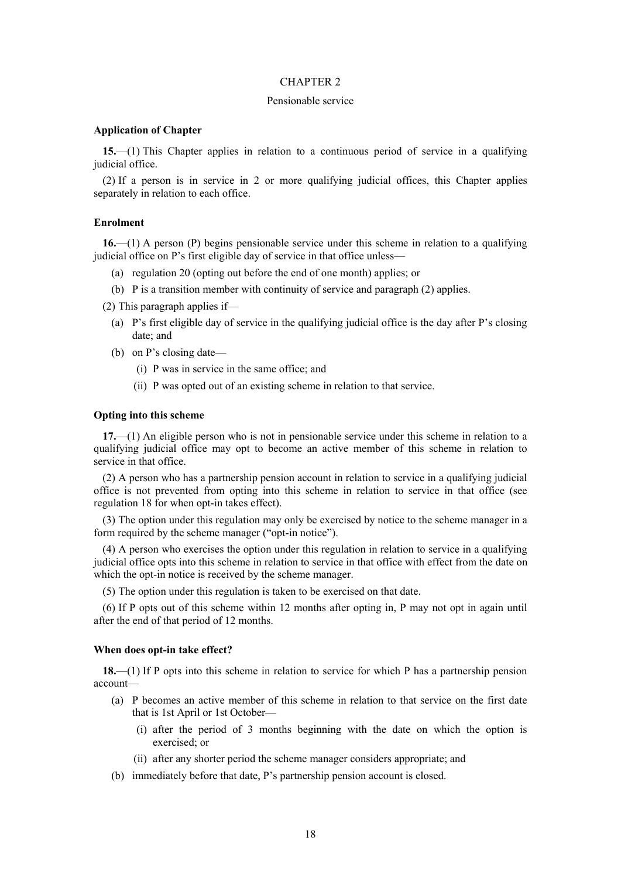## CHAPTER 2

### Pensionable service

**Application of Chapter**

**15.**—(1) This Chapter applies in relation to a continuous period of service in a qualifying judicial office.

(2) If a person is in service in 2 or more qualifying judicial offices, this Chapter applies separately in relation to each office.

**Enrolment**

**16.**—(1) A person (P) begins pensionable service under this scheme in relation to a qualifying judicial office on P's first eligible day of service in that office unless—

- (a) regulation 20 (opting out before the end of one month) applies; or
- (b) P is a transition member with continuity of service and paragraph (2) applies.

(2) This paragraph applies if—

- (a) P's first eligible day of service in the qualifying judicial office is the day after P's closing date; and
- (b) on P's closing date—
  - (i) P was in service in the same office; and
  - (ii) P was opted out of an existing scheme in relation to that service.

**Opting into this scheme**

**17.**—(1) An eligible person who is not in pensionable service under this scheme in relation to a qualifying judicial office may opt to become an active member of this scheme in relation to service in that office.

(2) A person who has a partnership pension account in relation to service in a qualifying judicial office is not prevented from opting into this scheme in relation to service in that office (see regulation 18 for when opt-in takes effect).

(3) The option under this regulation may only be exercised by notice to the scheme manager in a form required by the scheme manager ("opt-in notice").

(4) A person who exercises the option under this regulation in relation to service in a qualifying judicial office opts into this scheme in relation to service in that office with effect from the date on which the opt-in notice is received by the scheme manager.

(5) The option under this regulation is taken to be exercised on that date.

(6) If P opts out of this scheme within 12 months after opting in, P may not opt in again until after the end of that period of 12 months.

**When does opt-in take effect?**

**18.**—(1) If P opts into this scheme in relation to service for which P has a partnership pension account—

- (a) P becomes an active member of this scheme in relation to that service on the first date that is 1st April or 1st October—
  - (i) after the period of 3 months beginning with the date on which the option is exercised; or
  - (ii) after any shorter period the scheme manager considers appropriate; and
- (b) immediately before that date, P's partnership pension account is closed.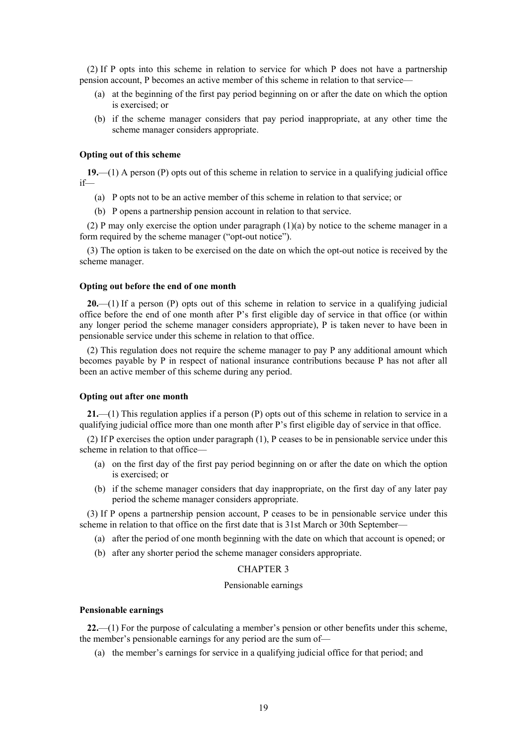(2) If P opts into this scheme in relation to service for which P does not have a partnership pension account, P becomes an active member of this scheme in relation to that service—

(a) at the beginning of the first pay period beginning on or after the date on which the option is exercised; or

(b) if the scheme manager considers that pay period inappropriate, at any other time the scheme manager considers appropriate.

**Opting out of this scheme**

**19.**—(1) A person (P) opts out of this scheme in relation to service in a qualifying judicial office if—

(a) P opts not to be an active member of this scheme in relation to that service; or

(b) P opens a partnership pension account in relation to that service.

(2) P may only exercise the option under paragraph (1)(a) by notice to the scheme manager in a form required by the scheme manager ("opt-out notice").

(3) The option is taken to be exercised on the date on which the opt-out notice is received by the scheme manager.

**Opting out before the end of one month**

**20.**—(1) If a person (P) opts out of this scheme in relation to service in a qualifying judicial office before the end of one month after P's first eligible day of service in that office (or within any longer period the scheme manager considers appropriate), P is taken never to have been in pensionable service under this scheme in relation to that office.

(2) This regulation does not require the scheme manager to pay P any additional amount which becomes payable by P in respect of national insurance contributions because P has not after all been an active member of this scheme during any period.

**Opting out after one month**

**21.**—(1) This regulation applies if a person (P) opts out of this scheme in relation to service in a qualifying judicial office more than one month after P's first eligible day of service in that office.

(2) If P exercises the option under paragraph (1), P ceases to be in pensionable service under this scheme in relation to that office—

(a) on the first day of the first pay period beginning on or after the date on which the option is exercised; or

(b) if the scheme manager considers that day inappropriate, on the first day of any later pay period the scheme manager considers appropriate.

(3) If P opens a partnership pension account, P ceases to be in pensionable service under this scheme in relation to that office on the first date that is 31st March or 30th September—

(a) after the period of one month beginning with the date on which that account is opened; or

(b) after any shorter period the scheme manager considers appropriate.

CHAPTER 3

Pensionable earnings

**Pensionable earnings**

**22.**—(1) For the purpose of calculating a member's pension or other benefits under this scheme, the member's pensionable earnings for any period are the sum of—

(a) the member's earnings for service in a qualifying judicial office for that period; and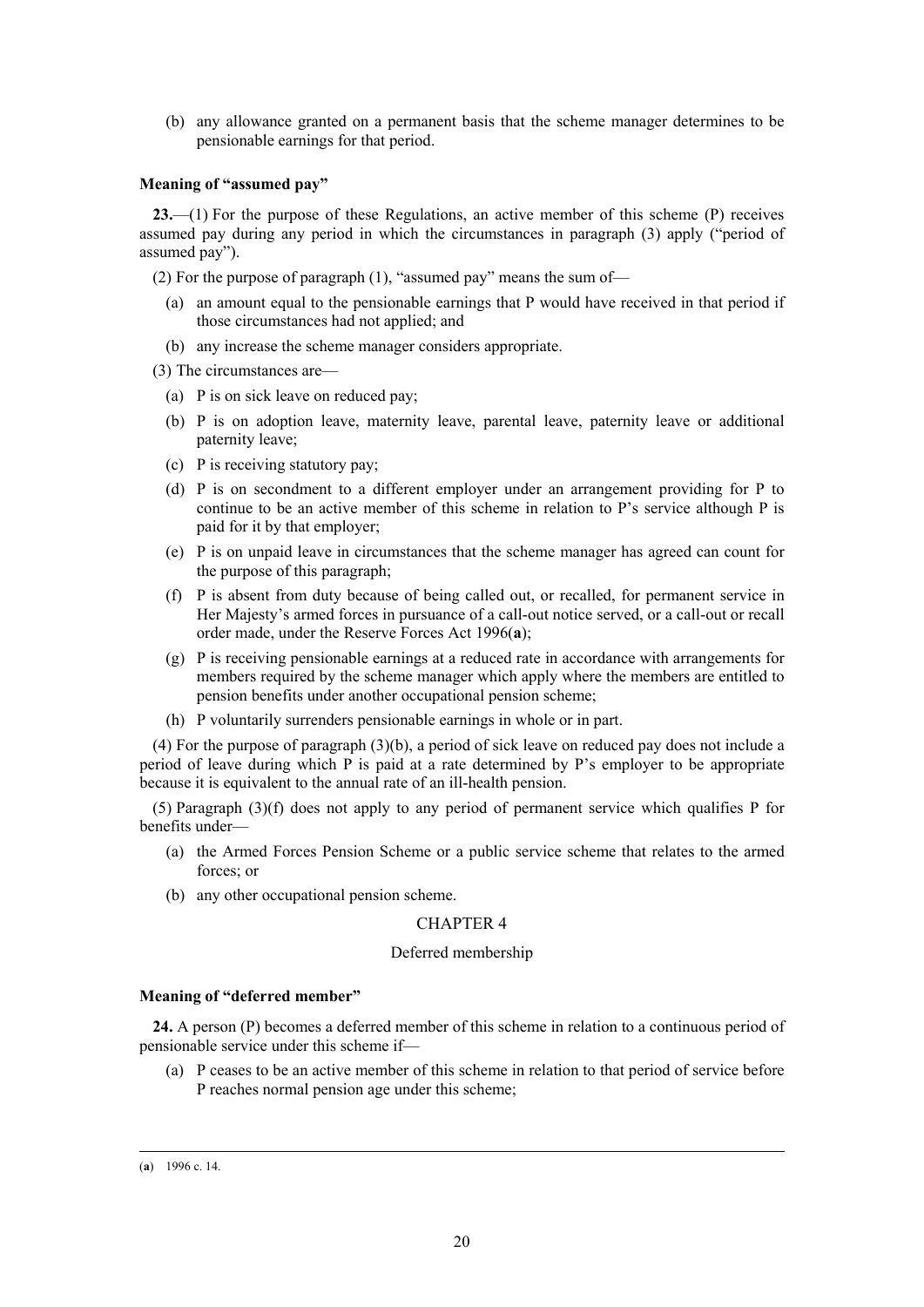(b) any allowance granted on a permanent basis that the scheme manager determines to be pensionable earnings for that period.

**Meaning of "assumed pay"**

**23.**—(1) For the purpose of these Regulations, an active member of this scheme (P) receives assumed pay during any period in which the circumstances in paragraph (3) apply ("period of assumed pay").

(2) For the purpose of paragraph (1), "assumed pay" means the sum of—

(a) an amount equal to the pensionable earnings that P would have received in that period if those circumstances had not applied; and

(b) any increase the scheme manager considers appropriate.

(3) The circumstances are—

(a) P is on sick leave on reduced pay;

(b) P is on adoption leave, maternity leave, parental leave, paternity leave or additional paternity leave;

(c) P is receiving statutory pay;

(d) P is on secondment to a different employer under an arrangement providing for P to continue to be an active member of this scheme in relation to P's service although P is paid for it by that employer;

(e) P is on unpaid leave in circumstances that the scheme manager has agreed can count for the purpose of this paragraph;

(f) P is absent from duty because of being called out, or recalled, for permanent service in Her Majesty's armed forces in pursuance of a call-out notice served, or a call-out or recall order made, under the Reserve Forces Act 1996([a]);

(g) P is receiving pensionable earnings at a reduced rate in accordance with arrangements for members required by the scheme manager which apply where the members are entitled to pension benefits under another occupational pension scheme;

(h) P voluntarily surrenders pensionable earnings in whole or in part.

(4) For the purpose of paragraph (3)(b), a period of sick leave on reduced pay does not include a period of leave during which P is paid at a rate determined by P's employer to be appropriate because it is equivalent to the annual rate of an ill-health pension.

(5) Paragraph (3)(f) does not apply to any period of permanent service which qualifies P for benefits under—

(a) the Armed Forces Pension Scheme or a public service scheme that relates to the armed forces; or

(b) any other occupational pension scheme.

## CHAPTER 4

### Deferred membership

**Meaning of "deferred member"**

**24.** A person (P) becomes a deferred member of this scheme in relation to a continuous period of pensionable service under this scheme if—

(a) P ceases to be an active member of this scheme in relation to that period of service before P reaches normal pension age under this scheme;

---

([a]) 1996 c. 14.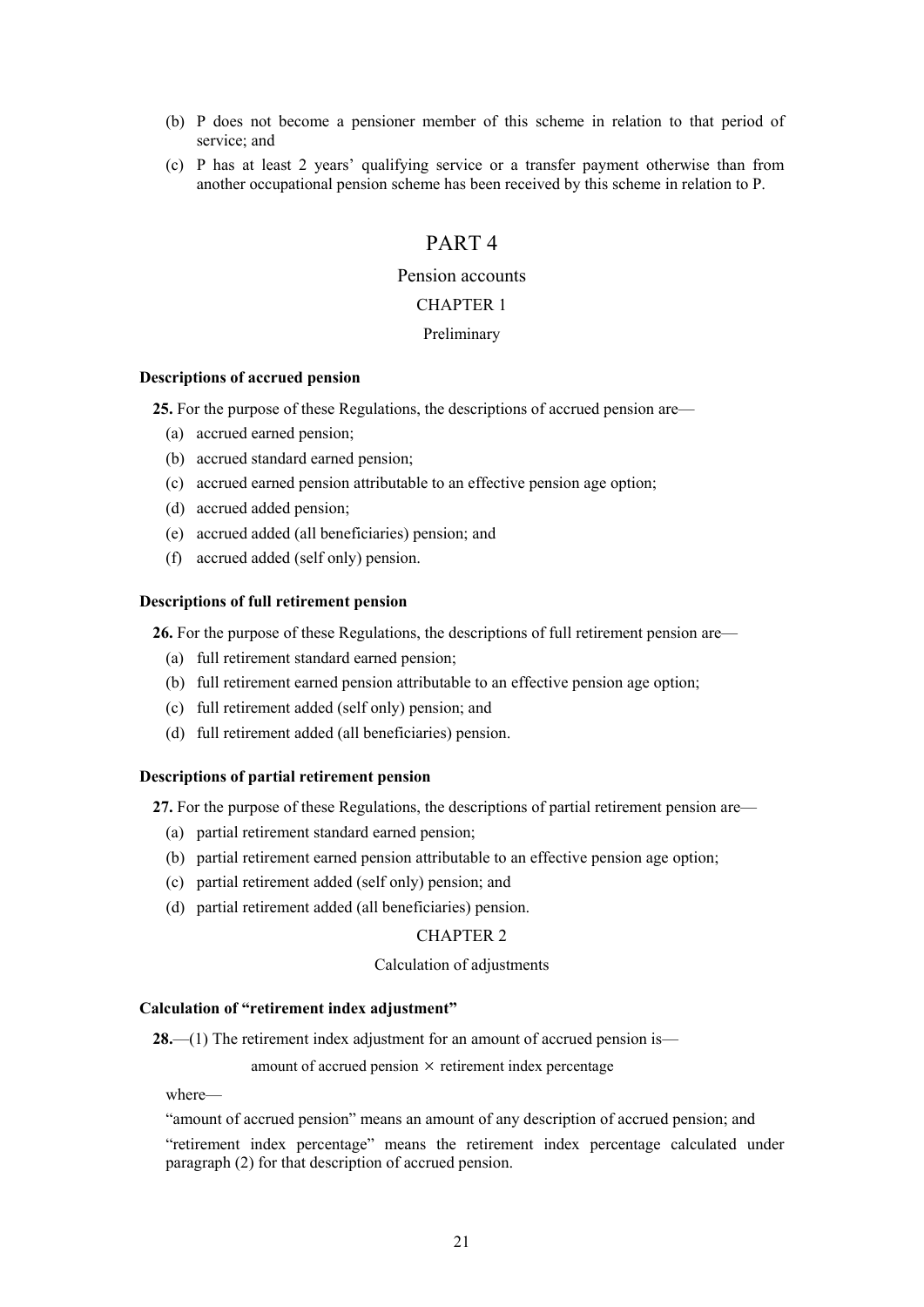(b) P does not become a pensioner member of this scheme in relation to that period of service; and

(c) P has at least 2 years' qualifying service or a transfer payment otherwise than from another occupational pension scheme has been received by this scheme in relation to P.

# PART 4

## Pension accounts

## CHAPTER 1

### Preliminary

**Descriptions of accrued pension**

**25.** For the purpose of these Regulations, the descriptions of accrued pension are—

(a) accrued earned pension;

(b) accrued standard earned pension;

(c) accrued earned pension attributable to an effective pension age option;

(d) accrued added pension;

(e) accrued added (all beneficiaries) pension; and

(f) accrued added (self only) pension.

**Descriptions of full retirement pension**

**26.** For the purpose of these Regulations, the descriptions of full retirement pension are—

(a) full retirement standard earned pension;

(b) full retirement earned pension attributable to an effective pension age option;

(c) full retirement added (self only) pension; and

(d) full retirement added (all beneficiaries) pension.

**Descriptions of partial retirement pension**

**27.** For the purpose of these Regulations, the descriptions of partial retirement pension are—

(a) partial retirement standard earned pension;

(b) partial retirement earned pension attributable to an effective pension age option;

(c) partial retirement added (self only) pension; and

(d) partial retirement added (all beneficiaries) pension.

## CHAPTER 2

### Calculation of adjustments

**Calculation of "retirement index adjustment"**

**28.**—(1) The retirement index adjustment for an amount of accrued pension is—

$$\text{amount of accrued pension} \times \text{retirement index percentage}$$

where—

"amount of accrued pension" means an amount of any description of accrued pension; and

"retirement index percentage" means the retirement index percentage calculated under paragraph (2) for that description of accrued pension.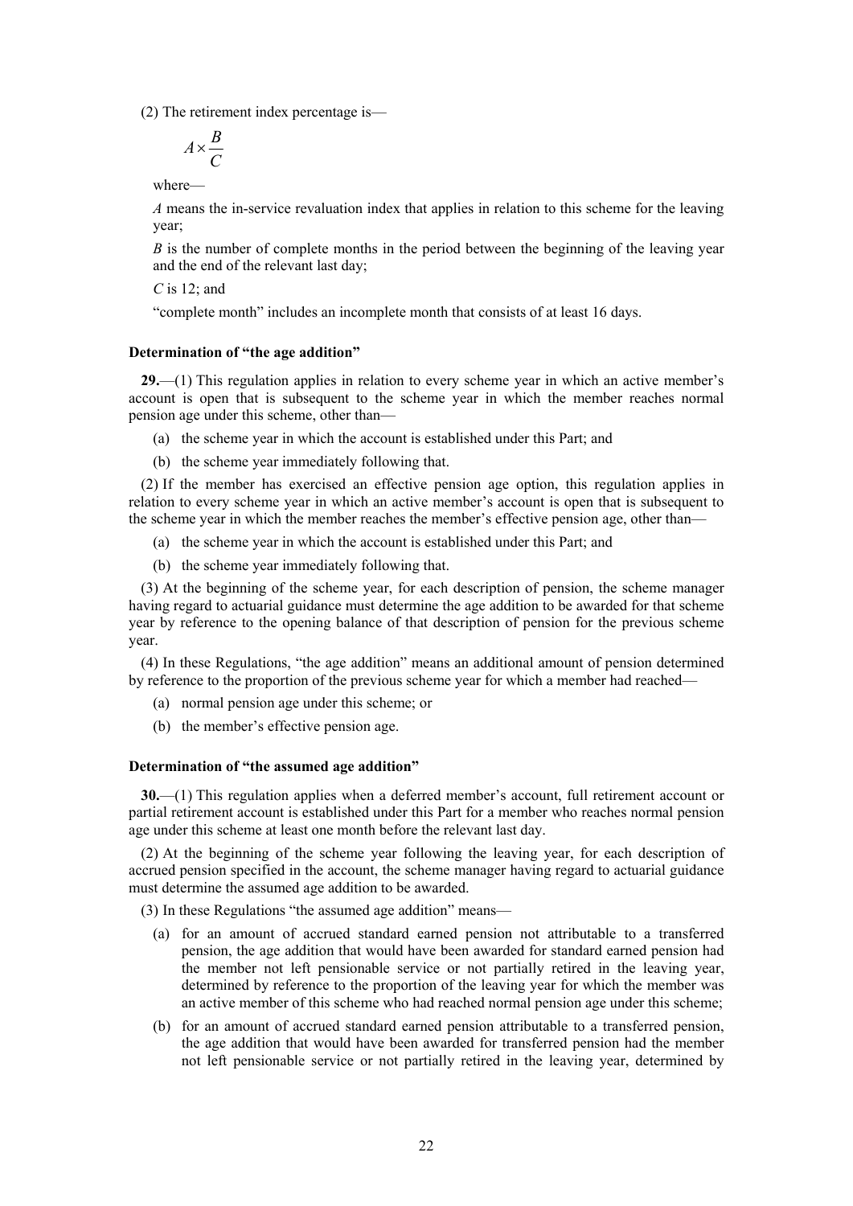(2) The retirement index percentage is—

$$A \times \frac{B}{C}$$

where—

*A* means the in-service revaluation index that applies in relation to this scheme for the leaving year;

*B* is the number of complete months in the period between the beginning of the leaving year and the end of the relevant last day;

*C* is 12; and

"complete month" includes an incomplete month that consists of at least 16 days.

### Determination of "the age addition"

**29.**—(1) This regulation applies in relation to every scheme year in which an active member's account is open that is subsequent to the scheme year in which the member reaches normal pension age under this scheme, other than—

(a) the scheme year in which the account is established under this Part; and

(b) the scheme year immediately following that.

(2) If the member has exercised an effective pension age option, this regulation applies in relation to every scheme year in which an active member's account is open that is subsequent to the scheme year in which the member reaches the member's effective pension age, other than—

(a) the scheme year in which the account is established under this Part; and

(b) the scheme year immediately following that.

(3) At the beginning of the scheme year, for each description of pension, the scheme manager having regard to actuarial guidance must determine the age addition to be awarded for that scheme year by reference to the opening balance of that description of pension for the previous scheme year.

(4) In these Regulations, "the age addition" means an additional amount of pension determined by reference to the proportion of the previous scheme year for which a member had reached—

(a) normal pension age under this scheme; or

(b) the member's effective pension age.

### Determination of "the assumed age addition"

**30.**—(1) This regulation applies when a deferred member's account, full retirement account or partial retirement account is established under this Part for a member who reaches normal pension age under this scheme at least one month before the relevant last day.

(2) At the beginning of the scheme year following the leaving year, for each description of accrued pension specified in the account, the scheme manager having regard to actuarial guidance must determine the assumed age addition to be awarded.

(3) In these Regulations "the assumed age addition" means—

(a) for an amount of accrued standard earned pension not attributable to a transferred pension, the age addition that would have been awarded for standard earned pension had the member not left pensionable service or not partially retired in the leaving year, determined by reference to the proportion of the leaving year for which the member was an active member of this scheme who had reached normal pension age under this scheme;

(b) for an amount of accrued standard earned pension attributable to a transferred pension, the age addition that would have been awarded for transferred pension had the member not left pensionable service or not partially retired in the leaving year, determined by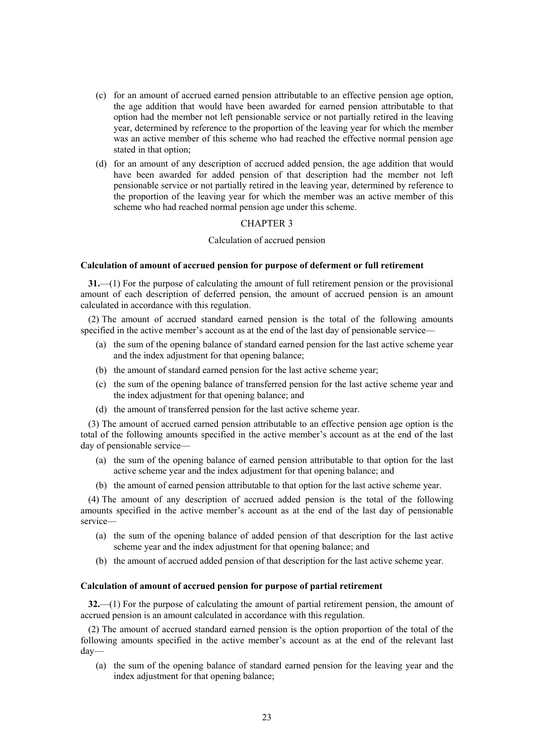(c) for an amount of accrued earned pension attributable to an effective pension age option, the age addition that would have been awarded for earned pension attributable to that option had the member not left pensionable service or not partially retired in the leaving year, determined by reference to the proportion of the leaving year for which the member was an active member of this scheme who had reached the effective normal pension age stated in that option;

(d) for an amount of any description of accrued added pension, the age addition that would have been awarded for added pension of that description had the member not left pensionable service or not partially retired in the leaving year, determined by reference to the proportion of the leaving year for which the member was an active member of this scheme who had reached normal pension age under this scheme.

## CHAPTER 3

### Calculation of accrued pension

#### Calculation of amount of accrued pension for purpose of deferment or full retirement

**31.**—(1) For the purpose of calculating the amount of full retirement pension or the provisional amount of each description of deferred pension, the amount of accrued pension is an amount calculated in accordance with this regulation.

(2) The amount of accrued standard earned pension is the total of the following amounts specified in the active member's account as at the end of the last day of pensionable service—

(a) the sum of the opening balance of standard earned pension for the last active scheme year and the index adjustment for that opening balance;

(b) the amount of standard earned pension for the last active scheme year;

(c) the sum of the opening balance of transferred pension for the last active scheme year and the index adjustment for that opening balance; and

(d) the amount of transferred pension for the last active scheme year.

(3) The amount of accrued earned pension attributable to an effective pension age option is the total of the following amounts specified in the active member's account as at the end of the last day of pensionable service—

(a) the sum of the opening balance of earned pension attributable to that option for the last active scheme year and the index adjustment for that opening balance; and

(b) the amount of earned pension attributable to that option for the last active scheme year.

(4) The amount of any description of accrued added pension is the total of the following amounts specified in the active member's account as at the end of the last day of pensionable service—

(a) the sum of the opening balance of added pension of that description for the last active scheme year and the index adjustment for that opening balance; and

(b) the amount of accrued added pension of that description for the last active scheme year.

#### Calculation of amount of accrued pension for purpose of partial retirement

**32.**—(1) For the purpose of calculating the amount of partial retirement pension, the amount of accrued pension is an amount calculated in accordance with this regulation.

(2) The amount of accrued standard earned pension is the option proportion of the total of the following amounts specified in the active member's account as at the end of the relevant last day—

(a) the sum of the opening balance of standard earned pension for the leaving year and the index adjustment for that opening balance;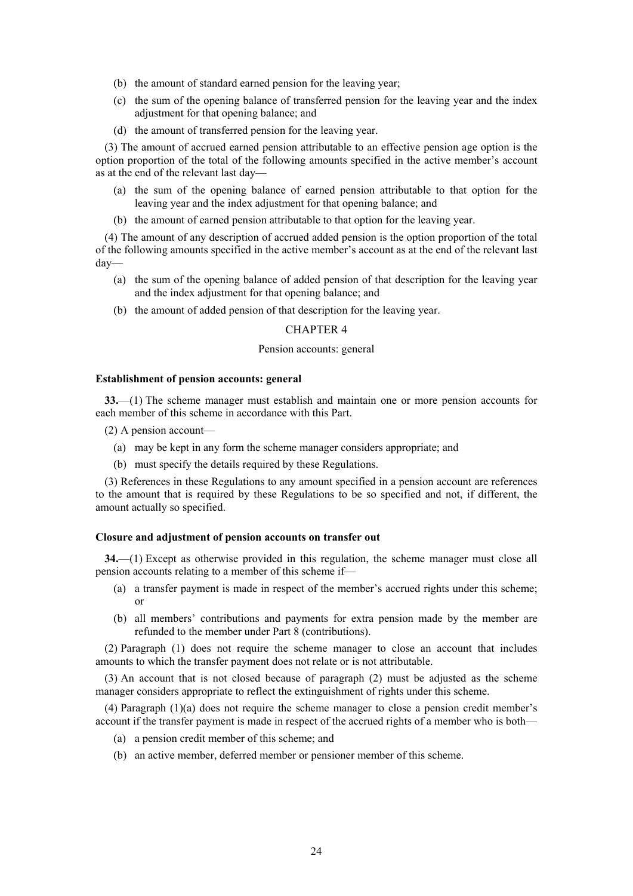(b) the amount of standard earned pension for the leaving year;

(c) the sum of the opening balance of transferred pension for the leaving year and the index adjustment for that opening balance; and

(d) the amount of transferred pension for the leaving year.

(3) The amount of accrued earned pension attributable to an effective pension age option is the option proportion of the total of the following amounts specified in the active member's account as at the end of the relevant last day—

(a) the sum of the opening balance of earned pension attributable to that option for the leaving year and the index adjustment for that opening balance; and

(b) the amount of earned pension attributable to that option for the leaving year.

(4) The amount of any description of accrued added pension is the option proportion of the total of the following amounts specified in the active member's account as at the end of the relevant last day—

(a) the sum of the opening balance of added pension of that description for the leaving year and the index adjustment for that opening balance; and

(b) the amount of added pension of that description for the leaving year.

## CHAPTER 4

### Pension accounts: general

**Establishment of pension accounts: general**

**33.**—(1) The scheme manager must establish and maintain one or more pension accounts for each member of this scheme in accordance with this Part.

(2) A pension account—

(a) may be kept in any form the scheme manager considers appropriate; and

(b) must specify the details required by these Regulations.

(3) References in these Regulations to any amount specified in a pension account are references to the amount that is required by these Regulations to be so specified and not, if different, the amount actually so specified.

**Closure and adjustment of pension accounts on transfer out**

**34.**—(1) Except as otherwise provided in this regulation, the scheme manager must close all pension accounts relating to a member of this scheme if—

(a) a transfer payment is made in respect of the member's accrued rights under this scheme; or

(b) all members' contributions and payments for extra pension made by the member are refunded to the member under Part 8 (contributions).

(2) Paragraph (1) does not require the scheme manager to close an account that includes amounts to which the transfer payment does not relate or is not attributable.

(3) An account that is not closed because of paragraph (2) must be adjusted as the scheme manager considers appropriate to reflect the extinguishment of rights under this scheme.

(4) Paragraph (1)(a) does not require the scheme manager to close a pension credit member's account if the transfer payment is made in respect of the accrued rights of a member who is both—

(a) a pension credit member of this scheme; and

(b) an active member, deferred member or pensioner member of this scheme.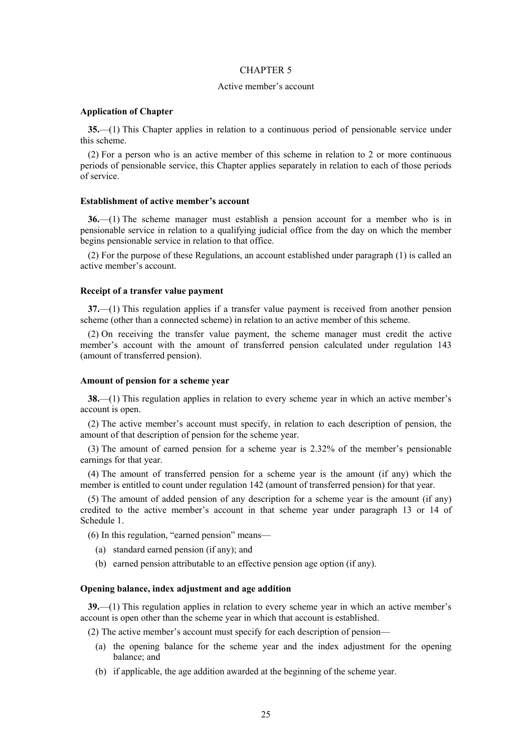## CHAPTER 5

### Active member's account

#### Application of Chapter

**35.**—(1) This Chapter applies in relation to a continuous period of pensionable service under this scheme.

(2) For a person who is an active member of this scheme in relation to 2 or more continuous periods of pensionable service, this Chapter applies separately in relation to each of those periods of service.

#### Establishment of active member's account

**36.**—(1) The scheme manager must establish a pension account for a member who is in pensionable service in relation to a qualifying judicial office from the day on which the member begins pensionable service in relation to that office.

(2) For the purpose of these Regulations, an account established under paragraph (1) is called an active member's account.

#### Receipt of a transfer value payment

**37.**—(1) This regulation applies if a transfer value payment is received from another pension scheme (other than a connected scheme) in relation to an active member of this scheme.

(2) On receiving the transfer value payment, the scheme manager must credit the active member's account with the amount of transferred pension calculated under regulation 143 (amount of transferred pension).

#### Amount of pension for a scheme year

**38.**—(1) This regulation applies in relation to every scheme year in which an active member's account is open.

(2) The active member's account must specify, in relation to each description of pension, the amount of that description of pension for the scheme year.

(3) The amount of earned pension for a scheme year is 2.32% of the member's pensionable earnings for that year.

(4) The amount of transferred pension for a scheme year is the amount (if any) which the member is entitled to count under regulation 142 (amount of transferred pension) for that year.

(5) The amount of added pension of any description for a scheme year is the amount (if any) credited to the active member's account in that scheme year under paragraph 13 or 14 of Schedule 1.

(6) In this regulation, "earned pension" means—

(a) standard earned pension (if any); and

(b) earned pension attributable to an effective pension age option (if any).

#### Opening balance, index adjustment and age addition

**39.**—(1) This regulation applies in relation to every scheme year in which an active member's account is open other than the scheme year in which that account is established.

(2) The active member's account must specify for each description of pension—

(a) the opening balance for the scheme year and the index adjustment for the opening balance; and

(b) if applicable, the age addition awarded at the beginning of the scheme year.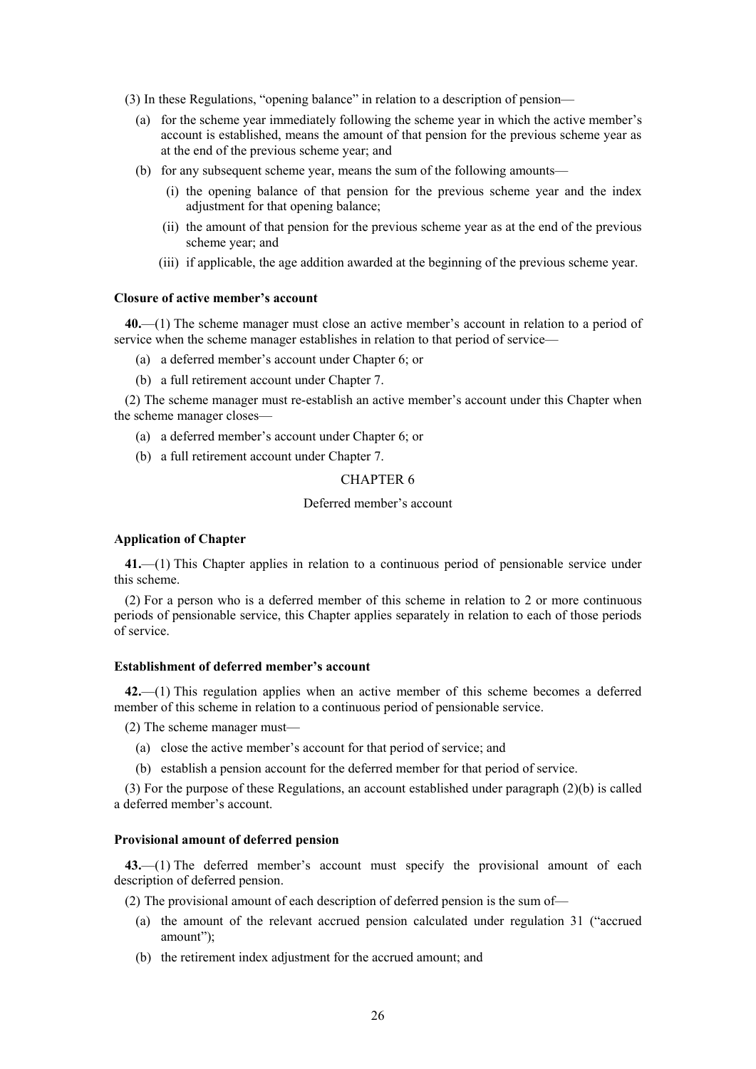(3) In these Regulations, "opening balance" in relation to a description of pension—

(a) for the scheme year immediately following the scheme year in which the active member's account is established, means the amount of that pension for the previous scheme year as at the end of the previous scheme year; and

(b) for any subsequent scheme year, means the sum of the following amounts—

(i) the opening balance of that pension for the previous scheme year and the index adjustment for that opening balance;

(ii) the amount of that pension for the previous scheme year as at the end of the previous scheme year; and

(iii) if applicable, the age addition awarded at the beginning of the previous scheme year.

**Closure of active member's account**

**40.**—(1) The scheme manager must close an active member's account in relation to a period of service when the scheme manager establishes in relation to that period of service—

(a) a deferred member's account under Chapter 6; or

(b) a full retirement account under Chapter 7.

(2) The scheme manager must re-establish an active member's account under this Chapter when the scheme manager closes—

(a) a deferred member's account under Chapter 6; or

(b) a full retirement account under Chapter 7.

## CHAPTER 6

### Deferred member's account

**Application of Chapter**

**41.**—(1) This Chapter applies in relation to a continuous period of pensionable service under this scheme.

(2) For a person who is a deferred member of this scheme in relation to 2 or more continuous periods of pensionable service, this Chapter applies separately in relation to each of those periods of service.

**Establishment of deferred member's account**

**42.**—(1) This regulation applies when an active member of this scheme becomes a deferred member of this scheme in relation to a continuous period of pensionable service.

(2) The scheme manager must—

(a) close the active member's account for that period of service; and

(b) establish a pension account for the deferred member for that period of service.

(3) For the purpose of these Regulations, an account established under paragraph (2)(b) is called a deferred member's account.

**Provisional amount of deferred pension**

**43.**—(1) The deferred member's account must specify the provisional amount of each description of deferred pension.

(2) The provisional amount of each description of deferred pension is the sum of—

(a) the amount of the relevant accrued pension calculated under regulation 31 ("accrued amount");

(b) the retirement index adjustment for the accrued amount; and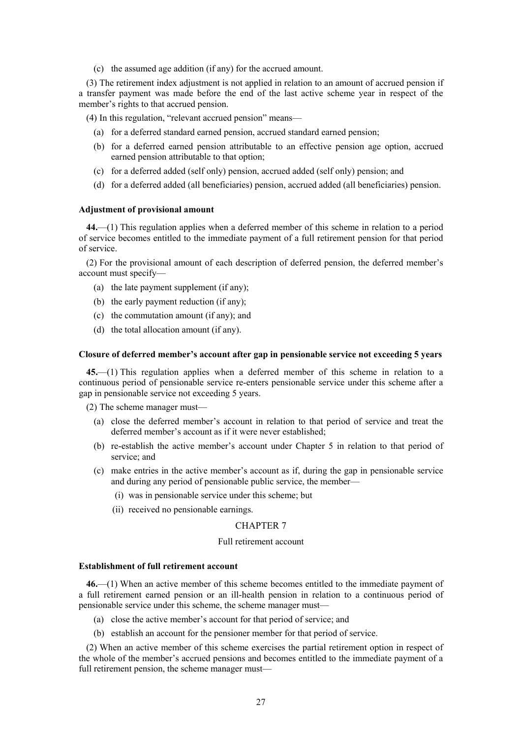(c) the assumed age addition (if any) for the accrued amount.

(3) The retirement index adjustment is not applied in relation to an amount of accrued pension if a transfer payment was made before the end of the last active scheme year in respect of the member's rights to that accrued pension.

(4) In this regulation, "relevant accrued pension" means—

(a) for a deferred standard earned pension, accrued standard earned pension;

(b) for a deferred earned pension attributable to an effective pension age option, accrued earned pension attributable to that option;

(c) for a deferred added (self only) pension, accrued added (self only) pension; and

(d) for a deferred added (all beneficiaries) pension, accrued added (all beneficiaries) pension.

**Adjustment of provisional amount**

**44.**—(1) This regulation applies when a deferred member of this scheme in relation to a period of service becomes entitled to the immediate payment of a full retirement pension for that period of service.

(2) For the provisional amount of each description of deferred pension, the deferred member's account must specify—

(a) the late payment supplement (if any);

(b) the early payment reduction (if any);

(c) the commutation amount (if any); and

(d) the total allocation amount (if any).

**Closure of deferred member's account after gap in pensionable service not exceeding 5 years**

**45.**—(1) This regulation applies when a deferred member of this scheme in relation to a continuous period of pensionable service re-enters pensionable service under this scheme after a gap in pensionable service not exceeding 5 years.

(2) The scheme manager must—

(a) close the deferred member's account in relation to that period of service and treat the deferred member's account as if it were never established;

(b) re-establish the active member's account under Chapter 5 in relation to that period of service; and

(c) make entries in the active member's account as if, during the gap in pensionable service and during any period of pensionable public service, the member—

(i) was in pensionable service under this scheme; but

(ii) received no pensionable earnings.

## CHAPTER 7

### Full retirement account

**Establishment of full retirement account**

**46.**—(1) When an active member of this scheme becomes entitled to the immediate payment of a full retirement earned pension or an ill-health pension in relation to a continuous period of pensionable service under this scheme, the scheme manager must—

(a) close the active member's account for that period of service; and

(b) establish an account for the pensioner member for that period of service.

(2) When an active member of this scheme exercises the partial retirement option in respect of the whole of the member's accrued pensions and becomes entitled to the immediate payment of a full retirement pension, the scheme manager must—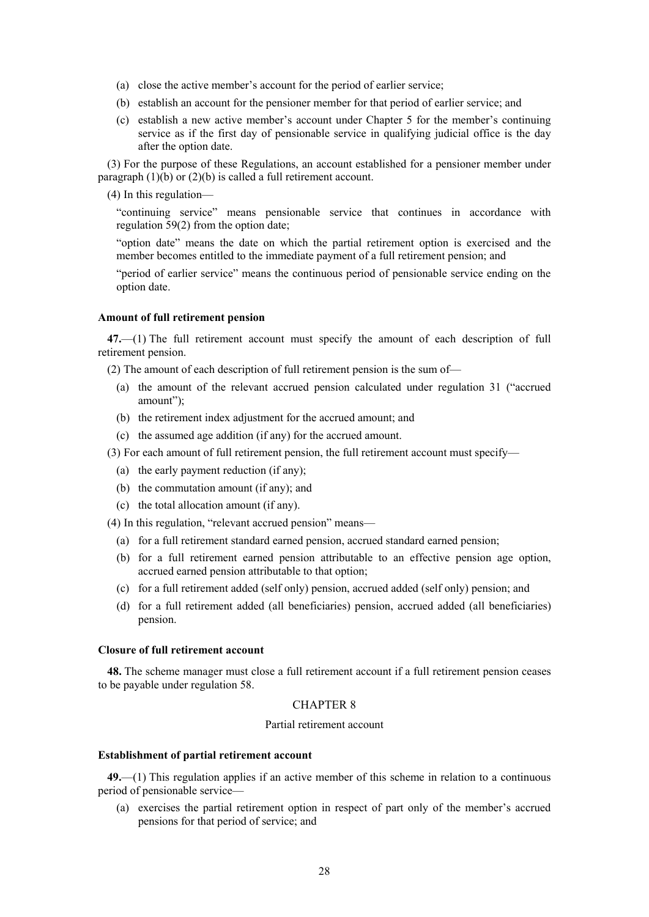(a) close the active member's account for the period of earlier service;

(b) establish an account for the pensioner member for that period of earlier service; and

(c) establish a new active member's account under Chapter 5 for the member's continuing service as if the first day of pensionable service in qualifying judicial office is the day after the option date.

(3) For the purpose of these Regulations, an account established for a pensioner member under paragraph (1)(b) or (2)(b) is called a full retirement account.

(4) In this regulation—

"continuing service" means pensionable service that continues in accordance with regulation 59(2) from the option date;

"option date" means the date on which the partial retirement option is exercised and the member becomes entitled to the immediate payment of a full retirement pension; and

"period of earlier service" means the continuous period of pensionable service ending on the option date.

**Amount of full retirement pension**

**47.**—(1) The full retirement account must specify the amount of each description of full retirement pension.

(2) The amount of each description of full retirement pension is the sum of—

(a) the amount of the relevant accrued pension calculated under regulation 31 ("accrued amount");

(b) the retirement index adjustment for the accrued amount; and

(c) the assumed age addition (if any) for the accrued amount.

(3) For each amount of full retirement pension, the full retirement account must specify—

(a) the early payment reduction (if any);

(b) the commutation amount (if any); and

(c) the total allocation amount (if any).

(4) In this regulation, "relevant accrued pension" means—

(a) for a full retirement standard earned pension, accrued standard earned pension;

(b) for a full retirement earned pension attributable to an effective pension age option, accrued earned pension attributable to that option;

(c) for a full retirement added (self only) pension, accrued added (self only) pension; and

(d) for a full retirement added (all beneficiaries) pension, accrued added (all beneficiaries) pension.

**Closure of full retirement account**

**48.** The scheme manager must close a full retirement account if a full retirement pension ceases to be payable under regulation 58.

CHAPTER 8

Partial retirement account

**Establishment of partial retirement account**

**49.**—(1) This regulation applies if an active member of this scheme in relation to a continuous period of pensionable service—

(a) exercises the partial retirement option in respect of part only of the member's accrued pensions for that period of service; and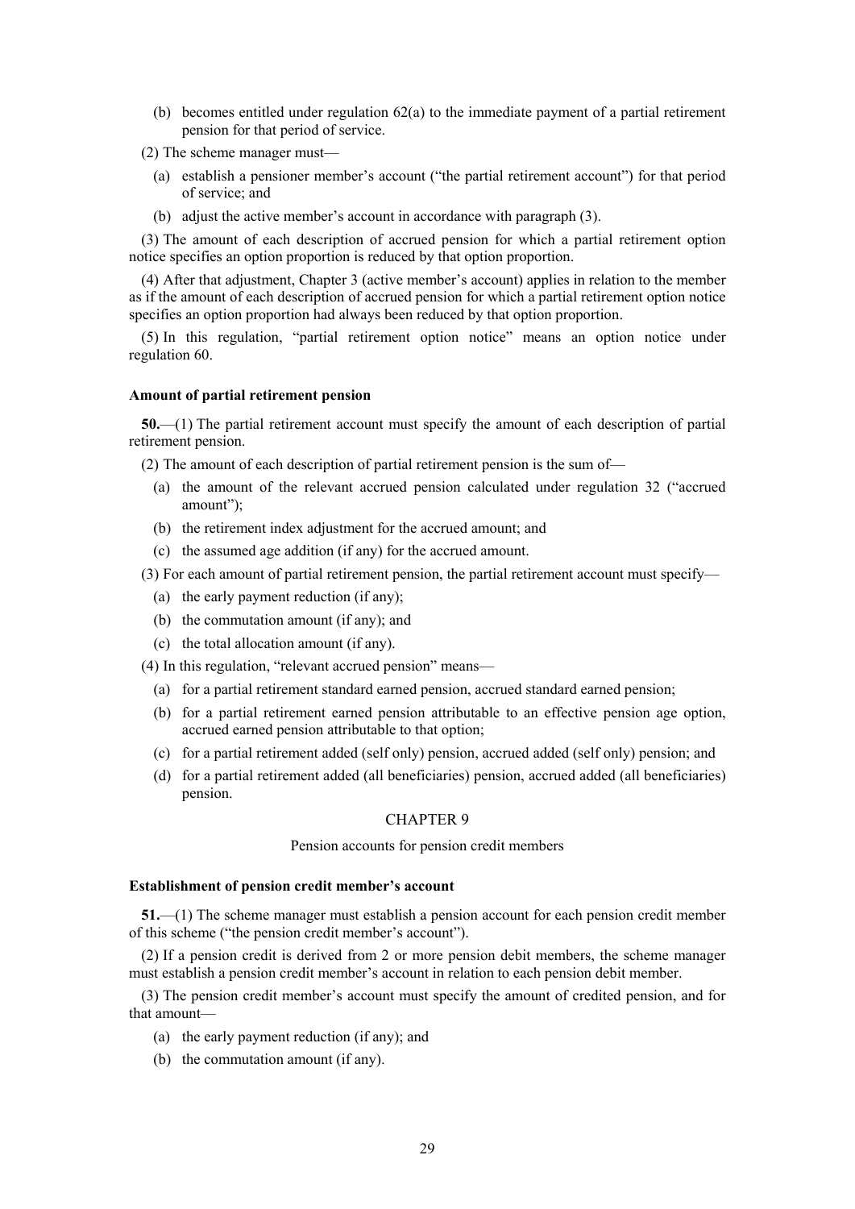(b) becomes entitled under regulation 62(a) to the immediate payment of a partial retirement pension for that period of service.

(2) The scheme manager must—

(a) establish a pensioner member's account ("the partial retirement account") for that period of service; and

(b) adjust the active member's account in accordance with paragraph (3).

(3) The amount of each description of accrued pension for which a partial retirement option notice specifies an option proportion is reduced by that option proportion.

(4) After that adjustment, Chapter 3 (active member's account) applies in relation to the member as if the amount of each description of accrued pension for which a partial retirement option notice specifies an option proportion had always been reduced by that option proportion.

(5) In this regulation, "partial retirement option notice" means an option notice under regulation 60.

**Amount of partial retirement pension**

**50.**—(1) The partial retirement account must specify the amount of each description of partial retirement pension.

(2) The amount of each description of partial retirement pension is the sum of—

(a) the amount of the relevant accrued pension calculated under regulation 32 ("accrued amount");

(b) the retirement index adjustment for the accrued amount; and

(c) the assumed age addition (if any) for the accrued amount.

(3) For each amount of partial retirement pension, the partial retirement account must specify—

(a) the early payment reduction (if any);

(b) the commutation amount (if any); and

(c) the total allocation amount (if any).

(4) In this regulation, "relevant accrued pension" means—

(a) for a partial retirement standard earned pension, accrued standard earned pension;

(b) for a partial retirement earned pension attributable to an effective pension age option, accrued earned pension attributable to that option;

(c) for a partial retirement added (self only) pension, accrued added (self only) pension; and

(d) for a partial retirement added (all beneficiaries) pension, accrued added (all beneficiaries) pension.

## CHAPTER 9

### Pension accounts for pension credit members

**Establishment of pension credit member's account**

**51.**—(1) The scheme manager must establish a pension account for each pension credit member of this scheme ("the pension credit member's account").

(2) If a pension credit is derived from 2 or more pension debit members, the scheme manager must establish a pension credit member's account in relation to each pension debit member.

(3) The pension credit member's account must specify the amount of credited pension, and for that amount—

(a) the early payment reduction (if any); and

(b) the commutation amount (if any).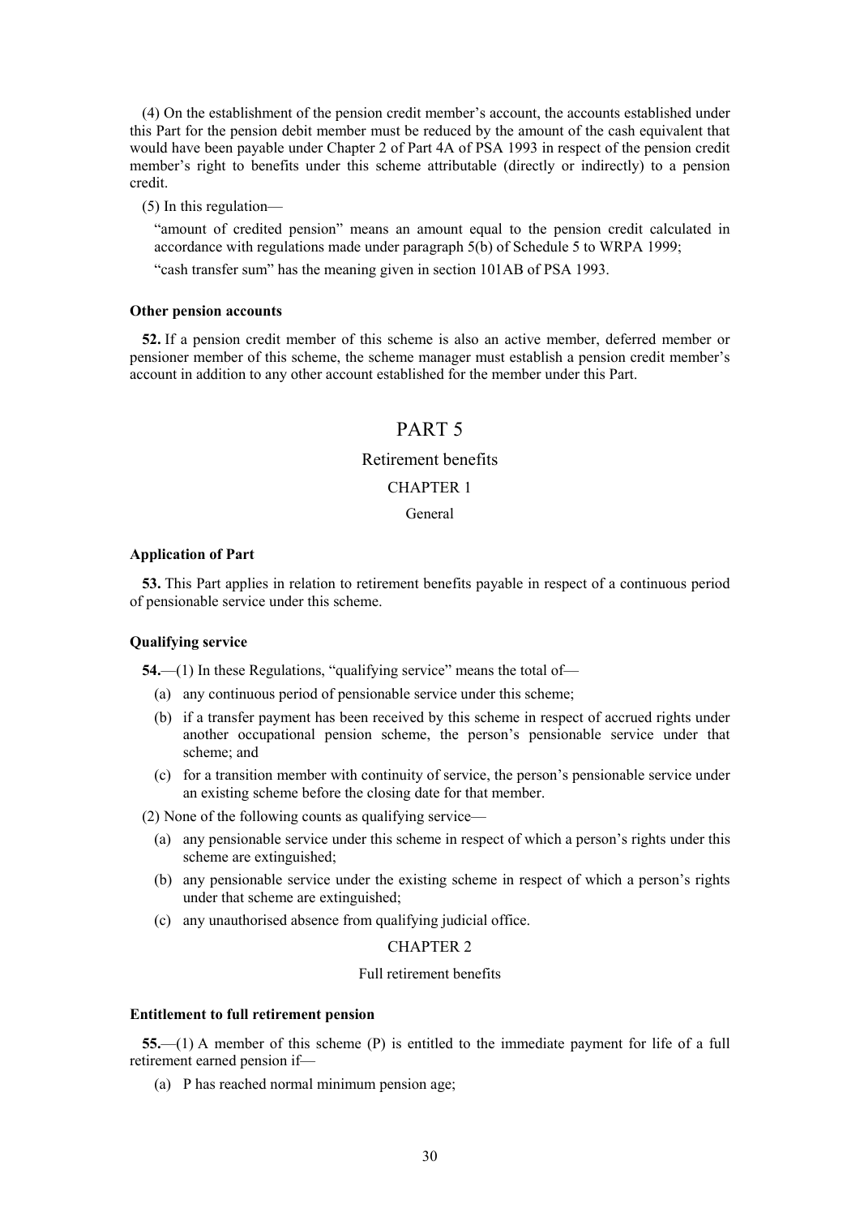(4) On the establishment of the pension credit member's account, the accounts established under this Part for the pension debit member must be reduced by the amount of the cash equivalent that would have been payable under Chapter 2 of Part 4A of PSA 1993 in respect of the pension credit member's right to benefits under this scheme attributable (directly or indirectly) to a pension credit.

(5) In this regulation—

"amount of credited pension" means an amount equal to the pension credit calculated in accordance with regulations made under paragraph 5(b) of Schedule 5 to WRPA 1999;

"cash transfer sum" has the meaning given in section 101AB of PSA 1993.

**Other pension accounts**

**52.** If a pension credit member of this scheme is also an active member, deferred member or pensioner member of this scheme, the scheme manager must establish a pension credit member's account in addition to any other account established for the member under this Part.

# PART 5

## Retirement benefits

## CHAPTER 1

### General

**Application of Part**

**53.** This Part applies in relation to retirement benefits payable in respect of a continuous period of pensionable service under this scheme.

**Qualifying service**

**54.**—(1) In these Regulations, "qualifying service" means the total of—

(a) any continuous period of pensionable service under this scheme;

(b) if a transfer payment has been received by this scheme in respect of accrued rights under another occupational pension scheme, the person's pensionable service under that scheme; and

(c) for a transition member with continuity of service, the person's pensionable service under an existing scheme before the closing date for that member.

(2) None of the following counts as qualifying service—

(a) any pensionable service under this scheme in respect of which a person's rights under this scheme are extinguished;

(b) any pensionable service under the existing scheme in respect of which a person's rights under that scheme are extinguished;

(c) any unauthorised absence from qualifying judicial office.

## CHAPTER 2

### Full retirement benefits

**Entitlement to full retirement pension**

**55.**—(1) A member of this scheme (P) is entitled to the immediate payment for life of a full retirement earned pension if—

(a) P has reached normal minimum pension age;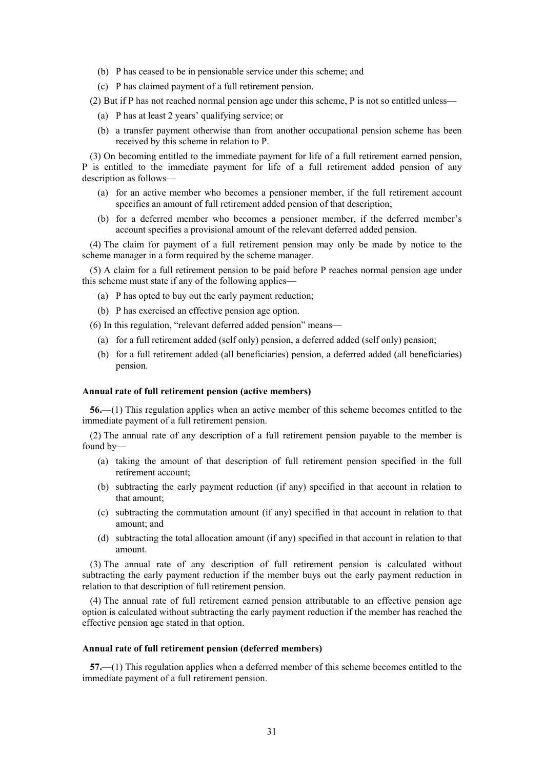(b) P has ceased to be in pensionable service under this scheme; and

(c) P has claimed payment of a full retirement pension.

(2) But if P has not reached normal pension age under this scheme, P is not so entitled unless—

(a) P has at least 2 years' qualifying service; or

(b) a transfer payment otherwise than from another occupational pension scheme has been received by this scheme in relation to P.

(3) On becoming entitled to the immediate payment for life of a full retirement earned pension, P is entitled to the immediate payment for life of a full retirement added pension of any description as follows—

(a) for an active member who becomes a pensioner member, if the full retirement account specifies an amount of full retirement added pension of that description;

(b) for a deferred member who becomes a pensioner member, if the deferred member's account specifies a provisional amount of the relevant deferred added pension.

(4) The claim for payment of a full retirement pension may only be made by notice to the scheme manager in a form required by the scheme manager.

(5) A claim for a full retirement pension to be paid before P reaches normal pension age under this scheme must state if any of the following applies—

(a) P has opted to buy out the early payment reduction;

(b) P has exercised an effective pension age option.

(6) In this regulation, "relevant deferred added pension" means—

(a) for a full retirement added (self only) pension, a deferred added (self only) pension;

(b) for a full retirement added (all beneficiaries) pension, a deferred added (all beneficiaries) pension.

**Annual rate of full retirement pension (active members)**

**56.**—(1) This regulation applies when an active member of this scheme becomes entitled to the immediate payment of a full retirement pension.

(2) The annual rate of any description of a full retirement pension payable to the member is found by—

(a) taking the amount of that description of full retirement pension specified in the full retirement account;

(b) subtracting the early payment reduction (if any) specified in that account in relation to that amount;

(c) subtracting the commutation amount (if any) specified in that account in relation to that amount; and

(d) subtracting the total allocation amount (if any) specified in that account in relation to that amount.

(3) The annual rate of any description of full retirement pension is calculated without subtracting the early payment reduction if the member buys out the early payment reduction in relation to that description of full retirement pension.

(4) The annual rate of full retirement earned pension attributable to an effective pension age option is calculated without subtracting the early payment reduction if the member has reached the effective pension age stated in that option.

**Annual rate of full retirement pension (deferred members)**

**57.**—(1) This regulation applies when a deferred member of this scheme becomes entitled to the immediate payment of a full retirement pension.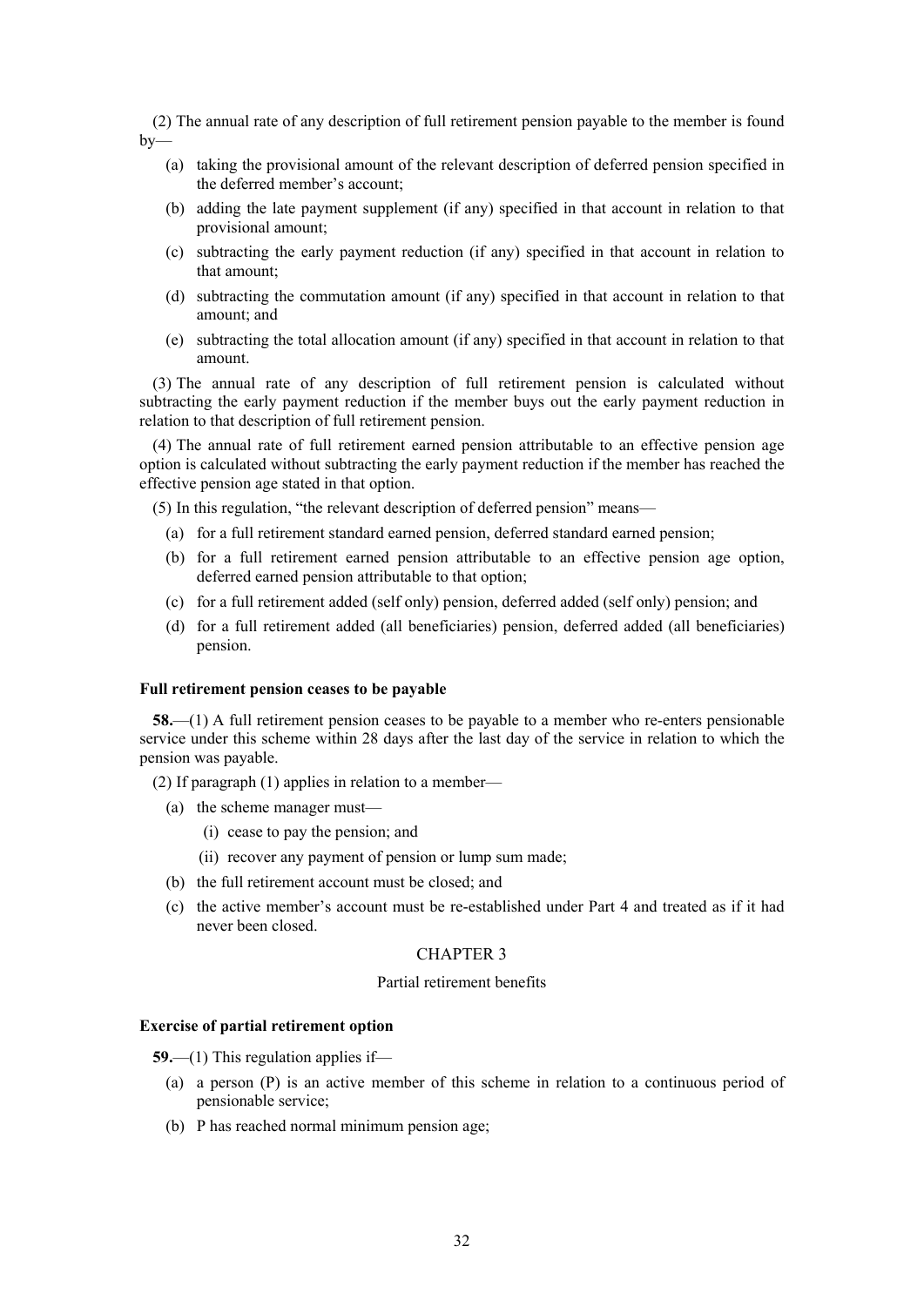(2) The annual rate of any description of full retirement pension payable to the member is found by—

- (a) taking the provisional amount of the relevant description of deferred pension specified in the deferred member's account;
- (b) adding the late payment supplement (if any) specified in that account in relation to that provisional amount;
- (c) subtracting the early payment reduction (if any) specified in that account in relation to that amount;
- (d) subtracting the commutation amount (if any) specified in that account in relation to that amount; and
- (e) subtracting the total allocation amount (if any) specified in that account in relation to that amount.

(3) The annual rate of any description of full retirement pension is calculated without subtracting the early payment reduction if the member buys out the early payment reduction in relation to that description of full retirement pension.

(4) The annual rate of full retirement earned pension attributable to an effective pension age option is calculated without subtracting the early payment reduction if the member has reached the effective pension age stated in that option.

(5) In this regulation, "the relevant description of deferred pension" means—

- (a) for a full retirement standard earned pension, deferred standard earned pension;
- (b) for a full retirement earned pension attributable to an effective pension age option, deferred earned pension attributable to that option;
- (c) for a full retirement added (self only) pension, deferred added (self only) pension; and
- (d) for a full retirement added (all beneficiaries) pension, deferred added (all beneficiaries) pension.

**Full retirement pension ceases to be payable**

**58.**—(1) A full retirement pension ceases to be payable to a member who re-enters pensionable service under this scheme within 28 days after the last day of the service in relation to which the pension was payable.

(2) If paragraph (1) applies in relation to a member—

- (a) the scheme manager must—
  - (i) cease to pay the pension; and
  - (ii) recover any payment of pension or lump sum made;
- (b) the full retirement account must be closed; and
- (c) the active member's account must be re-established under Part 4 and treated as if it had never been closed.

## CHAPTER 3

### Partial retirement benefits

**Exercise of partial retirement option**

**59.**—(1) This regulation applies if—

- (a) a person (P) is an active member of this scheme in relation to a continuous period of pensionable service;
- (b) P has reached normal minimum pension age;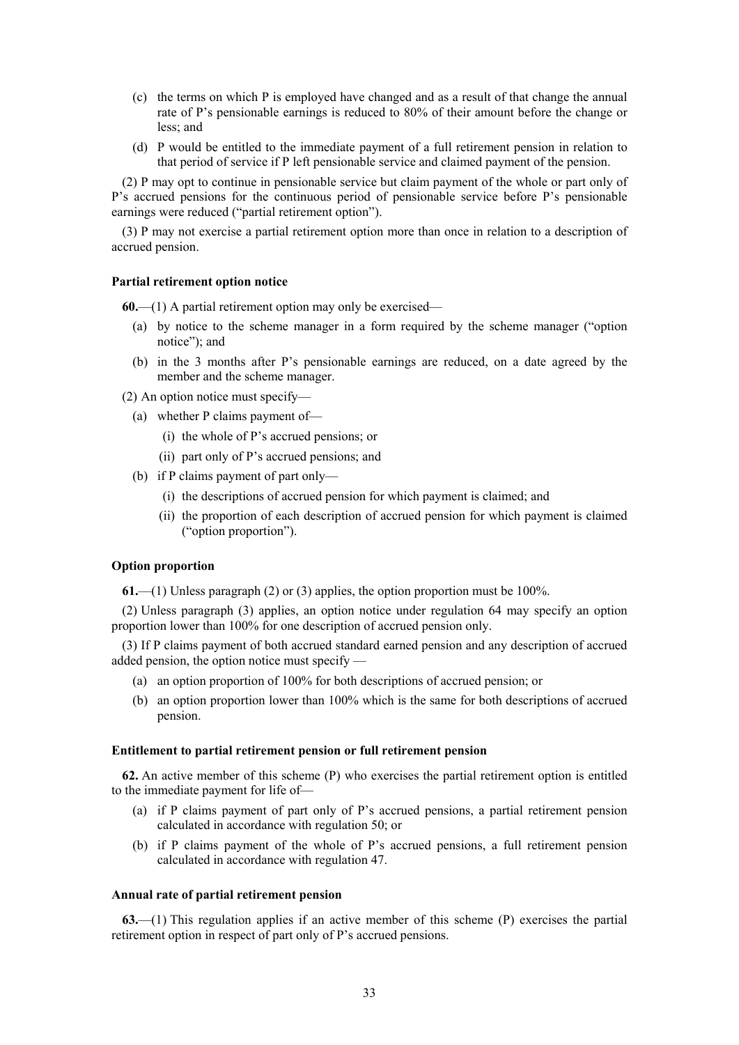(c) the terms on which P is employed have changed and as a result of that change the annual rate of P's pensionable earnings is reduced to 80% of their amount before the change or less; and

(d) P would be entitled to the immediate payment of a full retirement pension in relation to that period of service if P left pensionable service and claimed payment of the pension.

(2) P may opt to continue in pensionable service but claim payment of the whole or part only of P's accrued pensions for the continuous period of pensionable service before P's pensionable earnings were reduced ("partial retirement option").

(3) P may not exercise a partial retirement option more than once in relation to a description of accrued pension.

**Partial retirement option notice**

**60.**—(1) A partial retirement option may only be exercised—

(a) by notice to the scheme manager in a form required by the scheme manager ("option notice"); and

(b) in the 3 months after P's pensionable earnings are reduced, on a date agreed by the member and the scheme manager.

(2) An option notice must specify—

(a) whether P claims payment of—

(i) the whole of P's accrued pensions; or

(ii) part only of P's accrued pensions; and

(b) if P claims payment of part only—

(i) the descriptions of accrued pension for which payment is claimed; and

(ii) the proportion of each description of accrued pension for which payment is claimed ("option proportion").

**Option proportion**

**61.**—(1) Unless paragraph (2) or (3) applies, the option proportion must be 100%.

(2) Unless paragraph (3) applies, an option notice under regulation 64 may specify an option proportion lower than 100% for one description of accrued pension only.

(3) If P claims payment of both accrued standard earned pension and any description of accrued added pension, the option notice must specify —

(a) an option proportion of 100% for both descriptions of accrued pension; or

(b) an option proportion lower than 100% which is the same for both descriptions of accrued pension.

**Entitlement to partial retirement pension or full retirement pension**

**62.** An active member of this scheme (P) who exercises the partial retirement option is entitled to the immediate payment for life of—

(a) if P claims payment of part only of P's accrued pensions, a partial retirement pension calculated in accordance with regulation 50; or

(b) if P claims payment of the whole of P's accrued pensions, a full retirement pension calculated in accordance with regulation 47.

**Annual rate of partial retirement pension**

**63.**—(1) This regulation applies if an active member of this scheme (P) exercises the partial retirement option in respect of part only of P's accrued pensions.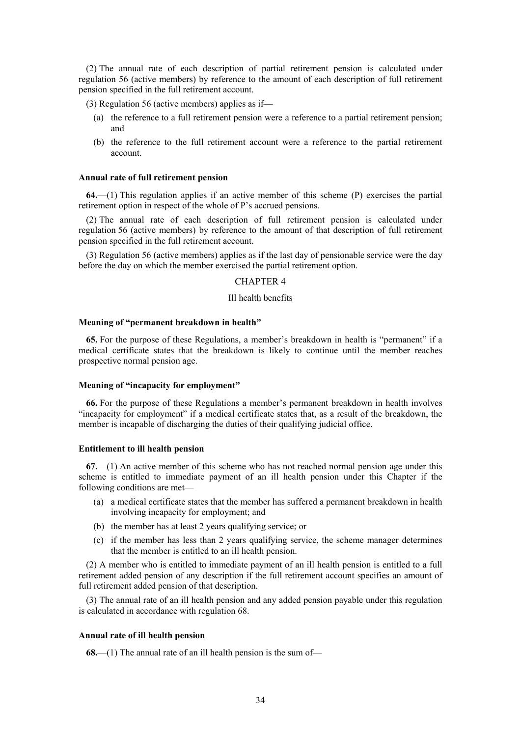(2) The annual rate of each description of partial retirement pension is calculated under regulation 56 (active members) by reference to the amount of each description of full retirement pension specified in the full retirement account.

(3) Regulation 56 (active members) applies as if—

(a) the reference to a full retirement pension were a reference to a partial retirement pension; and

(b) the reference to the full retirement account were a reference to the partial retirement account.

**Annual rate of full retirement pension**

**64.**—(1) This regulation applies if an active member of this scheme (P) exercises the partial retirement option in respect of the whole of P's accrued pensions.

(2) The annual rate of each description of full retirement pension is calculated under regulation 56 (active members) by reference to the amount of that description of full retirement pension specified in the full retirement account.

(3) Regulation 56 (active members) applies as if the last day of pensionable service were the day before the day on which the member exercised the partial retirement option.

## CHAPTER 4

### Ill health benefits

**Meaning of "permanent breakdown in health"**

**65.** For the purpose of these Regulations, a member's breakdown in health is "permanent" if a medical certificate states that the breakdown is likely to continue until the member reaches prospective normal pension age.

**Meaning of "incapacity for employment"**

**66.** For the purpose of these Regulations a member's permanent breakdown in health involves "incapacity for employment" if a medical certificate states that, as a result of the breakdown, the member is incapable of discharging the duties of their qualifying judicial office.

**Entitlement to ill health pension**

**67.**—(1) An active member of this scheme who has not reached normal pension age under this scheme is entitled to immediate payment of an ill health pension under this Chapter if the following conditions are met—

(a) a medical certificate states that the member has suffered a permanent breakdown in health involving incapacity for employment; and

(b) the member has at least 2 years qualifying service; or

(c) if the member has less than 2 years qualifying service, the scheme manager determines that the member is entitled to an ill health pension.

(2) A member who is entitled to immediate payment of an ill health pension is entitled to a full retirement added pension of any description if the full retirement account specifies an amount of full retirement added pension of that description.

(3) The annual rate of an ill health pension and any added pension payable under this regulation is calculated in accordance with regulation 68.

**Annual rate of ill health pension**

**68.**—(1) The annual rate of an ill health pension is the sum of—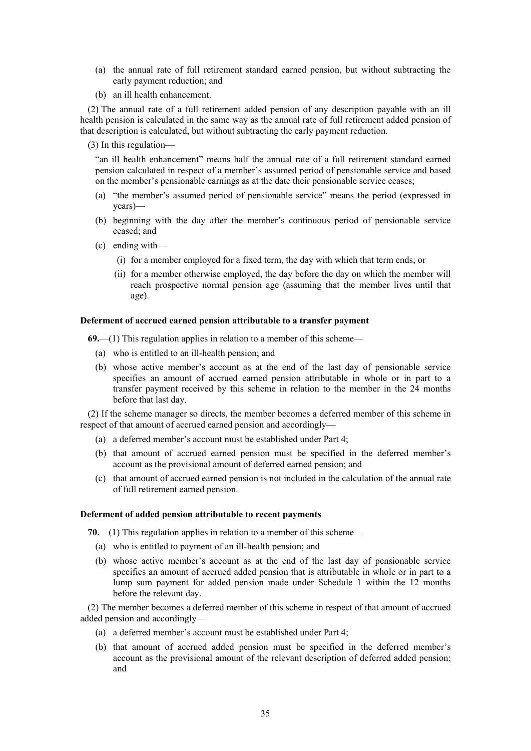(a) the annual rate of full retirement standard earned pension, but without subtracting the early payment reduction; and

(b) an ill health enhancement.

(2) The annual rate of a full retirement added pension of any description payable with an ill health pension is calculated in the same way as the annual rate of full retirement added pension of that description is calculated, but without subtracting the early payment reduction.

(3) In this regulation—

"an ill health enhancement" means half the annual rate of a full retirement standard earned pension calculated in respect of a member's assumed period of pensionable service and based on the member's pensionable earnings as at the date their pensionable service ceases;

(a) "the member's assumed period of pensionable service" means the period (expressed in years)—

(b) beginning with the day after the member's continuous period of pensionable service ceased; and

(c) ending with—

  (i) for a member employed for a fixed term, the day with which that term ends; or

  (ii) for a member otherwise employed, the day before the day on which the member will reach prospective normal pension age (assuming that the member lives until that age).

**Deferment of accrued earned pension attributable to a transfer payment**

**69.**—(1) This regulation applies in relation to a member of this scheme—

(a) who is entitled to an ill-health pension; and

(b) whose active member's account as at the end of the last day of pensionable service specifies an amount of accrued earned pension attributable in whole or in part to a transfer payment received by this scheme in relation to the member in the 24 months before that last day.

(2) If the scheme manager so directs, the member becomes a deferred member of this scheme in respect of that amount of accrued earned pension and accordingly—

(a) a deferred member's account must be established under Part 4;

(b) that amount of accrued earned pension must be specified in the deferred member's account as the provisional amount of deferred earned pension; and

(c) that amount of accrued earned pension is not included in the calculation of the annual rate of full retirement earned pension.

**Deferment of added pension attributable to recent payments**

**70.**—(1) This regulation applies in relation to a member of this scheme—

(a) who is entitled to payment of an ill-health pension; and

(b) whose active member's account as at the end of the last day of pensionable service specifies an amount of accrued added pension that is attributable in whole or in part to a lump sum payment for added pension made under Schedule 1 within the 12 months before the relevant day.

(2) The member becomes a deferred member of this scheme in respect of that amount of accrued added pension and accordingly—

(a) a deferred member's account must be established under Part 4;

(b) that amount of accrued added pension must be specified in the deferred member's account as the provisional amount of the relevant description of deferred added pension; and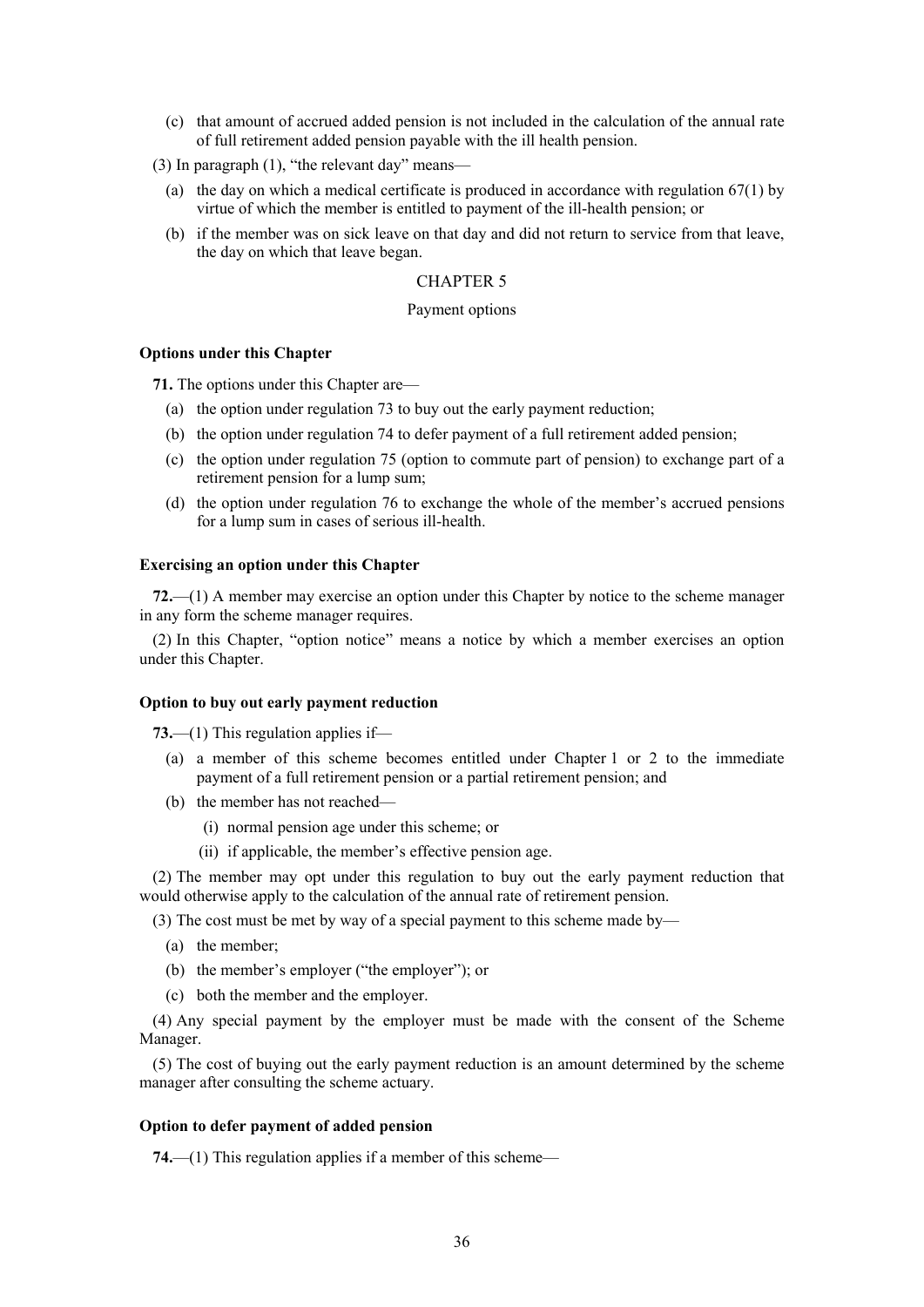(c) that amount of accrued added pension is not included in the calculation of the annual rate of full retirement added pension payable with the ill health pension.

(3) In paragraph (1), "the relevant day" means—

(a) the day on which a medical certificate is produced in accordance with regulation 67(1) by virtue of which the member is entitled to payment of the ill-health pension; or

(b) if the member was on sick leave on that day and did not return to service from that leave, the day on which that leave began.

## CHAPTER 5

### Payment options

**Options under this Chapter**

**71.** The options under this Chapter are—

(a) the option under regulation 73 to buy out the early payment reduction;

(b) the option under regulation 74 to defer payment of a full retirement added pension;

(c) the option under regulation 75 (option to commute part of pension) to exchange part of a retirement pension for a lump sum;

(d) the option under regulation 76 to exchange the whole of the member's accrued pensions for a lump sum in cases of serious ill-health.

**Exercising an option under this Chapter**

**72.**—(1) A member may exercise an option under this Chapter by notice to the scheme manager in any form the scheme manager requires.

(2) In this Chapter, "option notice" means a notice by which a member exercises an option under this Chapter.

**Option to buy out early payment reduction**

**73.**—(1) This regulation applies if—

(a) a member of this scheme becomes entitled under Chapter 1 or 2 to the immediate payment of a full retirement pension or a partial retirement pension; and

(b) the member has not reached—

(i) normal pension age under this scheme; or

(ii) if applicable, the member's effective pension age.

(2) The member may opt under this regulation to buy out the early payment reduction that would otherwise apply to the calculation of the annual rate of retirement pension.

(3) The cost must be met by way of a special payment to this scheme made by—

(a) the member;

(b) the member's employer ("the employer"); or

(c) both the member and the employer.

(4) Any special payment by the employer must be made with the consent of the Scheme Manager.

(5) The cost of buying out the early payment reduction is an amount determined by the scheme manager after consulting the scheme actuary.

**Option to defer payment of added pension**

**74.**—(1) This regulation applies if a member of this scheme—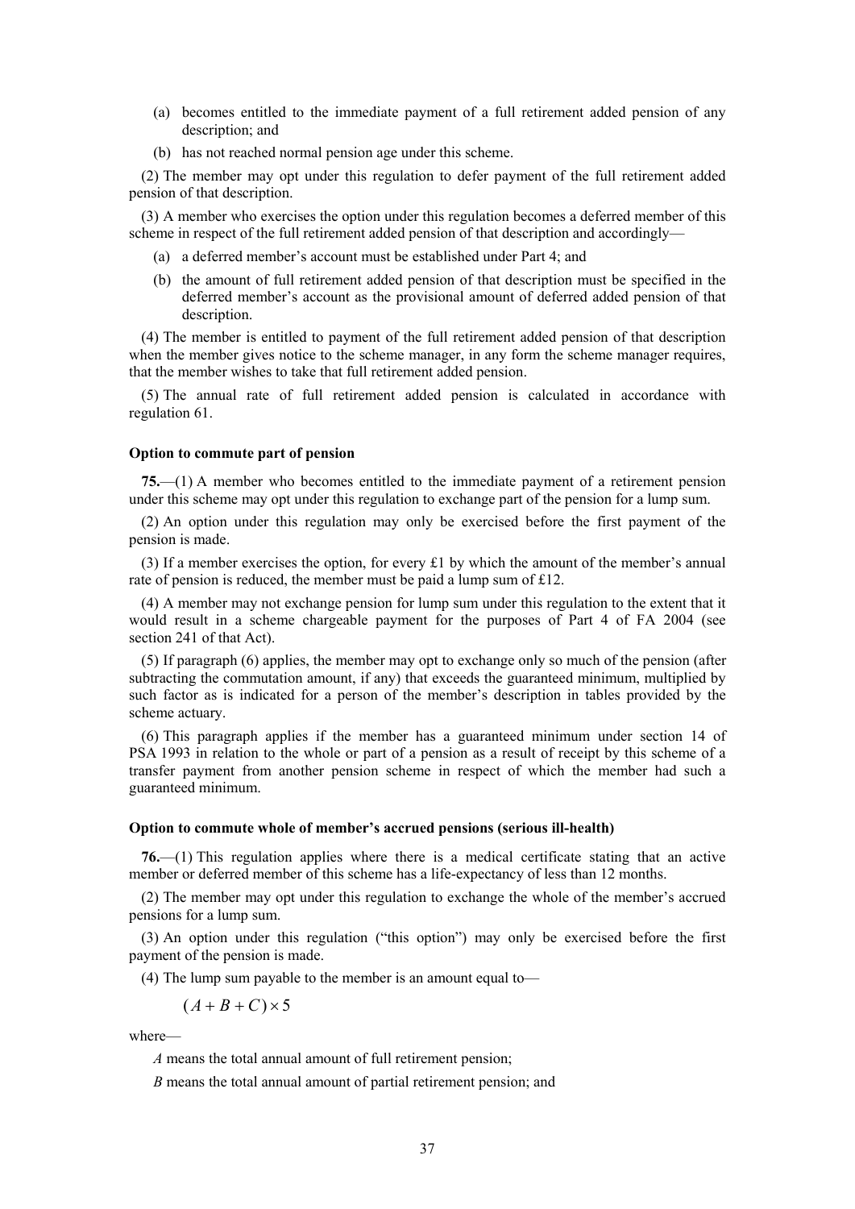(a) becomes entitled to the immediate payment of a full retirement added pension of any description; and

(b) has not reached normal pension age under this scheme.

(2) The member may opt under this regulation to defer payment of the full retirement added pension of that description.

(3) A member who exercises the option under this regulation becomes a deferred member of this scheme in respect of the full retirement added pension of that description and accordingly—

(a) a deferred member's account must be established under Part 4; and

(b) the amount of full retirement added pension of that description must be specified in the deferred member's account as the provisional amount of deferred added pension of that description.

(4) The member is entitled to payment of the full retirement added pension of that description when the member gives notice to the scheme manager, in any form the scheme manager requires, that the member wishes to take that full retirement added pension.

(5) The annual rate of full retirement added pension is calculated in accordance with regulation 61.

**Option to commute part of pension**

**75.**—(1) A member who becomes entitled to the immediate payment of a retirement pension under this scheme may opt under this regulation to exchange part of the pension for a lump sum.

(2) An option under this regulation may only be exercised before the first payment of the pension is made.

(3) If a member exercises the option, for every £1 by which the amount of the member's annual rate of pension is reduced, the member must be paid a lump sum of £12.

(4) A member may not exchange pension for lump sum under this regulation to the extent that it would result in a scheme chargeable payment for the purposes of Part 4 of FA 2004 (see section 241 of that Act).

(5) If paragraph (6) applies, the member may opt to exchange only so much of the pension (after subtracting the commutation amount, if any) that exceeds the guaranteed minimum, multiplied by such factor as is indicated for a person of the member's description in tables provided by the scheme actuary.

(6) This paragraph applies if the member has a guaranteed minimum under section 14 of PSA 1993 in relation to the whole or part of a pension as a result of receipt by this scheme of a transfer payment from another pension scheme in respect of which the member had such a guaranteed minimum.

**Option to commute whole of member's accrued pensions (serious ill-health)**

**76.**—(1) This regulation applies where there is a medical certificate stating that an active member or deferred member of this scheme has a life-expectancy of less than 12 months.

(2) The member may opt under this regulation to exchange the whole of the member's accrued pensions for a lump sum.

(3) An option under this regulation ("this option") may only be exercised before the first payment of the pension is made.

(4) The lump sum payable to the member is an amount equal to—

$$(A + B + C) \times 5$$

where—

$A$ means the total annual amount of full retirement pension;

$B$ means the total annual amount of partial retirement pension; and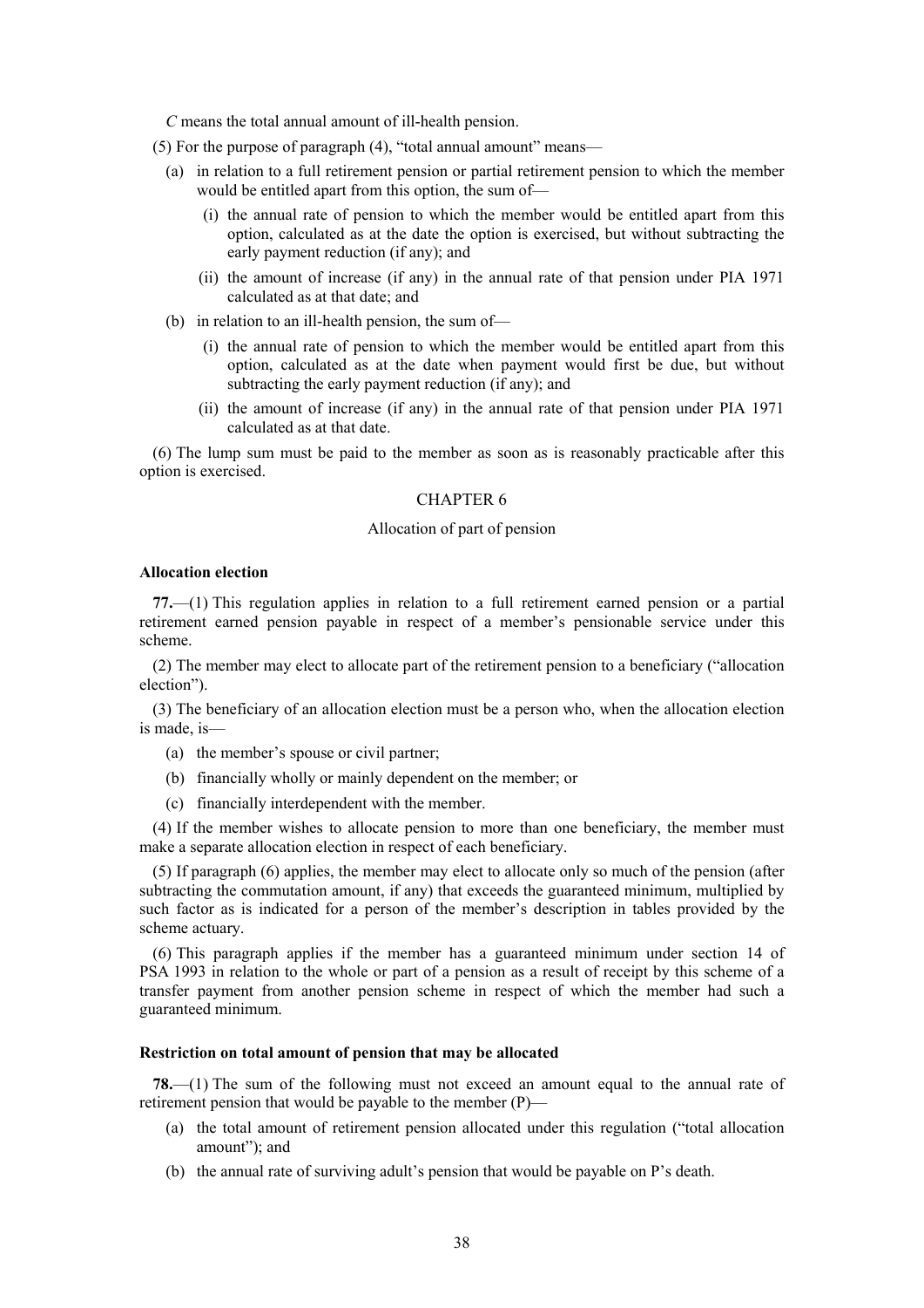*C* means the total annual amount of ill-health pension.

(5) For the purpose of paragraph (4), "total annual amount" means—

- (a) in relation to a full retirement pension or partial retirement pension to which the member would be entitled apart from this option, the sum of—
  - (i) the annual rate of pension to which the member would be entitled apart from this option, calculated as at the date the option is exercised, but without subtracting the early payment reduction (if any); and
  - (ii) the amount of increase (if any) in the annual rate of that pension under PIA 1971 calculated as at that date; and
- (b) in relation to an ill-health pension, the sum of—
  - (i) the annual rate of pension to which the member would be entitled apart from this option, calculated as at the date when payment would first be due, but without subtracting the early payment reduction (if any); and
  - (ii) the amount of increase (if any) in the annual rate of that pension under PIA 1971 calculated as at that date.

(6) The lump sum must be paid to the member as soon as is reasonably practicable after this option is exercised.

## CHAPTER 6

### Allocation of part of pension

**Allocation election**

**77.**—(1) This regulation applies in relation to a full retirement earned pension or a partial retirement earned pension payable in respect of a member's pensionable service under this scheme.

(2) The member may elect to allocate part of the retirement pension to a beneficiary ("allocation election").

(3) The beneficiary of an allocation election must be a person who, when the allocation election is made, is—

- (a) the member's spouse or civil partner;
- (b) financially wholly or mainly dependent on the member; or
- (c) financially interdependent with the member.

(4) If the member wishes to allocate pension to more than one beneficiary, the member must make a separate allocation election in respect of each beneficiary.

(5) If paragraph (6) applies, the member may elect to allocate only so much of the pension (after subtracting the commutation amount, if any) that exceeds the guaranteed minimum, multiplied by such factor as is indicated for a person of the member's description in tables provided by the scheme actuary.

(6) This paragraph applies if the member has a guaranteed minimum under section 14 of PSA 1993 in relation to the whole or part of a pension as a result of receipt by this scheme of a transfer payment from another pension scheme in respect of which the member had such a guaranteed minimum.

**Restriction on total amount of pension that may be allocated**

**78.**—(1) The sum of the following must not exceed an amount equal to the annual rate of retirement pension that would be payable to the member (P)—

- (a) the total amount of retirement pension allocated under this regulation ("total allocation amount"); and
- (b) the annual rate of surviving adult's pension that would be payable on P's death.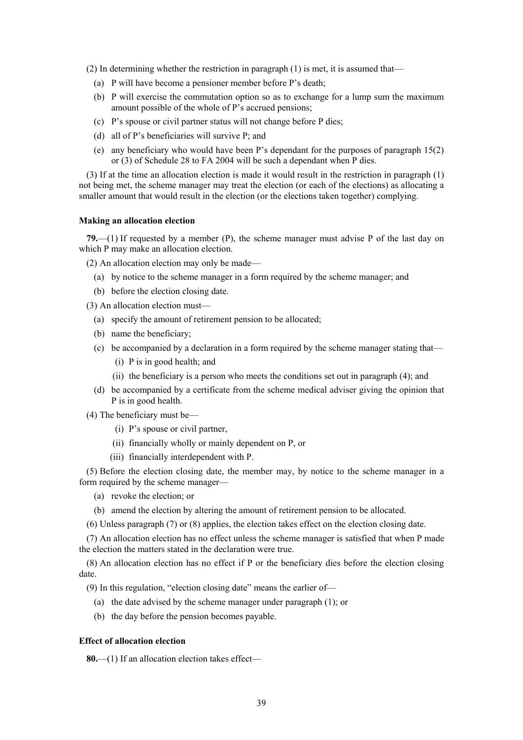(2) In determining whether the restriction in paragraph (1) is met, it is assumed that—

(a) P will have become a pensioner member before P's death;

(b) P will exercise the commutation option so as to exchange for a lump sum the maximum amount possible of the whole of P's accrued pensions;

(c) P's spouse or civil partner status will not change before P dies;

(d) all of P's beneficiaries will survive P; and

(e) any beneficiary who would have been P's dependant for the purposes of paragraph 15(2) or (3) of Schedule 28 to FA 2004 will be such a dependant when P dies.

(3) If at the time an allocation election is made it would result in the restriction in paragraph (1) not being met, the scheme manager may treat the election (or each of the elections) as allocating a smaller amount that would result in the election (or the elections taken together) complying.

**Making an allocation election**

**79.**—(1) If requested by a member (P), the scheme manager must advise P of the last day on which P may make an allocation election.

(2) An allocation election may only be made—

(a) by notice to the scheme manager in a form required by the scheme manager; and

(b) before the election closing date.

(3) An allocation election must—

(a) specify the amount of retirement pension to be allocated;

(b) name the beneficiary;

(c) be accompanied by a declaration in a form required by the scheme manager stating that—

(i) P is in good health; and

(ii) the beneficiary is a person who meets the conditions set out in paragraph (4); and

(d) be accompanied by a certificate from the scheme medical adviser giving the opinion that P is in good health.

(4) The beneficiary must be—

(i) P's spouse or civil partner,

(ii) financially wholly or mainly dependent on P, or

(iii) financially interdependent with P.

(5) Before the election closing date, the member may, by notice to the scheme manager in a form required by the scheme manager—

(a) revoke the election; or

(b) amend the election by altering the amount of retirement pension to be allocated.

(6) Unless paragraph (7) or (8) applies, the election takes effect on the election closing date.

(7) An allocation election has no effect unless the scheme manager is satisfied that when P made the election the matters stated in the declaration were true.

(8) An allocation election has no effect if P or the beneficiary dies before the election closing date.

(9) In this regulation, "election closing date" means the earlier of—

(a) the date advised by the scheme manager under paragraph (1); or

(b) the day before the pension becomes payable.

**Effect of allocation election**

**80.**—(1) If an allocation election takes effect—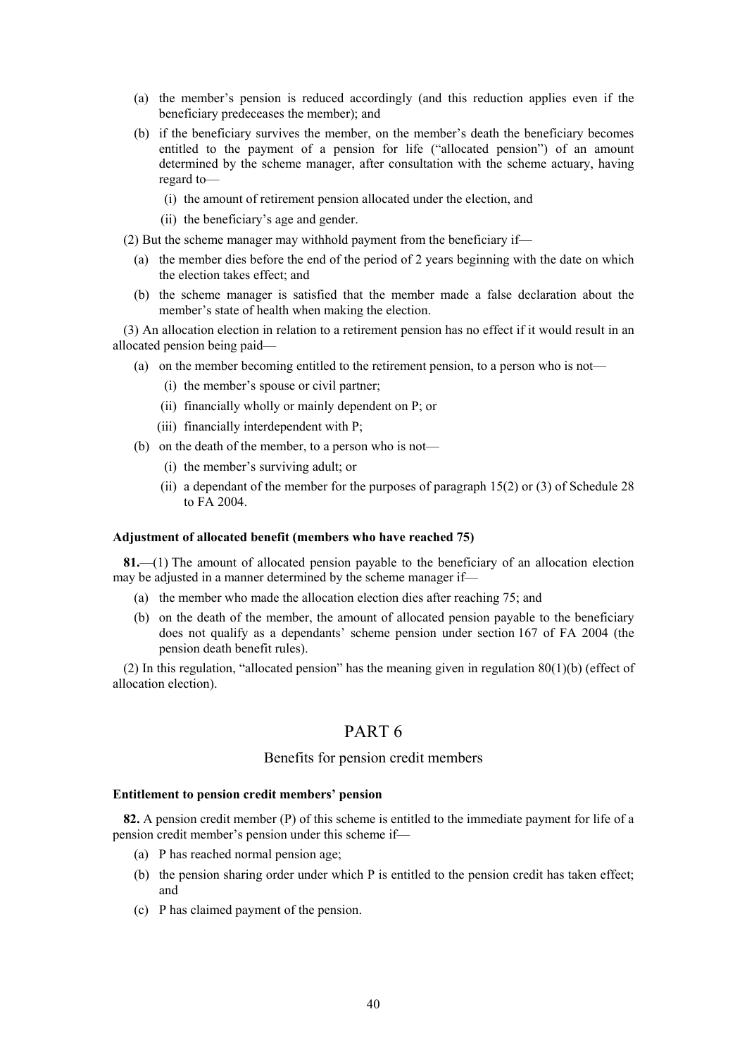(a) the member's pension is reduced accordingly (and this reduction applies even if the beneficiary predeceases the member); and

(b) if the beneficiary survives the member, on the member's death the beneficiary becomes entitled to the payment of a pension for life ("allocated pension") of an amount determined by the scheme manager, after consultation with the scheme actuary, having regard to—

(i) the amount of retirement pension allocated under the election, and

(ii) the beneficiary's age and gender.

(2) But the scheme manager may withhold payment from the beneficiary if—

(a) the member dies before the end of the period of 2 years beginning with the date on which the election takes effect; and

(b) the scheme manager is satisfied that the member made a false declaration about the member's state of health when making the election.

(3) An allocation election in relation to a retirement pension has no effect if it would result in an allocated pension being paid—

(a) on the member becoming entitled to the retirement pension, to a person who is not—

(i) the member's spouse or civil partner;

(ii) financially wholly or mainly dependent on P; or

(iii) financially interdependent with P;

(b) on the death of the member, to a person who is not—

(i) the member's surviving adult; or

(ii) a dependant of the member for the purposes of paragraph 15(2) or (3) of Schedule 28 to FA 2004.

**Adjustment of allocated benefit (members who have reached 75)**

**81.**—(1) The amount of allocated pension payable to the beneficiary of an allocation election may be adjusted in a manner determined by the scheme manager if—

(a) the member who made the allocation election dies after reaching 75; and

(b) on the death of the member, the amount of allocated pension payable to the beneficiary does not qualify as a dependants' scheme pension under section 167 of FA 2004 (the pension death benefit rules).

(2) In this regulation, "allocated pension" has the meaning given in regulation 80(1)(b) (effect of allocation election).

# PART 6

## Benefits for pension credit members

**Entitlement to pension credit members' pension**

**82.** A pension credit member (P) of this scheme is entitled to the immediate payment for life of a pension credit member's pension under this scheme if—

(a) P has reached normal pension age;

(b) the pension sharing order under which P is entitled to the pension credit has taken effect; and

(c) P has claimed payment of the pension.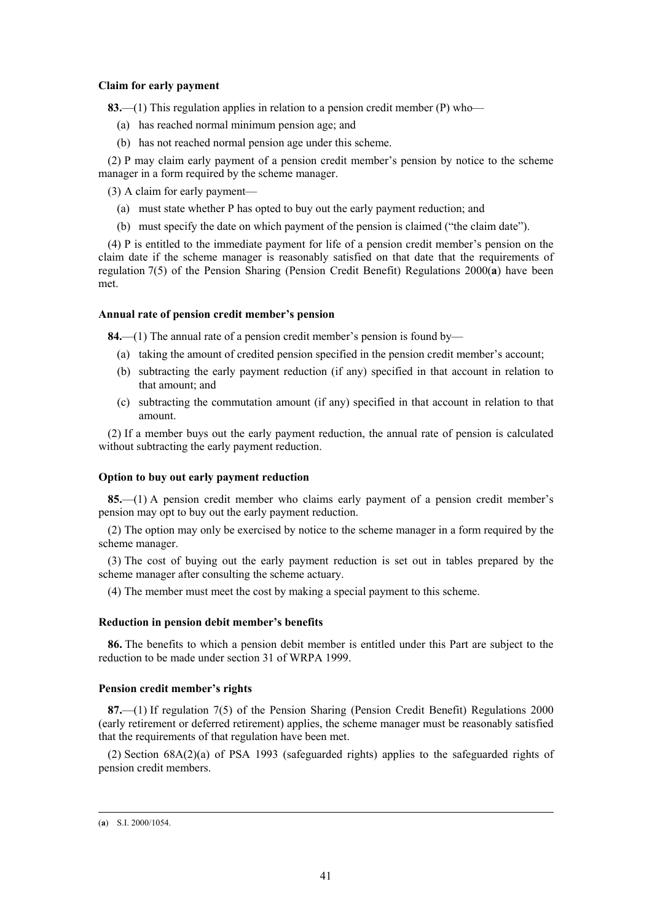**Claim for early payment**

**83.**—(1) This regulation applies in relation to a pension credit member (P) who—

(a) has reached normal minimum pension age; and

(b) has not reached normal pension age under this scheme.

(2) P may claim early payment of a pension credit member's pension by notice to the scheme manager in a form required by the scheme manager.

(3) A claim for early payment—

(a) must state whether P has opted to buy out the early payment reduction; and

(b) must specify the date on which payment of the pension is claimed ("the claim date").

(4) P is entitled to the immediate payment for life of a pension credit member's pension on the claim date if the scheme manager is reasonably satisfied on that date that the requirements of regulation 7(5) of the Pension Sharing (Pension Credit Benefit) Regulations 2000(**a**) have been met.

**Annual rate of pension credit member's pension**

**84.**—(1) The annual rate of a pension credit member's pension is found by—

(a) taking the amount of credited pension specified in the pension credit member's account;

(b) subtracting the early payment reduction (if any) specified in that account in relation to that amount; and

(c) subtracting the commutation amount (if any) specified in that account in relation to that amount.

(2) If a member buys out the early payment reduction, the annual rate of pension is calculated without subtracting the early payment reduction.

**Option to buy out early payment reduction**

**85.**—(1) A pension credit member who claims early payment of a pension credit member's pension may opt to buy out the early payment reduction.

(2) The option may only be exercised by notice to the scheme manager in a form required by the scheme manager.

(3) The cost of buying out the early payment reduction is set out in tables prepared by the scheme manager after consulting the scheme actuary.

(4) The member must meet the cost by making a special payment to this scheme.

**Reduction in pension debit member's benefits**

**86.** The benefits to which a pension debit member is entitled under this Part are subject to the reduction to be made under section 31 of WRPA 1999.

**Pension credit member's rights**

**87.**—(1) If regulation 7(5) of the Pension Sharing (Pension Credit Benefit) Regulations 2000 (early retirement or deferred retirement) applies, the scheme manager must be reasonably satisfied that the requirements of that regulation have been met.

(2) Section 68A(2)(a) of PSA 1993 (safeguarded rights) applies to the safeguarded rights of pension credit members.

---

(**a**) S.I. 2000/1054.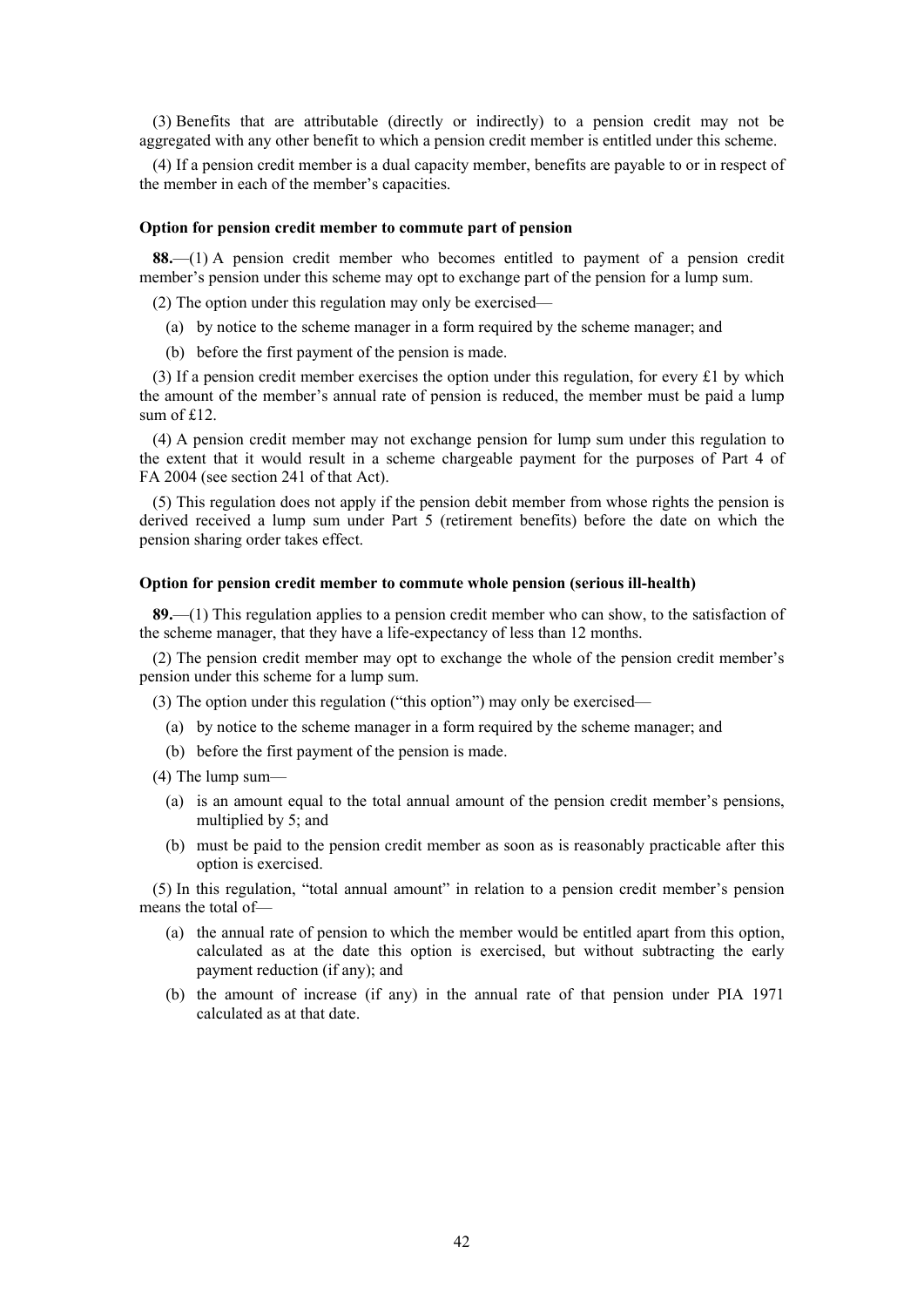(3) Benefits that are attributable (directly or indirectly) to a pension credit may not be aggregated with any other benefit to which a pension credit member is entitled under this scheme.

(4) If a pension credit member is a dual capacity member, benefits are payable to or in respect of the member in each of the member's capacities.

**Option for pension credit member to commute part of pension**

**88.**—(1) A pension credit member who becomes entitled to payment of a pension credit member's pension under this scheme may opt to exchange part of the pension for a lump sum.

(2) The option under this regulation may only be exercised—

(a) by notice to the scheme manager in a form required by the scheme manager; and

(b) before the first payment of the pension is made.

(3) If a pension credit member exercises the option under this regulation, for every £1 by which the amount of the member's annual rate of pension is reduced, the member must be paid a lump sum of £12.

(4) A pension credit member may not exchange pension for lump sum under this regulation to the extent that it would result in a scheme chargeable payment for the purposes of Part 4 of FA 2004 (see section 241 of that Act).

(5) This regulation does not apply if the pension debit member from whose rights the pension is derived received a lump sum under Part 5 (retirement benefits) before the date on which the pension sharing order takes effect.

**Option for pension credit member to commute whole pension (serious ill-health)**

**89.**—(1) This regulation applies to a pension credit member who can show, to the satisfaction of the scheme manager, that they have a life-expectancy of less than 12 months.

(2) The pension credit member may opt to exchange the whole of the pension credit member's pension under this scheme for a lump sum.

(3) The option under this regulation ("this option") may only be exercised—

(a) by notice to the scheme manager in a form required by the scheme manager; and

(b) before the first payment of the pension is made.

(4) The lump sum—

(a) is an amount equal to the total annual amount of the pension credit member's pensions, multiplied by 5; and

(b) must be paid to the pension credit member as soon as is reasonably practicable after this option is exercised.

(5) In this regulation, "total annual amount" in relation to a pension credit member's pension means the total of—

(a) the annual rate of pension to which the member would be entitled apart from this option, calculated as at the date this option is exercised, but without subtracting the early payment reduction (if any); and

(b) the amount of increase (if any) in the annual rate of that pension under PIA 1971 calculated as at that date.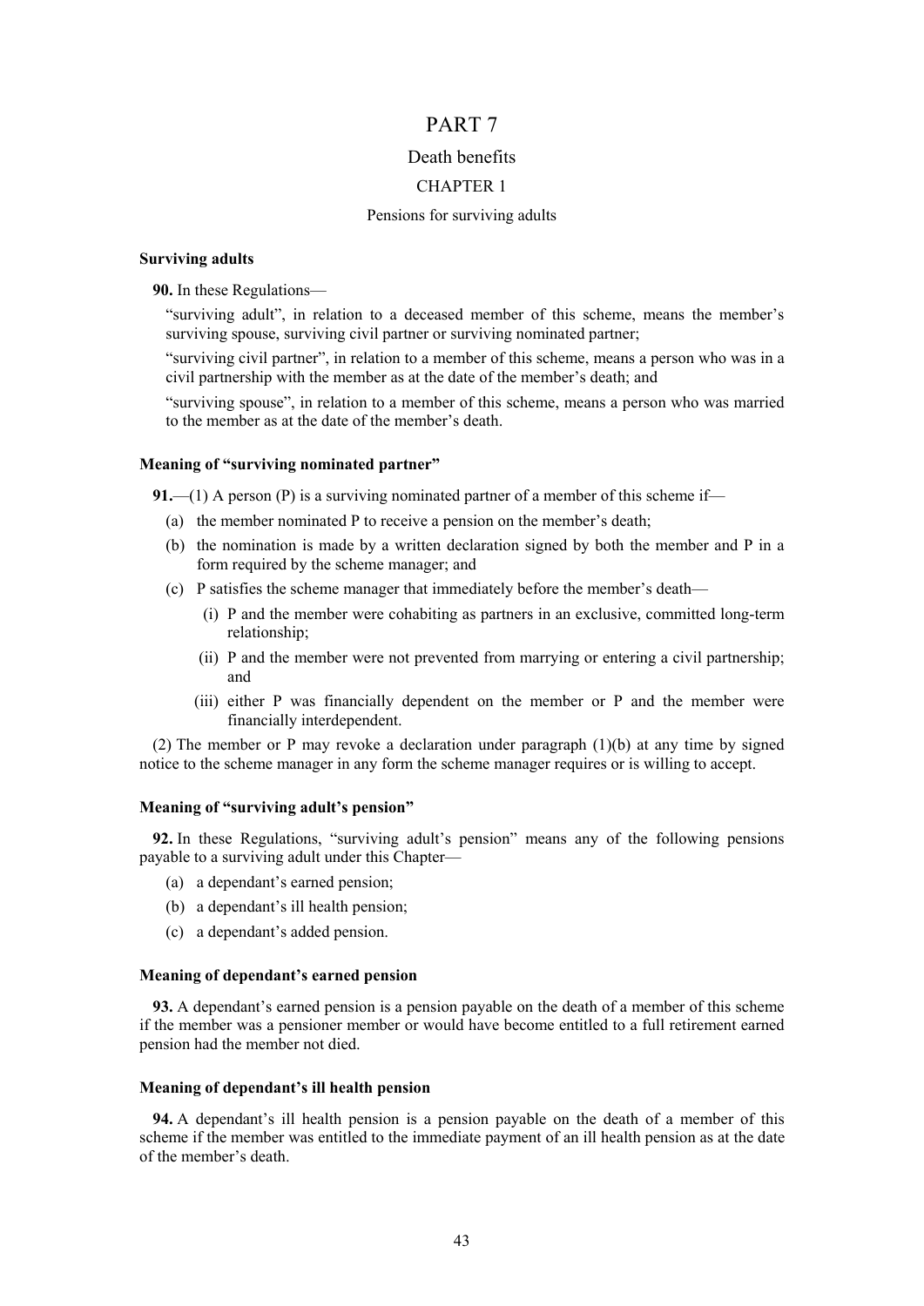# PART 7

## Death benefits

### CHAPTER 1

#### Pensions for surviving adults

**Surviving adults**

**90.** In these Regulations—

"surviving adult", in relation to a deceased member of this scheme, means the member's surviving spouse, surviving civil partner or surviving nominated partner;

"surviving civil partner", in relation to a member of this scheme, means a person who was in a civil partnership with the member as at the date of the member's death; and

"surviving spouse", in relation to a member of this scheme, means a person who was married to the member as at the date of the member's death.

**Meaning of "surviving nominated partner"**

**91.**—(1) A person (P) is a surviving nominated partner of a member of this scheme if—

- (a) the member nominated P to receive a pension on the member's death;
- (b) the nomination is made by a written declaration signed by both the member and P in a form required by the scheme manager; and
- (c) P satisfies the scheme manager that immediately before the member's death—
  - (i) P and the member were cohabiting as partners in an exclusive, committed long-term relationship;
  - (ii) P and the member were not prevented from marrying or entering a civil partnership; and
  - (iii) either P was financially dependent on the member or P and the member were financially interdependent.

(2) The member or P may revoke a declaration under paragraph (1)(b) at any time by signed notice to the scheme manager in any form the scheme manager requires or is willing to accept.

**Meaning of "surviving adult's pension"**

**92.** In these Regulations, "surviving adult's pension" means any of the following pensions payable to a surviving adult under this Chapter—

- (a) a dependant's earned pension;
- (b) a dependant's ill health pension;
- (c) a dependant's added pension.

**Meaning of dependant's earned pension**

**93.** A dependant's earned pension is a pension payable on the death of a member of this scheme if the member was a pensioner member or would have become entitled to a full retirement earned pension had the member not died.

**Meaning of dependant's ill health pension**

**94.** A dependant's ill health pension is a pension payable on the death of a member of this scheme if the member was entitled to the immediate payment of an ill health pension as at the date of the member's death.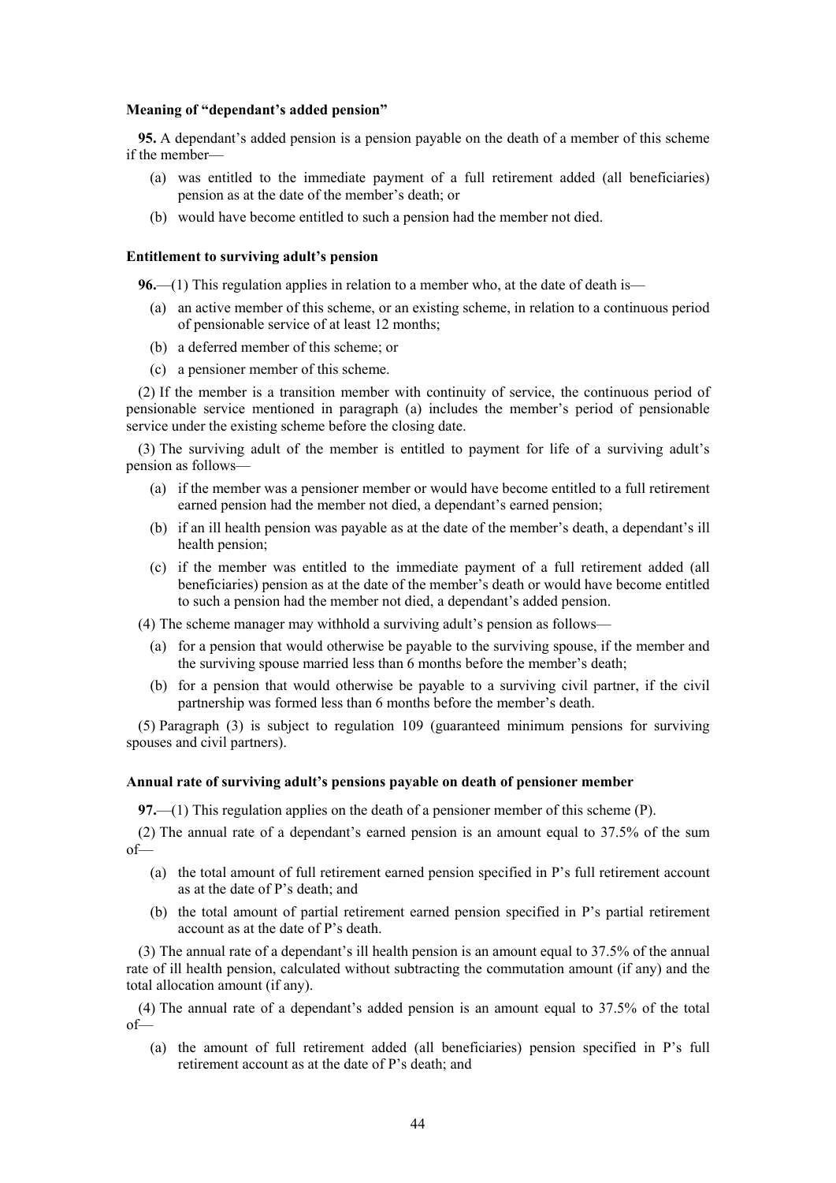**Meaning of "dependant's added pension"**

**95.** A dependant's added pension is a pension payable on the death of a member of this scheme if the member—

(a) was entitled to the immediate payment of a full retirement added (all beneficiaries) pension as at the date of the member's death; or

(b) would have become entitled to such a pension had the member not died.

**Entitlement to surviving adult's pension**

**96.**—(1) This regulation applies in relation to a member who, at the date of death is—

(a) an active member of this scheme, or an existing scheme, in relation to a continuous period of pensionable service of at least 12 months;

(b) a deferred member of this scheme; or

(c) a pensioner member of this scheme.

(2) If the member is a transition member with continuity of service, the continuous period of pensionable service mentioned in paragraph (a) includes the member's period of pensionable service under the existing scheme before the closing date.

(3) The surviving adult of the member is entitled to payment for life of a surviving adult's pension as follows—

(a) if the member was a pensioner member or would have become entitled to a full retirement earned pension had the member not died, a dependant's earned pension;

(b) if an ill health pension was payable as at the date of the member's death, a dependant's ill health pension;

(c) if the member was entitled to the immediate payment of a full retirement added (all beneficiaries) pension as at the date of the member's death or would have become entitled to such a pension had the member not died, a dependant's added pension.

(4) The scheme manager may withhold a surviving adult's pension as follows—

(a) for a pension that would otherwise be payable to the surviving spouse, if the member and the surviving spouse married less than 6 months before the member's death;

(b) for a pension that would otherwise be payable to a surviving civil partner, if the civil partnership was formed less than 6 months before the member's death.

(5) Paragraph (3) is subject to regulation 109 (guaranteed minimum pensions for surviving spouses and civil partners).

**Annual rate of surviving adult's pensions payable on death of pensioner member**

**97.**—(1) This regulation applies on the death of a pensioner member of this scheme (P).

(2) The annual rate of a dependant's earned pension is an amount equal to 37.5% of the sum of—

(a) the total amount of full retirement earned pension specified in P's full retirement account as at the date of P's death; and

(b) the total amount of partial retirement earned pension specified in P's partial retirement account as at the date of P's death.

(3) The annual rate of a dependant's ill health pension is an amount equal to 37.5% of the annual rate of ill health pension, calculated without subtracting the commutation amount (if any) and the total allocation amount (if any).

(4) The annual rate of a dependant's added pension is an amount equal to 37.5% of the total of—

(a) the amount of full retirement added (all beneficiaries) pension specified in P's full retirement account as at the date of P's death; and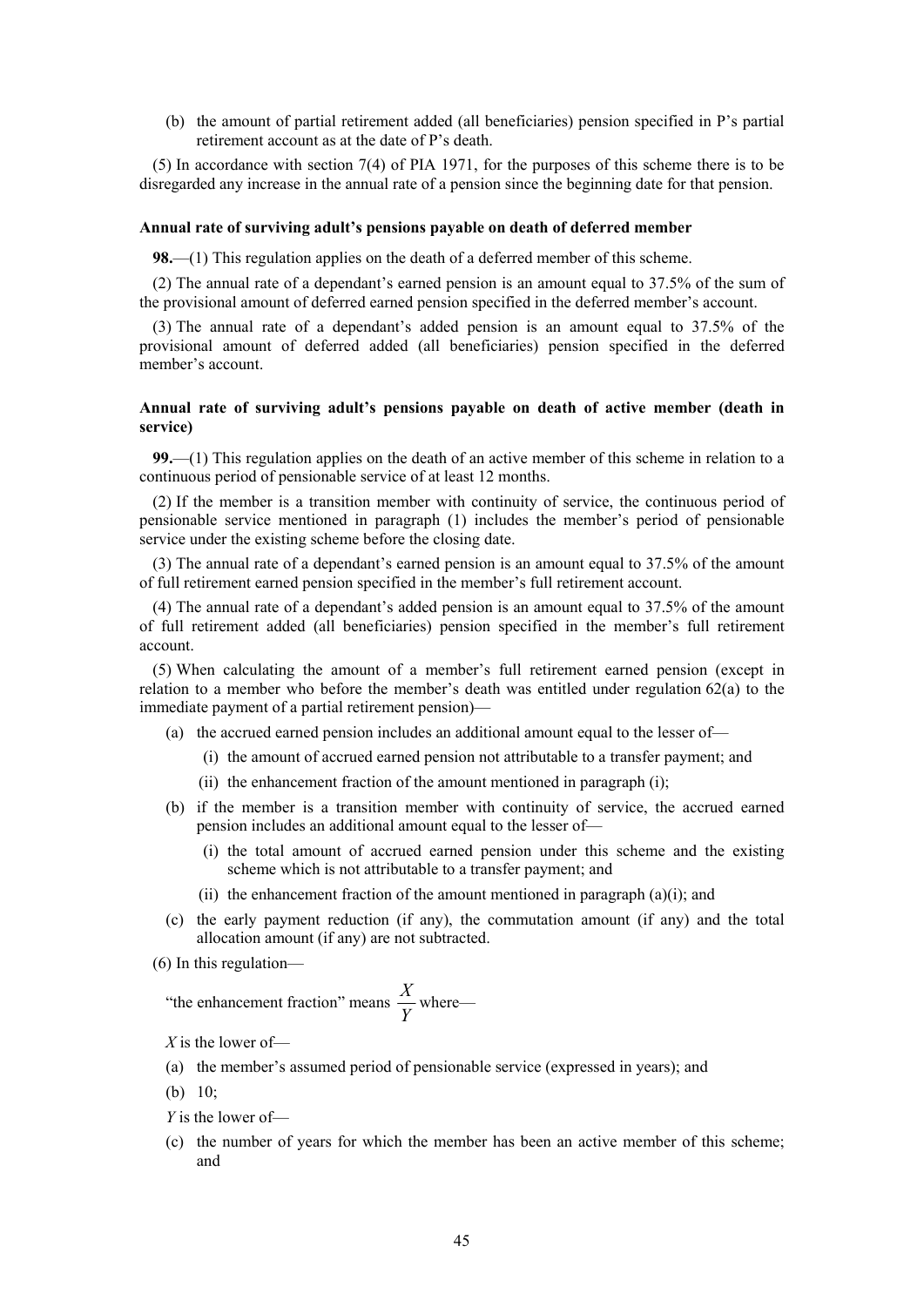(b) the amount of partial retirement added (all beneficiaries) pension specified in P's partial retirement account as at the date of P's death.

(5) In accordance with section 7(4) of PIA 1971, for the purposes of this scheme there is to be disregarded any increase in the annual rate of a pension since the beginning date for that pension.

**Annual rate of surviving adult's pensions payable on death of deferred member**

**98.**—(1) This regulation applies on the death of a deferred member of this scheme.

(2) The annual rate of a dependant's earned pension is an amount equal to 37.5% of the sum of the provisional amount of deferred earned pension specified in the deferred member's account.

(3) The annual rate of a dependant's added pension is an amount equal to 37.5% of the provisional amount of deferred added (all beneficiaries) pension specified in the deferred member's account.

**Annual rate of surviving adult's pensions payable on death of active member (death in service)**

**99.**—(1) This regulation applies on the death of an active member of this scheme in relation to a continuous period of pensionable service of at least 12 months.

(2) If the member is a transition member with continuity of service, the continuous period of pensionable service mentioned in paragraph (1) includes the member's period of pensionable service under the existing scheme before the closing date.

(3) The annual rate of a dependant's earned pension is an amount equal to 37.5% of the amount of full retirement earned pension specified in the member's full retirement account.

(4) The annual rate of a dependant's added pension is an amount equal to 37.5% of the amount of full retirement added (all beneficiaries) pension specified in the member's full retirement account.

(5) When calculating the amount of a member's full retirement earned pension (except in relation to a member who before the member's death was entitled under regulation 62(a) to the immediate payment of a partial retirement pension)—

- (a) the accrued earned pension includes an additional amount equal to the lesser of—
  - (i) the amount of accrued earned pension not attributable to a transfer payment; and
  - (ii) the enhancement fraction of the amount mentioned in paragraph (i);
- (b) if the member is a transition member with continuity of service, the accrued earned pension includes an additional amount equal to the lesser of—
  - (i) the total amount of accrued earned pension under this scheme and the existing scheme which is not attributable to a transfer payment; and
  - (ii) the enhancement fraction of the amount mentioned in paragraph (a)(i); and
- (c) the early payment reduction (if any), the commutation amount (if any) and the total allocation amount (if any) are not subtracted.

(6) In this regulation—

"the enhancement fraction" means $\frac{X}{Y}$ where—

$X$ is the lower of—

- (a) the member's assumed period of pensionable service (expressed in years); and
- (b) 10;

$Y$ is the lower of—

- (c) the number of years for which the member has been an active member of this scheme; and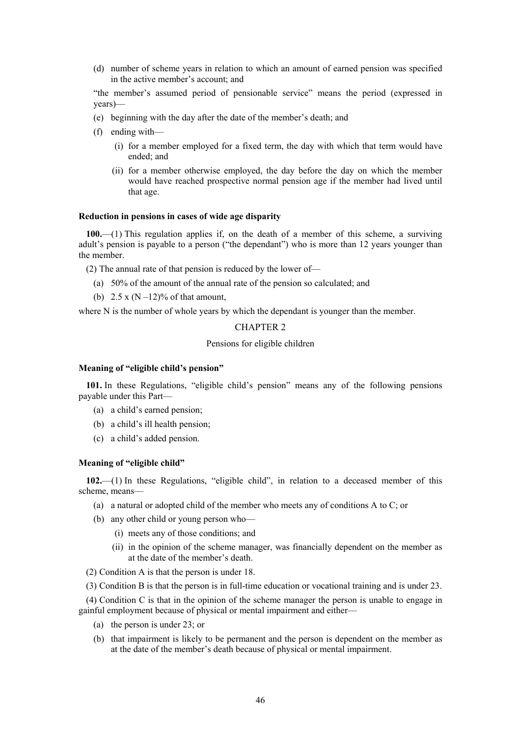(d) number of scheme years in relation to which an amount of earned pension was specified in the active member's account; and

"the member's assumed period of pensionable service" means the period (expressed in years)—

(e) beginning with the day after the date of the member's death; and

(f) ending with—

(i) for a member employed for a fixed term, the day with which that term would have ended; and

(ii) for a member otherwise employed, the day before the day on which the member would have reached prospective normal pension age if the member had lived until that age.

**Reduction in pensions in cases of wide age disparity**

**100.**—(1) This regulation applies if, on the death of a member of this scheme, a surviving adult's pension is payable to a person ("the dependant") who is more than 12 years younger than the member.

(2) The annual rate of that pension is reduced by the lower of—

(a) 50% of the amount of the annual rate of the pension so calculated; and

(b) $2.5 \times (N - 12)\%$ of that amount,

where N is the number of whole years by which the dependant is younger than the member.

CHAPTER 2

Pensions for eligible children

**Meaning of "eligible child's pension"**

**101.** In these Regulations, "eligible child's pension" means any of the following pensions payable under this Part—

(a) a child's earned pension;

(b) a child's ill health pension;

(c) a child's added pension.

**Meaning of "eligible child"**

**102.**—(1) In these Regulations, "eligible child", in relation to a deceased member of this scheme, means—

(a) a natural or adopted child of the member who meets any of conditions A to C; or

(b) any other child or young person who—

(i) meets any of those conditions; and

(ii) in the opinion of the scheme manager, was financially dependent on the member as at the date of the member's death.

(2) Condition A is that the person is under 18.

(3) Condition B is that the person is in full-time education or vocational training and is under 23.

(4) Condition C is that in the opinion of the scheme manager the person is unable to engage in gainful employment because of physical or mental impairment and either—

(a) the person is under 23; or

(b) that impairment is likely to be permanent and the person is dependent on the member as at the date of the member's death because of physical or mental impairment.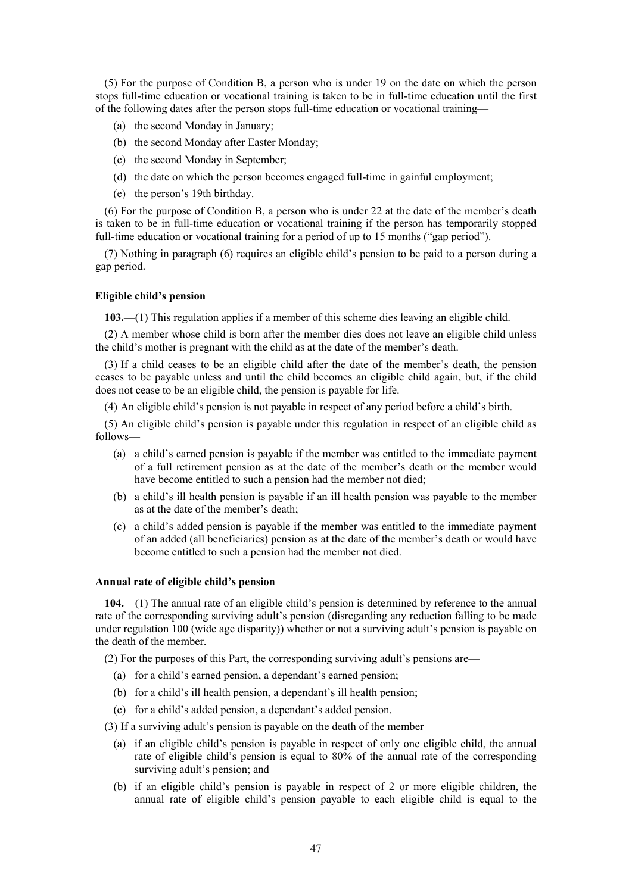(5) For the purpose of Condition B, a person who is under 19 on the date on which the person stops full-time education or vocational training is taken to be in full-time education until the first of the following dates after the person stops full-time education or vocational training—

- (a) the second Monday in January;
- (b) the second Monday after Easter Monday;
- (c) the second Monday in September;
- (d) the date on which the person becomes engaged full-time in gainful employment;
- (e) the person's 19th birthday.

(6) For the purpose of Condition B, a person who is under 22 at the date of the member's death is taken to be in full-time education or vocational training if the person has temporarily stopped full-time education or vocational training for a period of up to 15 months ("gap period").

(7) Nothing in paragraph (6) requires an eligible child's pension to be paid to a person during a gap period.

**Eligible child's pension**

**103.**—(1) This regulation applies if a member of this scheme dies leaving an eligible child.

(2) A member whose child is born after the member dies does not leave an eligible child unless the child's mother is pregnant with the child as at the date of the member's death.

(3) If a child ceases to be an eligible child after the date of the member's death, the pension ceases to be payable unless and until the child becomes an eligible child again, but, if the child does not cease to be an eligible child, the pension is payable for life.

(4) An eligible child's pension is not payable in respect of any period before a child's birth.

(5) An eligible child's pension is payable under this regulation in respect of an eligible child as follows—

- (a) a child's earned pension is payable if the member was entitled to the immediate payment of a full retirement pension as at the date of the member's death or the member would have become entitled to such a pension had the member not died;
- (b) a child's ill health pension is payable if an ill health pension was payable to the member as at the date of the member's death;
- (c) a child's added pension is payable if the member was entitled to the immediate payment of an added (all beneficiaries) pension as at the date of the member's death or would have become entitled to such a pension had the member not died.

**Annual rate of eligible child's pension**

**104.**—(1) The annual rate of an eligible child's pension is determined by reference to the annual rate of the corresponding surviving adult's pension (disregarding any reduction falling to be made under regulation 100 (wide age disparity)) whether or not a surviving adult's pension is payable on the death of the member.

(2) For the purposes of this Part, the corresponding surviving adult's pensions are—

- (a) for a child's earned pension, a dependant's earned pension;
- (b) for a child's ill health pension, a dependant's ill health pension;
- (c) for a child's added pension, a dependant's added pension.

(3) If a surviving adult's pension is payable on the death of the member—

- (a) if an eligible child's pension is payable in respect of only one eligible child, the annual rate of eligible child's pension is equal to 80% of the annual rate of the corresponding surviving adult's pension; and
- (b) if an eligible child's pension is payable in respect of 2 or more eligible children, the annual rate of eligible child's pension payable to each eligible child is equal to the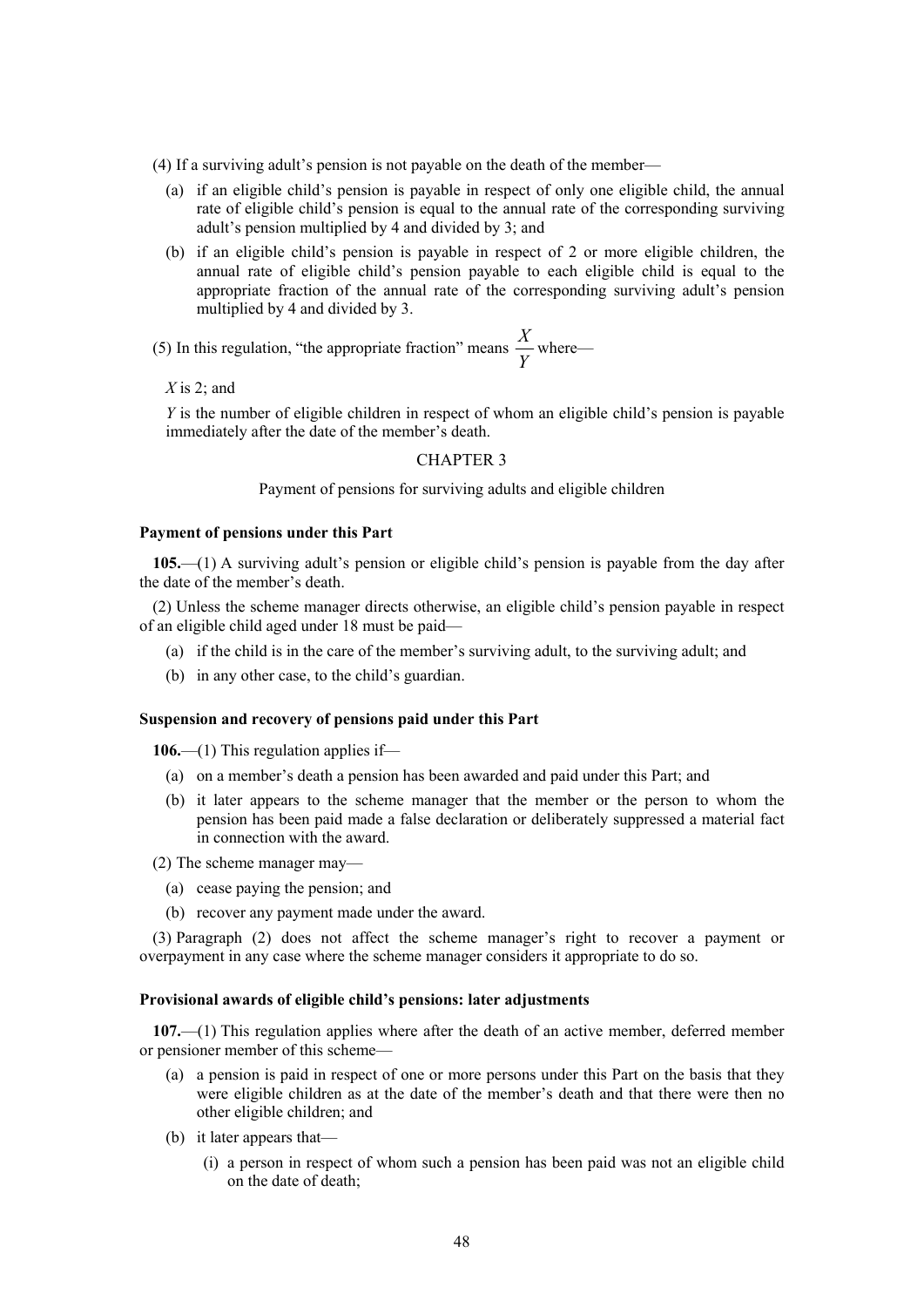(4) If a surviving adult's pension is not payable on the death of the member—

(a) if an eligible child's pension is payable in respect of only one eligible child, the annual rate of eligible child's pension is equal to the annual rate of the corresponding surviving adult's pension multiplied by 4 and divided by 3; and

(b) if an eligible child's pension is payable in respect of 2 or more eligible children, the annual rate of eligible child's pension payable to each eligible child is equal to the appropriate fraction of the annual rate of the corresponding surviving adult's pension multiplied by 4 and divided by 3.

(5) In this regulation, "the appropriate fraction" means $\frac{X}{Y}$ where—

$X$ is 2; and

$Y$ is the number of eligible children in respect of whom an eligible child's pension is payable immediately after the date of the member's death.

## CHAPTER 3

Payment of pensions for surviving adults and eligible children

**Payment of pensions under this Part**

**105.**—(1) A surviving adult's pension or eligible child's pension is payable from the day after the date of the member's death.

(2) Unless the scheme manager directs otherwise, an eligible child's pension payable in respect of an eligible child aged under 18 must be paid—

(a) if the child is in the care of the member's surviving adult, to the surviving adult; and

(b) in any other case, to the child's guardian.

**Suspension and recovery of pensions paid under this Part**

**106.**—(1) This regulation applies if—

(a) on a member's death a pension has been awarded and paid under this Part; and

(b) it later appears to the scheme manager that the member or the person to whom the pension has been paid made a false declaration or deliberately suppressed a material fact in connection with the award.

(2) The scheme manager may—

(a) cease paying the pension; and

(b) recover any payment made under the award.

(3) Paragraph (2) does not affect the scheme manager's right to recover a payment or overpayment in any case where the scheme manager considers it appropriate to do so.

**Provisional awards of eligible child's pensions: later adjustments**

**107.**—(1) This regulation applies where after the death of an active member, deferred member or pensioner member of this scheme—

(a) a pension is paid in respect of one or more persons under this Part on the basis that they were eligible children as at the date of the member's death and that there were then no other eligible children; and

(b) it later appears that—

(i) a person in respect of whom such a pension has been paid was not an eligible child on the date of death;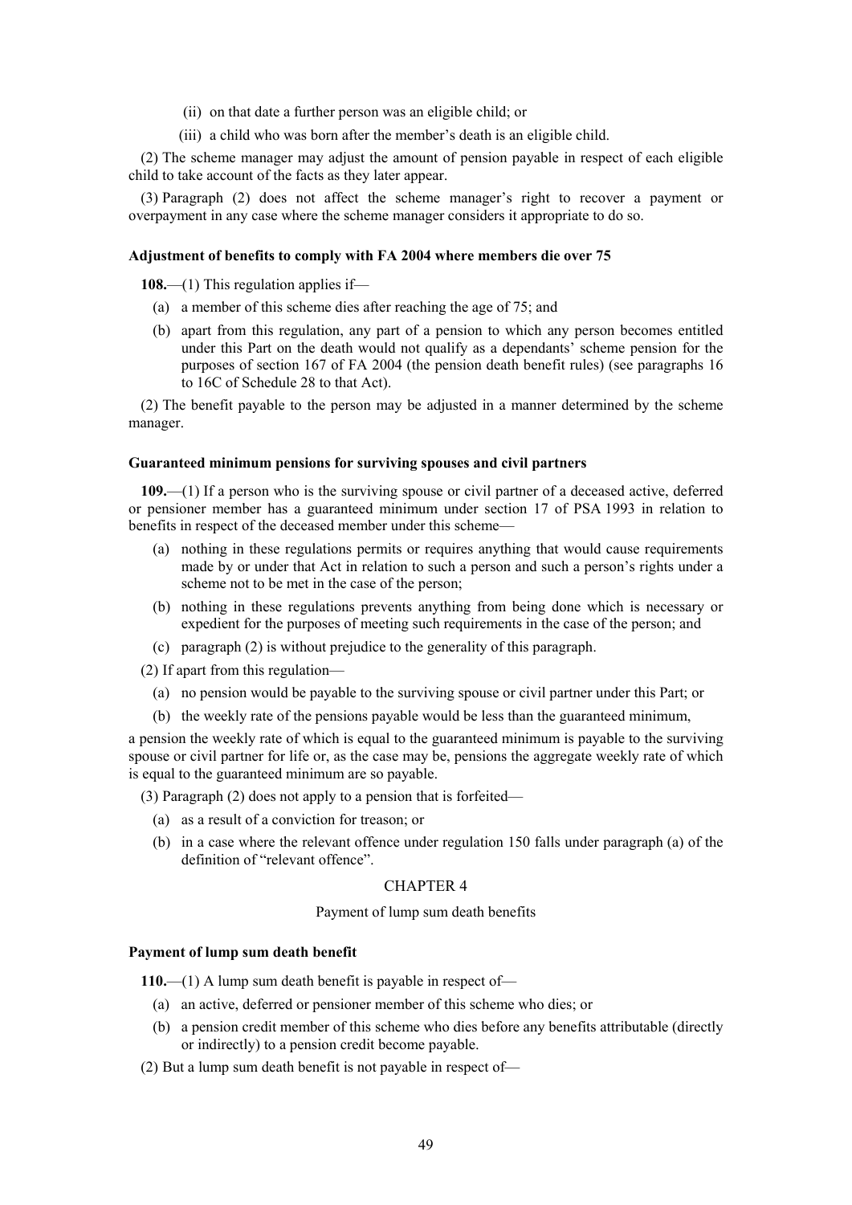(ii) on that date a further person was an eligible child; or

(iii) a child who was born after the member's death is an eligible child.

(2) The scheme manager may adjust the amount of pension payable in respect of each eligible child to take account of the facts as they later appear.

(3) Paragraph (2) does not affect the scheme manager's right to recover a payment or overpayment in any case where the scheme manager considers it appropriate to do so.

**Adjustment of benefits to comply with FA 2004 where members die over 75**

**108.**—(1) This regulation applies if—

(a) a member of this scheme dies after reaching the age of 75; and

(b) apart from this regulation, any part of a pension to which any person becomes entitled under this Part on the death would not qualify as a dependants' scheme pension for the purposes of section 167 of FA 2004 (the pension death benefit rules) (see paragraphs 16 to 16C of Schedule 28 to that Act).

(2) The benefit payable to the person may be adjusted in a manner determined by the scheme manager.

**Guaranteed minimum pensions for surviving spouses and civil partners**

**109.**—(1) If a person who is the surviving spouse or civil partner of a deceased active, deferred or pensioner member has a guaranteed minimum under section 17 of PSA 1993 in relation to benefits in respect of the deceased member under this scheme—

(a) nothing in these regulations permits or requires anything that would cause requirements made by or under that Act in relation to such a person and such a person's rights under a scheme not to be met in the case of the person;

(b) nothing in these regulations prevents anything from being done which is necessary or expedient for the purposes of meeting such requirements in the case of the person; and

(c) paragraph (2) is without prejudice to the generality of this paragraph.

(2) If apart from this regulation—

(a) no pension would be payable to the surviving spouse or civil partner under this Part; or

(b) the weekly rate of the pensions payable would be less than the guaranteed minimum,

a pension the weekly rate of which is equal to the guaranteed minimum is payable to the surviving spouse or civil partner for life or, as the case may be, pensions the aggregate weekly rate of which is equal to the guaranteed minimum are so payable.

(3) Paragraph (2) does not apply to a pension that is forfeited—

(a) as a result of a conviction for treason; or

(b) in a case where the relevant offence under regulation 150 falls under paragraph (a) of the definition of "relevant offence".

## CHAPTER 4

### Payment of lump sum death benefits

**Payment of lump sum death benefit**

**110.**—(1) A lump sum death benefit is payable in respect of—

(a) an active, deferred or pensioner member of this scheme who dies; or

(b) a pension credit member of this scheme who dies before any benefits attributable (directly or indirectly) to a pension credit become payable.

(2) But a lump sum death benefit is not payable in respect of—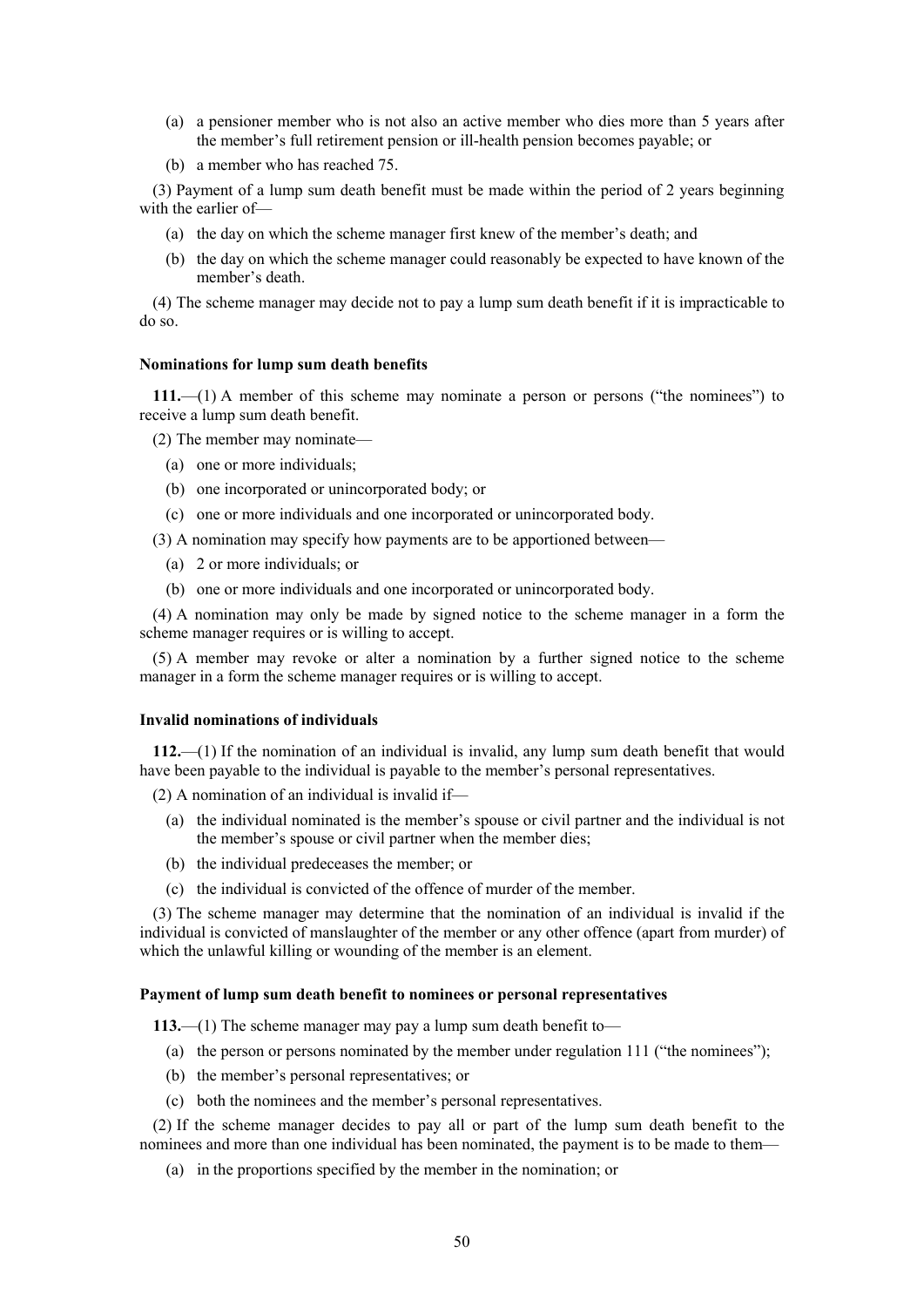(a) a pensioner member who is not also an active member who dies more than 5 years after the member's full retirement pension or ill-health pension becomes payable; or

(b) a member who has reached 75.

(3) Payment of a lump sum death benefit must be made within the period of 2 years beginning with the earlier of—

(a) the day on which the scheme manager first knew of the member's death; and

(b) the day on which the scheme manager could reasonably be expected to have known of the member's death.

(4) The scheme manager may decide not to pay a lump sum death benefit if it is impracticable to do so.

**Nominations for lump sum death benefits**

**111.**—(1) A member of this scheme may nominate a person or persons ("the nominees") to receive a lump sum death benefit.

(2) The member may nominate—

(a) one or more individuals;

(b) one incorporated or unincorporated body; or

(c) one or more individuals and one incorporated or unincorporated body.

(3) A nomination may specify how payments are to be apportioned between—

(a) 2 or more individuals; or

(b) one or more individuals and one incorporated or unincorporated body.

(4) A nomination may only be made by signed notice to the scheme manager in a form the scheme manager requires or is willing to accept.

(5) A member may revoke or alter a nomination by a further signed notice to the scheme manager in a form the scheme manager requires or is willing to accept.

**Invalid nominations of individuals**

**112.**—(1) If the nomination of an individual is invalid, any lump sum death benefit that would have been payable to the individual is payable to the member's personal representatives.

(2) A nomination of an individual is invalid if—

(a) the individual nominated is the member's spouse or civil partner and the individual is not the member's spouse or civil partner when the member dies;

(b) the individual predeceases the member; or

(c) the individual is convicted of the offence of murder of the member.

(3) The scheme manager may determine that the nomination of an individual is invalid if the individual is convicted of manslaughter of the member or any other offence (apart from murder) of which the unlawful killing or wounding of the member is an element.

**Payment of lump sum death benefit to nominees or personal representatives**

**113.**—(1) The scheme manager may pay a lump sum death benefit to—

(a) the person or persons nominated by the member under regulation 111 ("the nominees");

(b) the member's personal representatives; or

(c) both the nominees and the member's personal representatives.

(2) If the scheme manager decides to pay all or part of the lump sum death benefit to the nominees and more than one individual has been nominated, the payment is to be made to them—

(a) in the proportions specified by the member in the nomination; or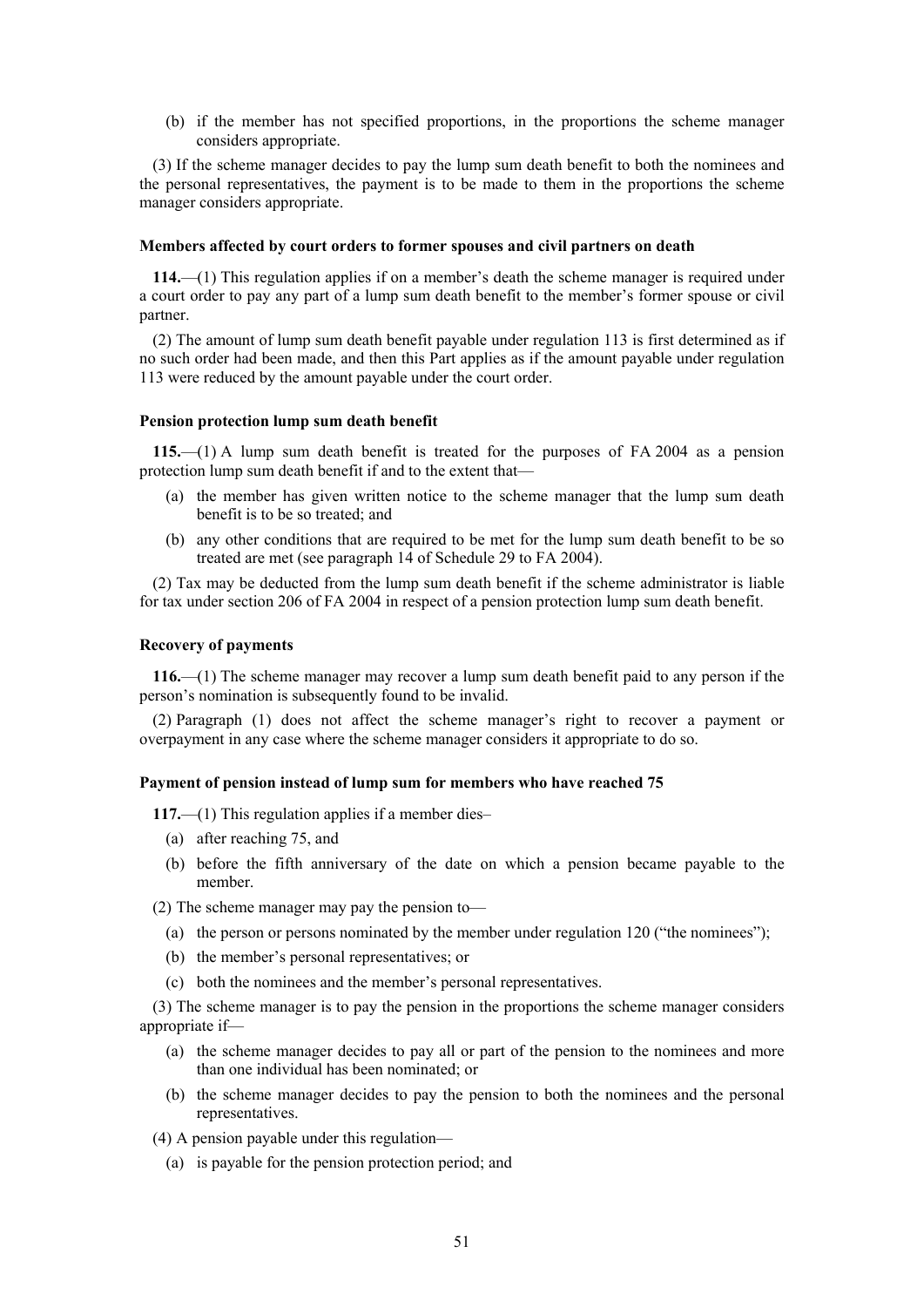(b) if the member has not specified proportions, in the proportions the scheme manager considers appropriate.

(3) If the scheme manager decides to pay the lump sum death benefit to both the nominees and the personal representatives, the payment is to be made to them in the proportions the scheme manager considers appropriate.

**Members affected by court orders to former spouses and civil partners on death**

**114.**—(1) This regulation applies if on a member's death the scheme manager is required under a court order to pay any part of a lump sum death benefit to the member's former spouse or civil partner.

(2) The amount of lump sum death benefit payable under regulation 113 is first determined as if no such order had been made, and then this Part applies as if the amount payable under regulation 113 were reduced by the amount payable under the court order.

**Pension protection lump sum death benefit**

**115.**—(1) A lump sum death benefit is treated for the purposes of FA 2004 as a pension protection lump sum death benefit if and to the extent that—

(a) the member has given written notice to the scheme manager that the lump sum death benefit is to be so treated; and

(b) any other conditions that are required to be met for the lump sum death benefit to be so treated are met (see paragraph 14 of Schedule 29 to FA 2004).

(2) Tax may be deducted from the lump sum death benefit if the scheme administrator is liable for tax under section 206 of FA 2004 in respect of a pension protection lump sum death benefit.

**Recovery of payments**

**116.**—(1) The scheme manager may recover a lump sum death benefit paid to any person if the person's nomination is subsequently found to be invalid.

(2) Paragraph (1) does not affect the scheme manager's right to recover a payment or overpayment in any case where the scheme manager considers it appropriate to do so.

**Payment of pension instead of lump sum for members who have reached 75**

**117.**—(1) This regulation applies if a member dies–

(a) after reaching 75, and

(b) before the fifth anniversary of the date on which a pension became payable to the member.

(2) The scheme manager may pay the pension to—

(a) the person or persons nominated by the member under regulation 120 ("the nominees");

(b) the member's personal representatives; or

(c) both the nominees and the member's personal representatives.

(3) The scheme manager is to pay the pension in the proportions the scheme manager considers appropriate if—

(a) the scheme manager decides to pay all or part of the pension to the nominees and more than one individual has been nominated; or

(b) the scheme manager decides to pay the pension to both the nominees and the personal representatives.

(4) A pension payable under this regulation—

(a) is payable for the pension protection period; and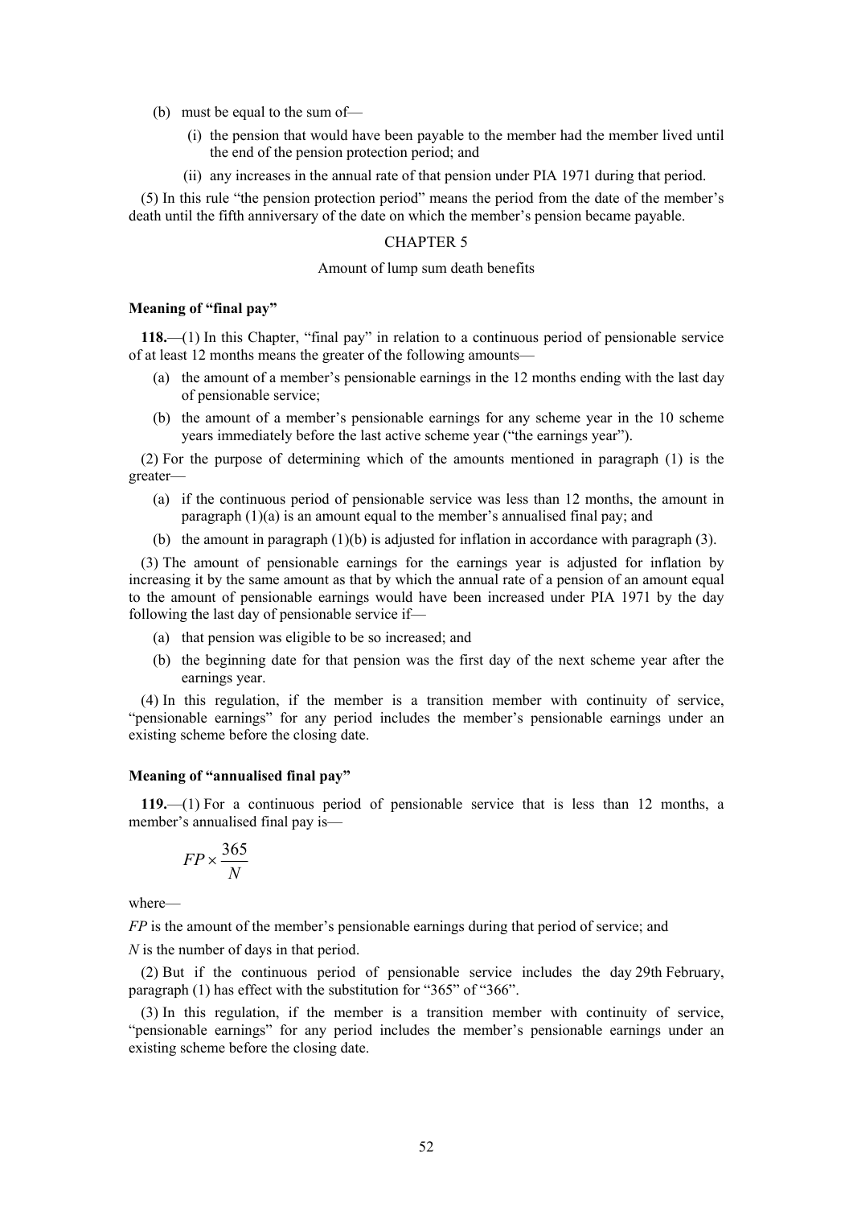(b) must be equal to the sum of—

(i) the pension that would have been payable to the member had the member lived until the end of the pension protection period; and

(ii) any increases in the annual rate of that pension under PIA 1971 during that period.

(5) In this rule "the pension protection period" means the period from the date of the member's death until the fifth anniversary of the date on which the member's pension became payable.

## CHAPTER 5

### Amount of lump sum death benefits

**Meaning of "final pay"**

**118.**—(1) In this Chapter, "final pay" in relation to a continuous period of pensionable service of at least 12 months means the greater of the following amounts—

(a) the amount of a member's pensionable earnings in the 12 months ending with the last day of pensionable service;

(b) the amount of a member's pensionable earnings for any scheme year in the 10 scheme years immediately before the last active scheme year ("the earnings year").

(2) For the purpose of determining which of the amounts mentioned in paragraph (1) is the greater—

(a) if the continuous period of pensionable service was less than 12 months, the amount in paragraph (1)(a) is an amount equal to the member's annualised final pay; and

(b) the amount in paragraph (1)(b) is adjusted for inflation in accordance with paragraph (3).

(3) The amount of pensionable earnings for the earnings year is adjusted for inflation by increasing it by the same amount as that by which the annual rate of a pension of an amount equal to the amount of pensionable earnings would have been increased under PIA 1971 by the day following the last day of pensionable service if—

(a) that pension was eligible to be so increased; and

(b) the beginning date for that pension was the first day of the next scheme year after the earnings year.

(4) In this regulation, if the member is a transition member with continuity of service, "pensionable earnings" for any period includes the member's pensionable earnings under an existing scheme before the closing date.

**Meaning of "annualised final pay"**

**119.**—(1) For a continuous period of pensionable service that is less than 12 months, a member's annualised final pay is—

$$FP \times \frac{365}{N}$$

where—

*FP* is the amount of the member's pensionable earnings during that period of service; and

*N* is the number of days in that period.

(2) But if the continuous period of pensionable service includes the day 29th February, paragraph (1) has effect with the substitution for "365" of "366".

(3) In this regulation, if the member is a transition member with continuity of service, "pensionable earnings" for any period includes the member's pensionable earnings under an existing scheme before the closing date.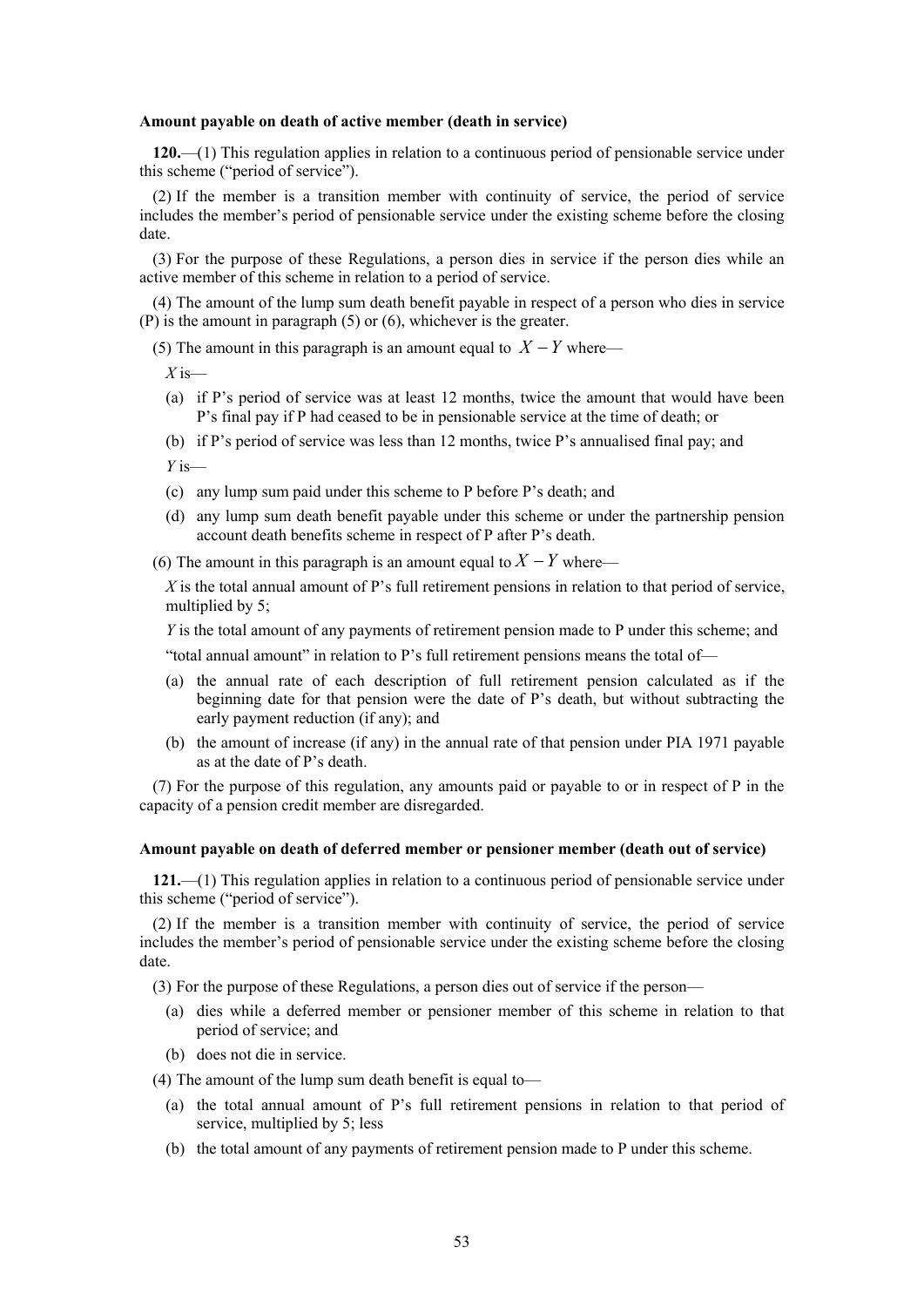### Amount payable on death of active member (death in service)

**120.**—(1) This regulation applies in relation to a continuous period of pensionable service under this scheme ("period of service").

(2) If the member is a transition member with continuity of service, the period of service includes the member's period of pensionable service under the existing scheme before the closing date.

(3) For the purpose of these Regulations, a person dies in service if the person dies while an active member of this scheme in relation to a period of service.

(4) The amount of the lump sum death benefit payable in respect of a person who dies in service (P) is the amount in paragraph (5) or (6), whichever is the greater.

(5) The amount in this paragraph is an amount equal to $X - Y$ where—

$X$ is—

(a) if P's period of service was at least 12 months, twice the amount that would have been P's final pay if P had ceased to be in pensionable service at the time of death; or

(b) if P's period of service was less than 12 months, twice P's annualised final pay; and

$Y$ is—

(c) any lump sum paid under this scheme to P before P's death; and

(d) any lump sum death benefit payable under this scheme or under the partnership pension account death benefits scheme in respect of P after P's death.

(6) The amount in this paragraph is an amount equal to $X - Y$ where—

$X$ is the total annual amount of P's full retirement pensions in relation to that period of service, multiplied by 5;

$Y$ is the total amount of any payments of retirement pension made to P under this scheme; and

"total annual amount" in relation to P's full retirement pensions means the total of—

(a) the annual rate of each description of full retirement pension calculated as if the beginning date for that pension were the date of P's death, but without subtracting the early payment reduction (if any); and

(b) the amount of increase (if any) in the annual rate of that pension under PIA 1971 payable as at the date of P's death.

(7) For the purpose of this regulation, any amounts paid or payable to or in respect of P in the capacity of a pension credit member are disregarded.

### Amount payable on death of deferred member or pensioner member (death out of service)

**121.**—(1) This regulation applies in relation to a continuous period of pensionable service under this scheme ("period of service").

(2) If the member is a transition member with continuity of service, the period of service includes the member's period of pensionable service under the existing scheme before the closing date.

(3) For the purpose of these Regulations, a person dies out of service if the person—

(a) dies while a deferred member or pensioner member of this scheme in relation to that period of service; and

(b) does not die in service.

(4) The amount of the lump sum death benefit is equal to—

(a) the total annual amount of P's full retirement pensions in relation to that period of service, multiplied by 5; less

(b) the total amount of any payments of retirement pension made to P under this scheme.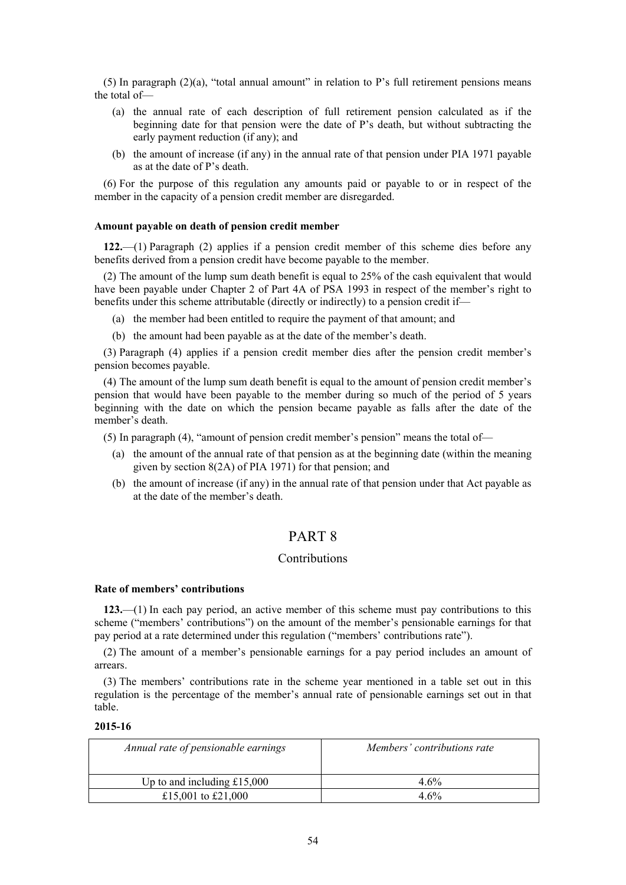(5) In paragraph (2)(a), "total annual amount" in relation to P's full retirement pensions means the total of—

- (a) the annual rate of each description of full retirement pension calculated as if the beginning date for that pension were the date of P's death, but without subtracting the early payment reduction (if any); and
- (b) the amount of increase (if any) in the annual rate of that pension under PIA 1971 payable as at the date of P's death.

(6) For the purpose of this regulation any amounts paid or payable to or in respect of the member in the capacity of a pension credit member are disregarded.

**Amount payable on death of pension credit member**

**122.**—(1) Paragraph (2) applies if a pension credit member of this scheme dies before any benefits derived from a pension credit have become payable to the member.

(2) The amount of the lump sum death benefit is equal to 25% of the cash equivalent that would have been payable under Chapter 2 of Part 4A of PSA 1993 in respect of the member's right to benefits under this scheme attributable (directly or indirectly) to a pension credit if—

- (a) the member had been entitled to require the payment of that amount; and
- (b) the amount had been payable as at the date of the member's death.

(3) Paragraph (4) applies if a pension credit member dies after the pension credit member's pension becomes payable.

(4) The amount of the lump sum death benefit is equal to the amount of pension credit member's pension that would have been payable to the member during so much of the period of 5 years beginning with the date on which the pension became payable as falls after the date of the member's death.

(5) In paragraph (4), "amount of pension credit member's pension" means the total of—

- (a) the amount of the annual rate of that pension as at the beginning date (within the meaning given by section 8(2A) of PIA 1971) for that pension; and
- (b) the amount of increase (if any) in the annual rate of that pension under that Act payable as at the date of the member's death.

# PART 8

## Contributions

**Rate of members' contributions**

**123.**—(1) In each pay period, an active member of this scheme must pay contributions to this scheme ("members' contributions") on the amount of the member's pensionable earnings for that pay period at a rate determined under this regulation ("members' contributions rate").

(2) The amount of a member's pensionable earnings for a pay period includes an amount of arrears.

(3) The members' contributions rate in the scheme year mentioned in a table set out in this regulation is the percentage of the member's annual rate of pensionable earnings set out in that table.

**2015-16**

| *Annual rate of pensionable earnings* | *Members' contributions rate* |
|---|---|
| Up to and including £15,000 | 4.6% |
| £15,001 to £21,000 | 4.6% |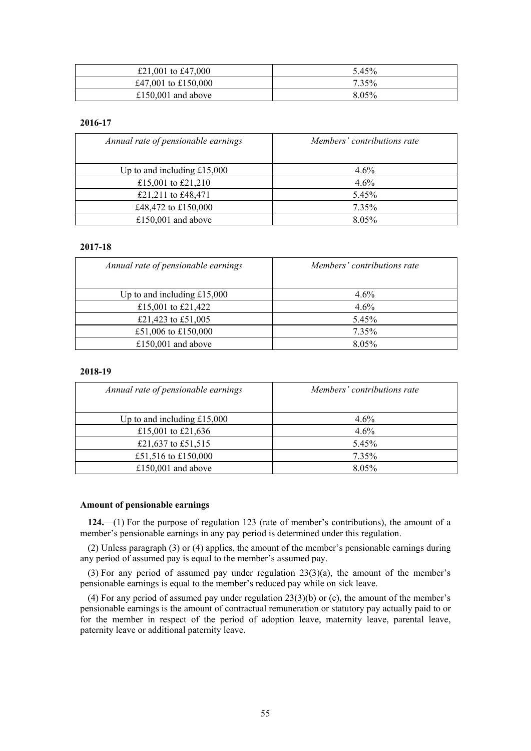| | |
|---|---|
| £21,001 to £47,000 | 5.45% |
| £47,001 to £150,000 | 7.35% |
| £150,001 and above | 8.05% |

**2016-17**

| *Annual rate of pensionable earnings* | *Members' contributions rate* |
|---|---|
| Up to and including £15,000 | 4.6% |
| £15,001 to £21,210 | 4.6% |
| £21,211 to £48,471 | 5.45% |
| £48,472 to £150,000 | 7.35% |
| £150,001 and above | 8.05% |

**2017-18**

| *Annual rate of pensionable earnings* | *Members' contributions rate* |
|---|---|
| Up to and including £15,000 | 4.6% |
| £15,001 to £21,422 | 4.6% |
| £21,423 to £51,005 | 5.45% |
| £51,006 to £150,000 | 7.35% |
| £150,001 and above | 8.05% |

**2018-19**

| *Annual rate of pensionable earnings* | *Members' contributions rate* |
|---|---|
| Up to and including £15,000 | 4.6% |
| £15,001 to £21,636 | 4.6% |
| £21,637 to £51,515 | 5.45% |
| £51,516 to £150,000 | 7.35% |
| £150,001 and above | 8.05% |

**Amount of pensionable earnings**

**124.**—(1) For the purpose of regulation 123 (rate of member's contributions), the amount of a member's pensionable earnings in any pay period is determined under this regulation.

(2) Unless paragraph (3) or (4) applies, the amount of the member's pensionable earnings during any period of assumed pay is equal to the member's assumed pay.

(3) For any period of assumed pay under regulation 23(3)(a), the amount of the member's pensionable earnings is equal to the member's reduced pay while on sick leave.

(4) For any period of assumed pay under regulation 23(3)(b) or (c), the amount of the member's pensionable earnings is the amount of contractual remuneration or statutory pay actually paid to or for the member in respect of the period of adoption leave, maternity leave, parental leave, paternity leave or additional paternity leave.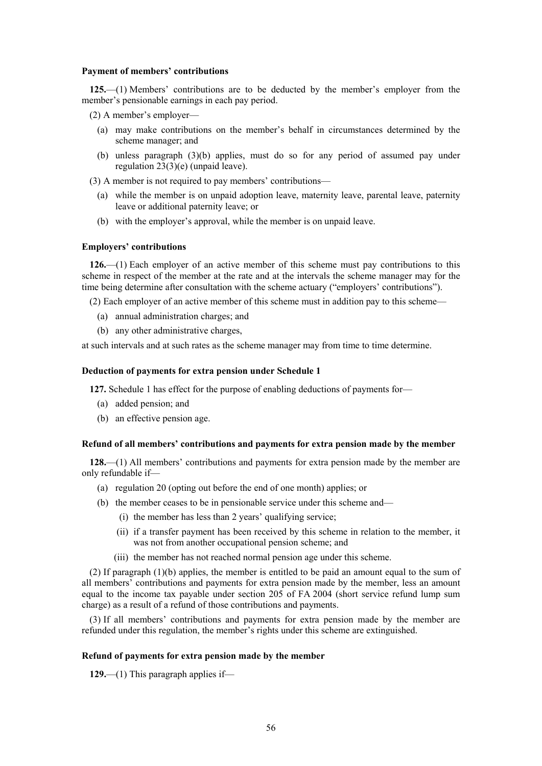#### Payment of members' contributions

**125.**—(1) Members' contributions are to be deducted by the member's employer from the member's pensionable earnings in each pay period.

(2) A member's employer—

- (a) may make contributions on the member's behalf in circumstances determined by the scheme manager; and
- (b) unless paragraph (3)(b) applies, must do so for any period of assumed pay under regulation 23(3)(e) (unpaid leave).

(3) A member is not required to pay members' contributions—

- (a) while the member is on unpaid adoption leave, maternity leave, parental leave, paternity leave or additional paternity leave; or
- (b) with the employer's approval, while the member is on unpaid leave.

#### Employers' contributions

**126.**—(1) Each employer of an active member of this scheme must pay contributions to this scheme in respect of the member at the rate and at the intervals the scheme manager may for the time being determine after consultation with the scheme actuary ("employers' contributions").

(2) Each employer of an active member of this scheme must in addition pay to this scheme—

- (a) annual administration charges; and
- (b) any other administrative charges,

at such intervals and at such rates as the scheme manager may from time to time determine.

#### Deduction of payments for extra pension under Schedule 1

**127.** Schedule 1 has effect for the purpose of enabling deductions of payments for—

- (a) added pension; and
- (b) an effective pension age.

#### Refund of all members' contributions and payments for extra pension made by the member

**128.**—(1) All members' contributions and payments for extra pension made by the member are only refundable if—

- (a) regulation 20 (opting out before the end of one month) applies; or
- (b) the member ceases to be in pensionable service under this scheme and—
  - (i) the member has less than 2 years' qualifying service;
  - (ii) if a transfer payment has been received by this scheme in relation to the member, it was not from another occupational pension scheme; and
  - (iii) the member has not reached normal pension age under this scheme.

(2) If paragraph (1)(b) applies, the member is entitled to be paid an amount equal to the sum of all members' contributions and payments for extra pension made by the member, less an amount equal to the income tax payable under section 205 of FA 2004 (short service refund lump sum charge) as a result of a refund of those contributions and payments.

(3) If all members' contributions and payments for extra pension made by the member are refunded under this regulation, the member's rights under this scheme are extinguished.

#### Refund of payments for extra pension made by the member

**129.**—(1) This paragraph applies if—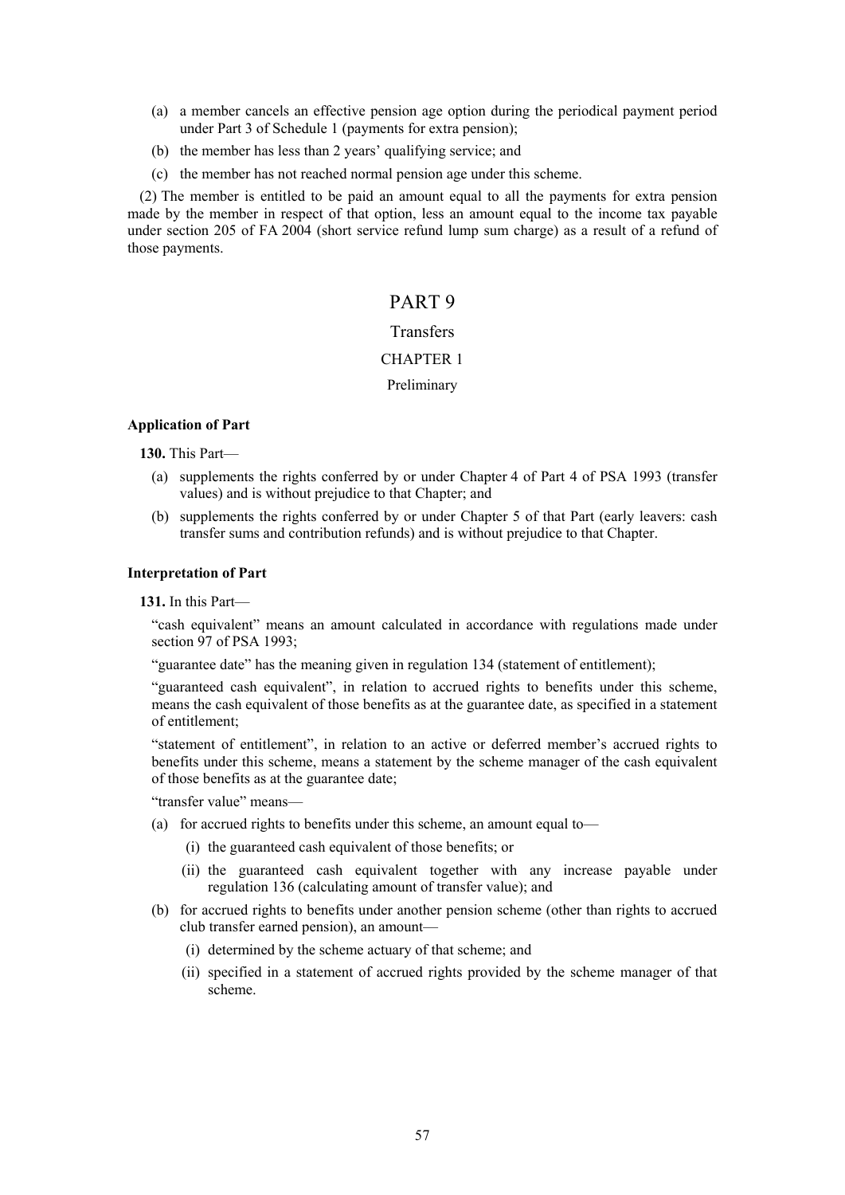(a) a member cancels an effective pension age option during the periodical payment period under Part 3 of Schedule 1 (payments for extra pension);

(b) the member has less than 2 years' qualifying service; and

(c) the member has not reached normal pension age under this scheme.

(2) The member is entitled to be paid an amount equal to all the payments for extra pension made by the member in respect of that option, less an amount equal to the income tax payable under section 205 of FA 2004 (short service refund lump sum charge) as a result of a refund of those payments.

# PART 9

## Transfers

## CHAPTER 1

### Preliminary

**Application of Part**

**130.** This Part—

(a) supplements the rights conferred by or under Chapter 4 of Part 4 of PSA 1993 (transfer values) and is without prejudice to that Chapter; and

(b) supplements the rights conferred by or under Chapter 5 of that Part (early leavers: cash transfer sums and contribution refunds) and is without prejudice to that Chapter.

**Interpretation of Part**

**131.** In this Part—

"cash equivalent" means an amount calculated in accordance with regulations made under section 97 of PSA 1993;

"guarantee date" has the meaning given in regulation 134 (statement of entitlement);

"guaranteed cash equivalent", in relation to accrued rights to benefits under this scheme, means the cash equivalent of those benefits as at the guarantee date, as specified in a statement of entitlement;

"statement of entitlement", in relation to an active or deferred member's accrued rights to benefits under this scheme, means a statement by the scheme manager of the cash equivalent of those benefits as at the guarantee date;

"transfer value" means—

(a) for accrued rights to benefits under this scheme, an amount equal to—

  (i) the guaranteed cash equivalent of those benefits; or

  (ii) the guaranteed cash equivalent together with any increase payable under regulation 136 (calculating amount of transfer value); and

(b) for accrued rights to benefits under another pension scheme (other than rights to accrued club transfer earned pension), an amount—

  (i) determined by the scheme actuary of that scheme; and

  (ii) specified in a statement of accrued rights provided by the scheme manager of that scheme.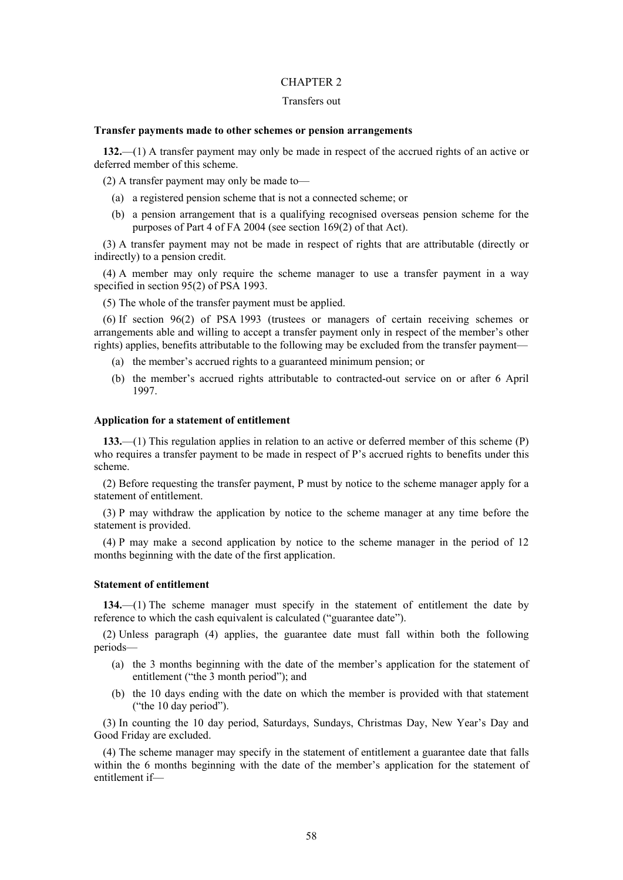CHAPTER 2

Transfers out

**Transfer payments made to other schemes or pension arrangements**

**132.**—(1) A transfer payment may only be made in respect of the accrued rights of an active or deferred member of this scheme.

(2) A transfer payment may only be made to—

(a) a registered pension scheme that is not a connected scheme; or

(b) a pension arrangement that is a qualifying recognised overseas pension scheme for the purposes of Part 4 of FA 2004 (see section 169(2) of that Act).

(3) A transfer payment may not be made in respect of rights that are attributable (directly or indirectly) to a pension credit.

(4) A member may only require the scheme manager to use a transfer payment in a way specified in section 95(2) of PSA 1993.

(5) The whole of the transfer payment must be applied.

(6) If section 96(2) of PSA 1993 (trustees or managers of certain receiving schemes or arrangements able and willing to accept a transfer payment only in respect of the member's other rights) applies, benefits attributable to the following may be excluded from the transfer payment—

(a) the member's accrued rights to a guaranteed minimum pension; or

(b) the member's accrued rights attributable to contracted-out service on or after 6 April 1997.

**Application for a statement of entitlement**

**133.**—(1) This regulation applies in relation to an active or deferred member of this scheme (P) who requires a transfer payment to be made in respect of P's accrued rights to benefits under this scheme.

(2) Before requesting the transfer payment, P must by notice to the scheme manager apply for a statement of entitlement.

(3) P may withdraw the application by notice to the scheme manager at any time before the statement is provided.

(4) P may make a second application by notice to the scheme manager in the period of 12 months beginning with the date of the first application.

**Statement of entitlement**

**134.**—(1) The scheme manager must specify in the statement of entitlement the date by reference to which the cash equivalent is calculated ("guarantee date").

(2) Unless paragraph (4) applies, the guarantee date must fall within both the following periods—

(a) the 3 months beginning with the date of the member's application for the statement of entitlement ("the 3 month period"); and

(b) the 10 days ending with the date on which the member is provided with that statement ("the 10 day period").

(3) In counting the 10 day period, Saturdays, Sundays, Christmas Day, New Year's Day and Good Friday are excluded.

(4) The scheme manager may specify in the statement of entitlement a guarantee date that falls within the 6 months beginning with the date of the member's application for the statement of entitlement if—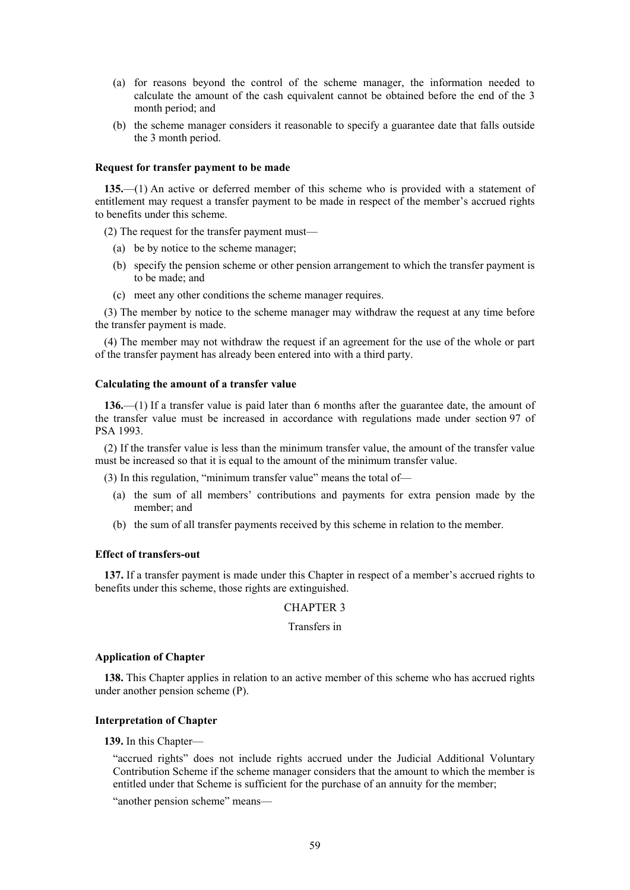(a) for reasons beyond the control of the scheme manager, the information needed to calculate the amount of the cash equivalent cannot be obtained before the end of the 3 month period; and

(b) the scheme manager considers it reasonable to specify a guarantee date that falls outside the 3 month period.

**Request for transfer payment to be made**

**135.**—(1) An active or deferred member of this scheme who is provided with a statement of entitlement may request a transfer payment to be made in respect of the member's accrued rights to benefits under this scheme.

(2) The request for the transfer payment must—

(a) be by notice to the scheme manager;

(b) specify the pension scheme or other pension arrangement to which the transfer payment is to be made; and

(c) meet any other conditions the scheme manager requires.

(3) The member by notice to the scheme manager may withdraw the request at any time before the transfer payment is made.

(4) The member may not withdraw the request if an agreement for the use of the whole or part of the transfer payment has already been entered into with a third party.

**Calculating the amount of a transfer value**

**136.**—(1) If a transfer value is paid later than 6 months after the guarantee date, the amount of the transfer value must be increased in accordance with regulations made under section 97 of PSA 1993.

(2) If the transfer value is less than the minimum transfer value, the amount of the transfer value must be increased so that it is equal to the amount of the minimum transfer value.

(3) In this regulation, "minimum transfer value" means the total of—

(a) the sum of all members' contributions and payments for extra pension made by the member; and

(b) the sum of all transfer payments received by this scheme in relation to the member.

**Effect of transfers-out**

**137.** If a transfer payment is made under this Chapter in respect of a member's accrued rights to benefits under this scheme, those rights are extinguished.

CHAPTER 3

Transfers in

**Application of Chapter**

**138.** This Chapter applies in relation to an active member of this scheme who has accrued rights under another pension scheme (P).

**Interpretation of Chapter**

**139.** In this Chapter—

"accrued rights" does not include rights accrued under the Judicial Additional Voluntary Contribution Scheme if the scheme manager considers that the amount to which the member is entitled under that Scheme is sufficient for the purchase of an annuity for the member;

"another pension scheme" means—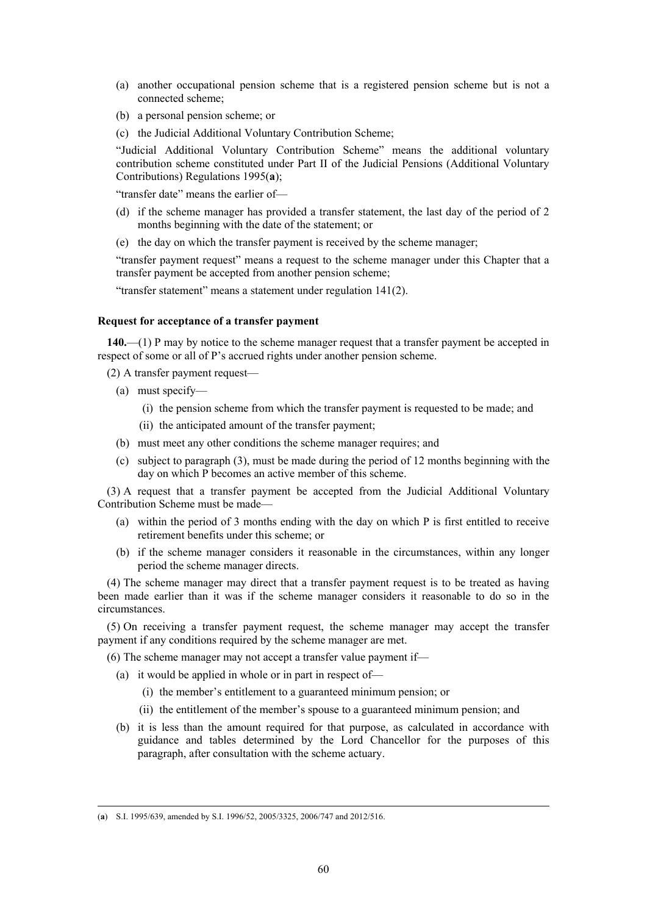(a) another occupational pension scheme that is a registered pension scheme but is not a connected scheme;

(b) a personal pension scheme; or

(c) the Judicial Additional Voluntary Contribution Scheme;

"Judicial Additional Voluntary Contribution Scheme" means the additional voluntary contribution scheme constituted under Part II of the Judicial Pensions (Additional Voluntary Contributions) Regulations 1995(**a**);

"transfer date" means the earlier of—

(d) if the scheme manager has provided a transfer statement, the last day of the period of 2 months beginning with the date of the statement; or

(e) the day on which the transfer payment is received by the scheme manager;

"transfer payment request" means a request to the scheme manager under this Chapter that a transfer payment be accepted from another pension scheme;

"transfer statement" means a statement under regulation 141(2).

### Request for acceptance of a transfer payment

**140.**—(1) P may by notice to the scheme manager request that a transfer payment be accepted in respect of some or all of P's accrued rights under another pension scheme.

(2) A transfer payment request—

(a) must specify—

(i) the pension scheme from which the transfer payment is requested to be made; and

(ii) the anticipated amount of the transfer payment;

(b) must meet any other conditions the scheme manager requires; and

(c) subject to paragraph (3), must be made during the period of 12 months beginning with the day on which P becomes an active member of this scheme.

(3) A request that a transfer payment be accepted from the Judicial Additional Voluntary Contribution Scheme must be made—

(a) within the period of 3 months ending with the day on which P is first entitled to receive retirement benefits under this scheme; or

(b) if the scheme manager considers it reasonable in the circumstances, within any longer period the scheme manager directs.

(4) The scheme manager may direct that a transfer payment request is to be treated as having been made earlier than it was if the scheme manager considers it reasonable to do so in the circumstances.

(5) On receiving a transfer payment request, the scheme manager may accept the transfer payment if any conditions required by the scheme manager are met.

(6) The scheme manager may not accept a transfer value payment if—

(a) it would be applied in whole or in part in respect of—

(i) the member's entitlement to a guaranteed minimum pension; or

(ii) the entitlement of the member's spouse to a guaranteed minimum pension; and

(b) it is less than the amount required for that purpose, as calculated in accordance with guidance and tables determined by the Lord Chancellor for the purposes of this paragraph, after consultation with the scheme actuary.

---

(**a**) S.I. 1995/639, amended by S.I. 1996/52, 2005/3325, 2006/747 and 2012/516.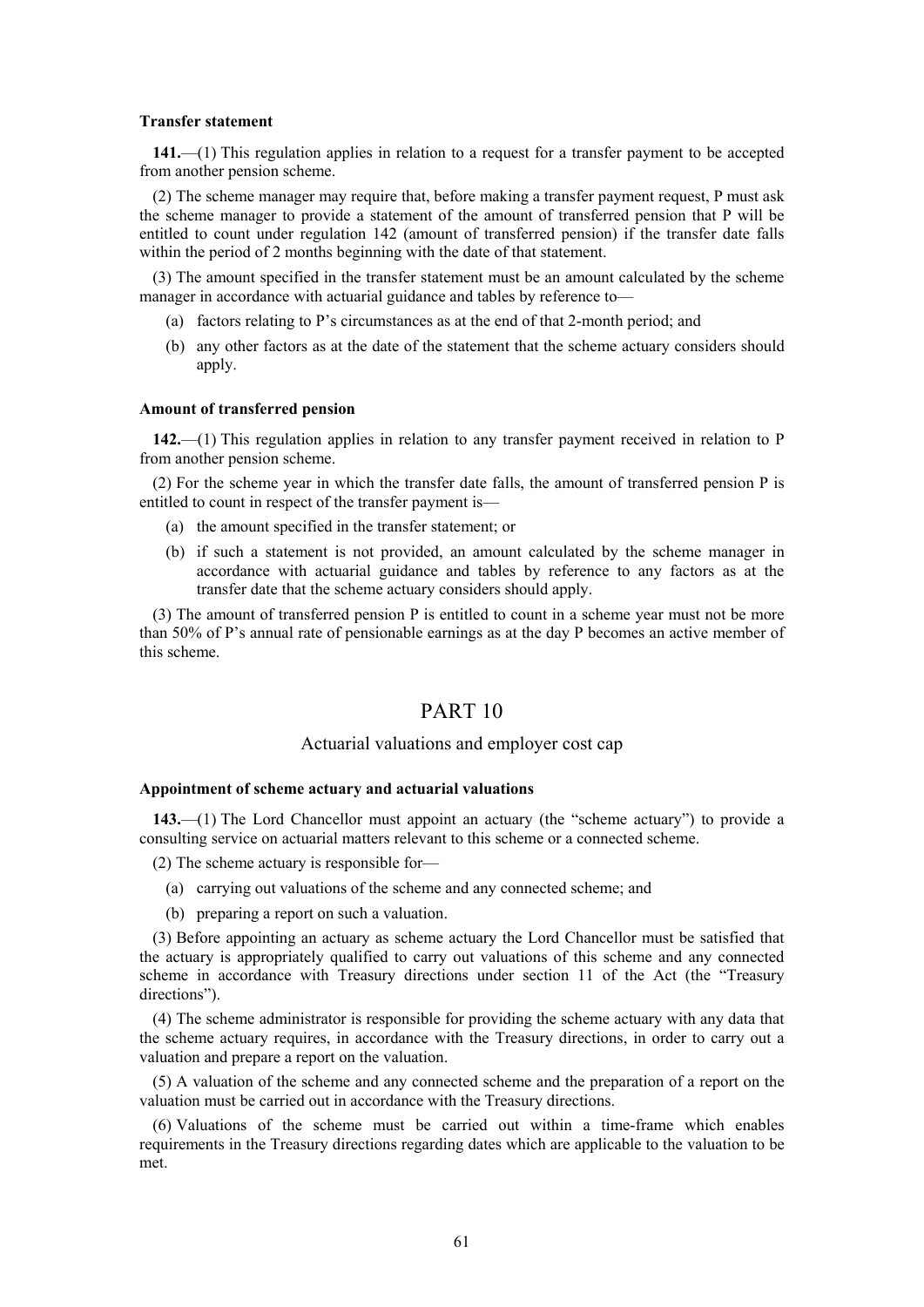**Transfer statement**

**141.**—(1) This regulation applies in relation to a request for a transfer payment to be accepted from another pension scheme.

(2) The scheme manager may require that, before making a transfer payment request, P must ask the scheme manager to provide a statement of the amount of transferred pension that P will be entitled to count under regulation 142 (amount of transferred pension) if the transfer date falls within the period of 2 months beginning with the date of that statement.

(3) The amount specified in the transfer statement must be an amount calculated by the scheme manager in accordance with actuarial guidance and tables by reference to—

- (a) factors relating to P's circumstances as at the end of that 2-month period; and
- (b) any other factors as at the date of the statement that the scheme actuary considers should apply.

**Amount of transferred pension**

**142.**—(1) This regulation applies in relation to any transfer payment received in relation to P from another pension scheme.

(2) For the scheme year in which the transfer date falls, the amount of transferred pension P is entitled to count in respect of the transfer payment is—

- (a) the amount specified in the transfer statement; or
- (b) if such a statement is not provided, an amount calculated by the scheme manager in accordance with actuarial guidance and tables by reference to any factors as at the transfer date that the scheme actuary considers should apply.

(3) The amount of transferred pension P is entitled to count in a scheme year must not be more than 50% of P's annual rate of pensionable earnings as at the day P becomes an active member of this scheme.

# PART 10

## Actuarial valuations and employer cost cap

**Appointment of scheme actuary and actuarial valuations**

**143.**—(1) The Lord Chancellor must appoint an actuary (the "scheme actuary") to provide a consulting service on actuarial matters relevant to this scheme or a connected scheme.

(2) The scheme actuary is responsible for—

- (a) carrying out valuations of the scheme and any connected scheme; and
- (b) preparing a report on such a valuation.

(3) Before appointing an actuary as scheme actuary the Lord Chancellor must be satisfied that the actuary is appropriately qualified to carry out valuations of this scheme and any connected scheme in accordance with Treasury directions under section 11 of the Act (the "Treasury directions").

(4) The scheme administrator is responsible for providing the scheme actuary with any data that the scheme actuary requires, in accordance with the Treasury directions, in order to carry out a valuation and prepare a report on the valuation.

(5) A valuation of the scheme and any connected scheme and the preparation of a report on the valuation must be carried out in accordance with the Treasury directions.

(6) Valuations of the scheme must be carried out within a time-frame which enables requirements in the Treasury directions regarding dates which are applicable to the valuation to be met.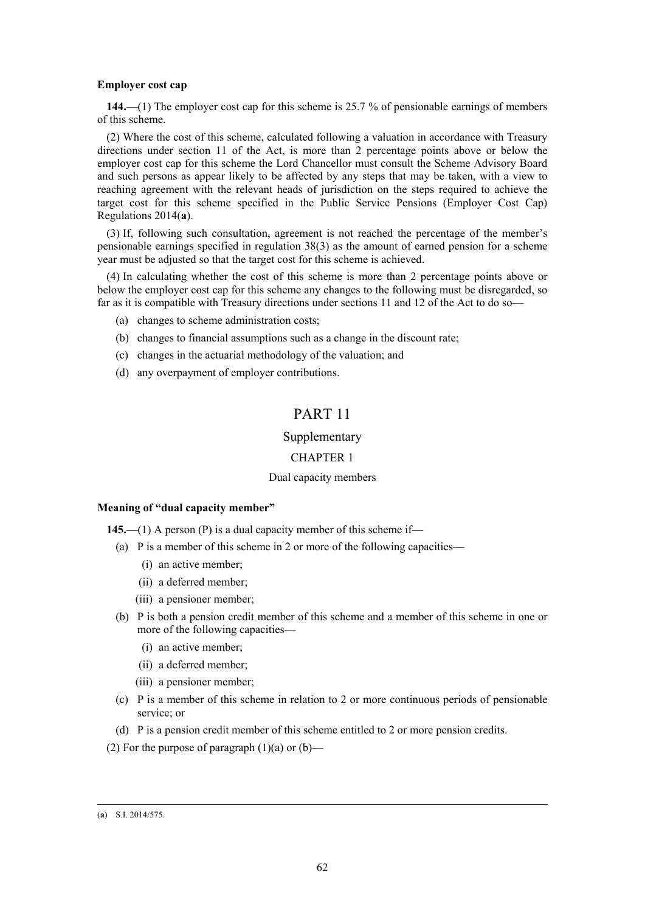**Employer cost cap**

**144.**—(1) The employer cost cap for this scheme is 25.7 % of pensionable earnings of members of this scheme.

(2) Where the cost of this scheme, calculated following a valuation in accordance with Treasury directions under section 11 of the Act, is more than 2 percentage points above or below the employer cost cap for this scheme the Lord Chancellor must consult the Scheme Advisory Board and such persons as appear likely to be affected by any steps that may be taken, with a view to reaching agreement with the relevant heads of jurisdiction on the steps required to achieve the target cost for this scheme specified in the Public Service Pensions (Employer Cost Cap) Regulations 2014(**a**).

(3) If, following such consultation, agreement is not reached the percentage of the member's pensionable earnings specified in regulation 38(3) as the amount of earned pension for a scheme year must be adjusted so that the target cost for this scheme is achieved.

(4) In calculating whether the cost of this scheme is more than 2 percentage points above or below the employer cost cap for this scheme any changes to the following must be disregarded, so far as it is compatible with Treasury directions under sections 11 and 12 of the Act to do so—

- (a) changes to scheme administration costs;
- (b) changes to financial assumptions such as a change in the discount rate;
- (c) changes in the actuarial methodology of the valuation; and
- (d) any overpayment of employer contributions.

# PART 11

## Supplementary

### CHAPTER 1

### Dual capacity members

**Meaning of "dual capacity member"**

**145.**—(1) A person (P) is a dual capacity member of this scheme if—

- (a) P is a member of this scheme in 2 or more of the following capacities—
  - (i) an active member;
  - (ii) a deferred member;
  - (iii) a pensioner member;
- (b) P is both a pension credit member of this scheme and a member of this scheme in one or more of the following capacities—
  - (i) an active member;
  - (ii) a deferred member;
  - (iii) a pensioner member;
- (c) P is a member of this scheme in relation to 2 or more continuous periods of pensionable service; or
- (d) P is a pension credit member of this scheme entitled to 2 or more pension credits.

(2) For the purpose of paragraph (1)(a) or (b)—

(**a**) S.I. 2014/575.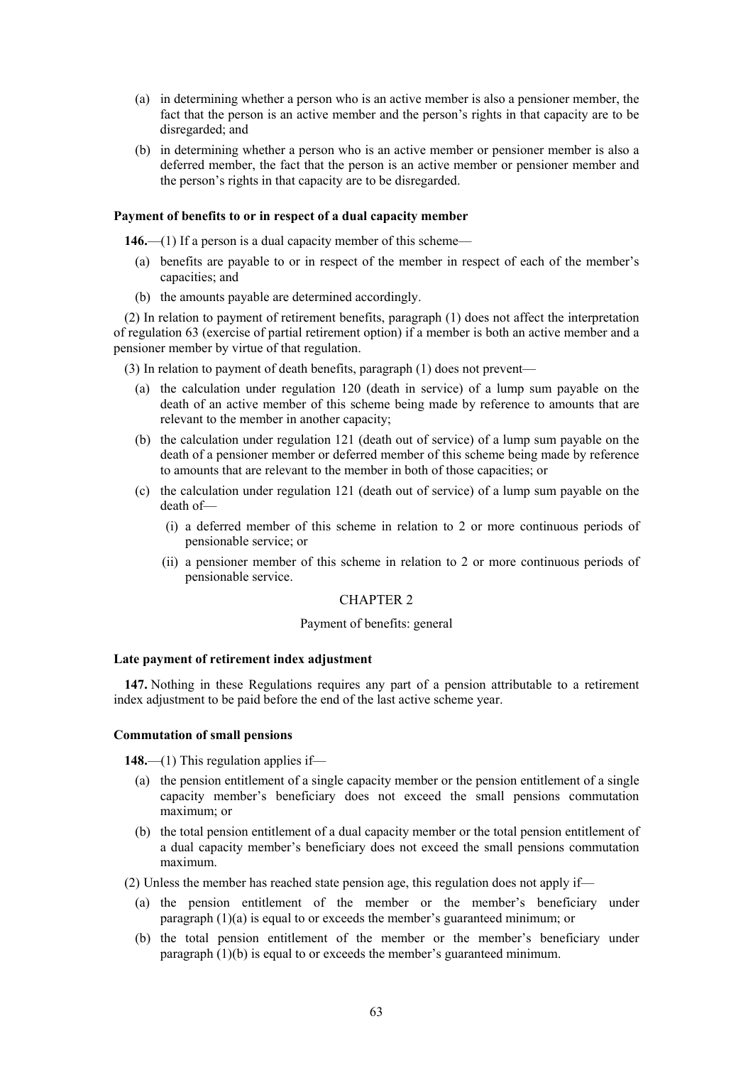(a) in determining whether a person who is an active member is also a pensioner member, the fact that the person is an active member and the person's rights in that capacity are to be disregarded; and

(b) in determining whether a person who is an active member or pensioner member is also a deferred member, the fact that the person is an active member or pensioner member and the person's rights in that capacity are to be disregarded.

**Payment of benefits to or in respect of a dual capacity member**

**146.**—(1) If a person is a dual capacity member of this scheme—

(a) benefits are payable to or in respect of the member in respect of each of the member's capacities; and

(b) the amounts payable are determined accordingly.

(2) In relation to payment of retirement benefits, paragraph (1) does not affect the interpretation of regulation 63 (exercise of partial retirement option) if a member is both an active member and a pensioner member by virtue of that regulation.

(3) In relation to payment of death benefits, paragraph (1) does not prevent—

(a) the calculation under regulation 120 (death in service) of a lump sum payable on the death of an active member of this scheme being made by reference to amounts that are relevant to the member in another capacity;

(b) the calculation under regulation 121 (death out of service) of a lump sum payable on the death of a pensioner member or deferred member of this scheme being made by reference to amounts that are relevant to the member in both of those capacities; or

(c) the calculation under regulation 121 (death out of service) of a lump sum payable on the death of—

(i) a deferred member of this scheme in relation to 2 or more continuous periods of pensionable service; or

(ii) a pensioner member of this scheme in relation to 2 or more continuous periods of pensionable service.

## CHAPTER 2

### Payment of benefits: general

**Late payment of retirement index adjustment**

**147.** Nothing in these Regulations requires any part of a pension attributable to a retirement index adjustment to be paid before the end of the last active scheme year.

**Commutation of small pensions**

**148.**—(1) This regulation applies if—

(a) the pension entitlement of a single capacity member or the pension entitlement of a single capacity member's beneficiary does not exceed the small pensions commutation maximum; or

(b) the total pension entitlement of a dual capacity member or the total pension entitlement of a dual capacity member's beneficiary does not exceed the small pensions commutation maximum.

(2) Unless the member has reached state pension age, this regulation does not apply if—

(a) the pension entitlement of the member or the member's beneficiary under paragraph (1)(a) is equal to or exceeds the member's guaranteed minimum; or

(b) the total pension entitlement of the member or the member's beneficiary under paragraph (1)(b) is equal to or exceeds the member's guaranteed minimum.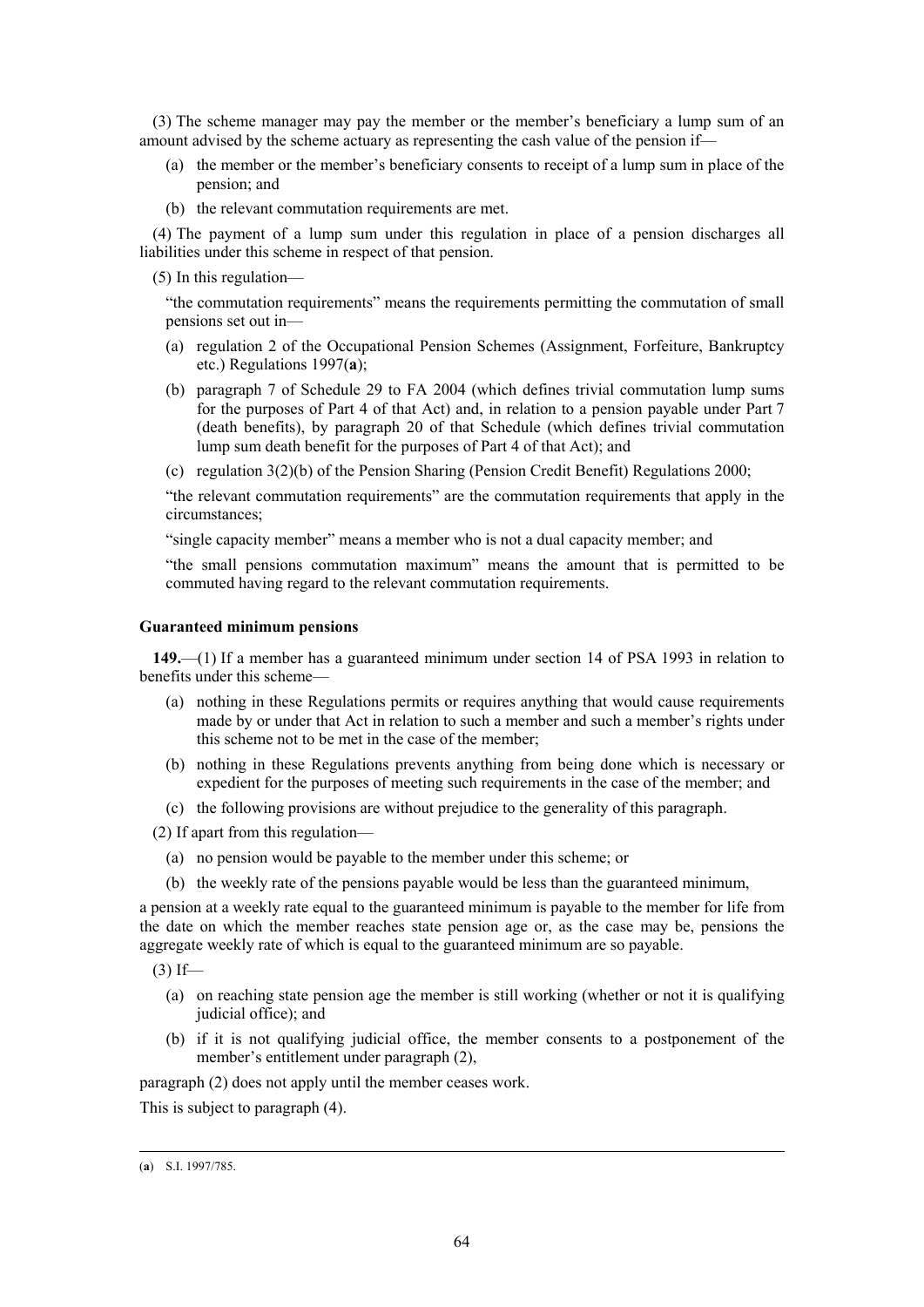(3) The scheme manager may pay the member or the member's beneficiary a lump sum of an amount advised by the scheme actuary as representing the cash value of the pension if—

- (a) the member or the member's beneficiary consents to receipt of a lump sum in place of the pension; and
- (b) the relevant commutation requirements are met.

(4) The payment of a lump sum under this regulation in place of a pension discharges all liabilities under this scheme in respect of that pension.

(5) In this regulation—

"the commutation requirements" means the requirements permitting the commutation of small pensions set out in—

- (a) regulation 2 of the Occupational Pension Schemes (Assignment, Forfeiture, Bankruptcy etc.) Regulations 1997(**a**);
- (b) paragraph 7 of Schedule 29 to FA 2004 (which defines trivial commutation lump sums for the purposes of Part 4 of that Act) and, in relation to a pension payable under Part 7 (death benefits), by paragraph 20 of that Schedule (which defines trivial commutation lump sum death benefit for the purposes of Part 4 of that Act); and
- (c) regulation 3(2)(b) of the Pension Sharing (Pension Credit Benefit) Regulations 2000;

"the relevant commutation requirements" are the commutation requirements that apply in the circumstances;

"single capacity member" means a member who is not a dual capacity member; and

"the small pensions commutation maximum" means the amount that is permitted to be commuted having regard to the relevant commutation requirements.

**Guaranteed minimum pensions**

**149.**—(1) If a member has a guaranteed minimum under section 14 of PSA 1993 in relation to benefits under this scheme—

- (a) nothing in these Regulations permits or requires anything that would cause requirements made by or under that Act in relation to such a member and such a member's rights under this scheme not to be met in the case of the member;
- (b) nothing in these Regulations prevents anything from being done which is necessary or expedient for the purposes of meeting such requirements in the case of the member; and
- (c) the following provisions are without prejudice to the generality of this paragraph.

(2) If apart from this regulation—

- (a) no pension would be payable to the member under this scheme; or
- (b) the weekly rate of the pensions payable would be less than the guaranteed minimum,

a pension at a weekly rate equal to the guaranteed minimum is payable to the member for life from the date on which the member reaches state pension age or, as the case may be, pensions the aggregate weekly rate of which is equal to the guaranteed minimum are so payable.

(3) If—

- (a) on reaching state pension age the member is still working (whether or not it is qualifying judicial office); and
- (b) if it is not qualifying judicial office, the member consents to a postponement of the member's entitlement under paragraph (2),

paragraph (2) does not apply until the member ceases work.

This is subject to paragraph (4).

(**a**) S.I. 1997/785.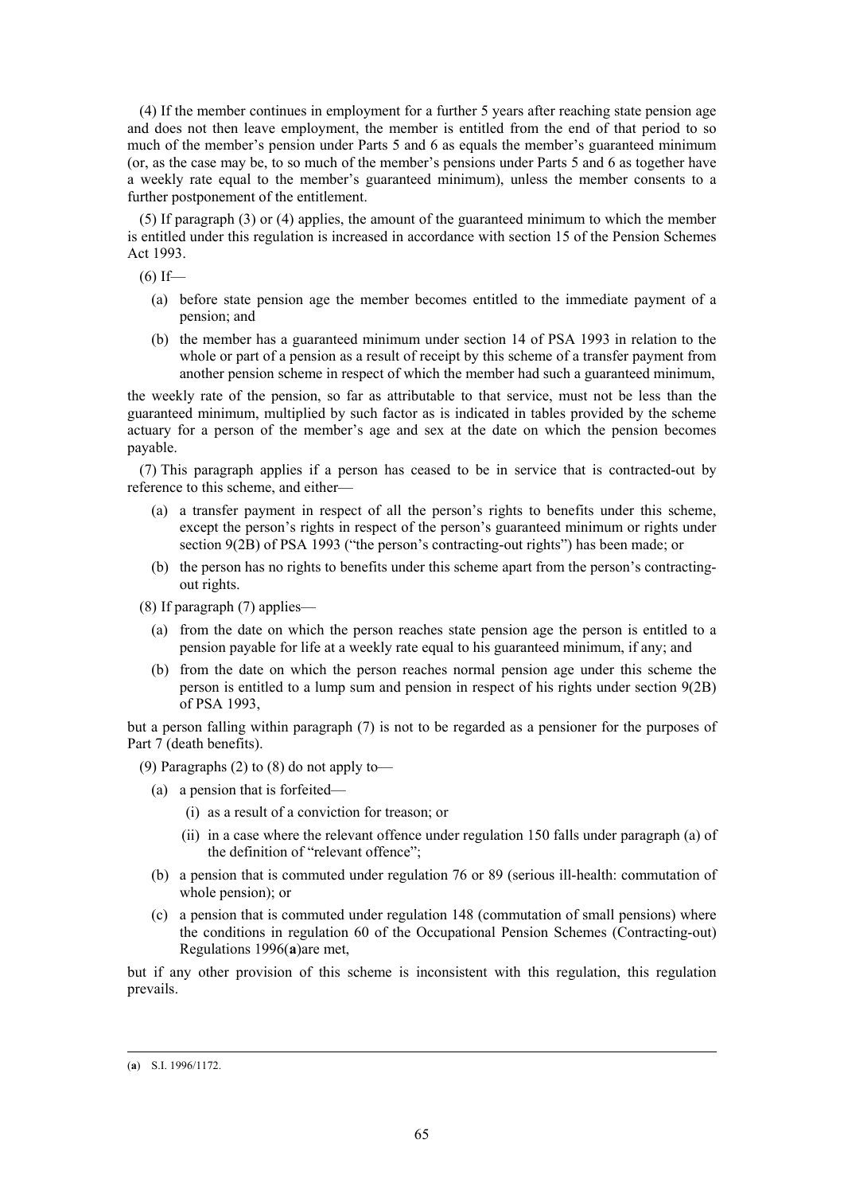(4) If the member continues in employment for a further 5 years after reaching state pension age and does not then leave employment, the member is entitled from the end of that period to so much of the member's pension under Parts 5 and 6 as equals the member's guaranteed minimum (or, as the case may be, to so much of the member's pensions under Parts 5 and 6 as together have a weekly rate equal to the member's guaranteed minimum), unless the member consents to a further postponement of the entitlement.

(5) If paragraph (3) or (4) applies, the amount of the guaranteed minimum to which the member is entitled under this regulation is increased in accordance with section 15 of the Pension Schemes Act 1993.

(6) If—

(a) before state pension age the member becomes entitled to the immediate payment of a pension; and

(b) the member has a guaranteed minimum under section 14 of PSA 1993 in relation to the whole or part of a pension as a result of receipt by this scheme of a transfer payment from another pension scheme in respect of which the member had such a guaranteed minimum,

the weekly rate of the pension, so far as attributable to that service, must not be less than the guaranteed minimum, multiplied by such factor as is indicated in tables provided by the scheme actuary for a person of the member's age and sex at the date on which the pension becomes payable.

(7) This paragraph applies if a person has ceased to be in service that is contracted-out by reference to this scheme, and either—

(a) a transfer payment in respect of all the person's rights to benefits under this scheme, except the person's rights in respect of the person's guaranteed minimum or rights under section 9(2B) of PSA 1993 ("the person's contracting-out rights") has been made; or

(b) the person has no rights to benefits under this scheme apart from the person's contracting-out rights.

(8) If paragraph (7) applies—

(a) from the date on which the person reaches state pension age the person is entitled to a pension payable for life at a weekly rate equal to his guaranteed minimum, if any; and

(b) from the date on which the person reaches normal pension age under this scheme the person is entitled to a lump sum and pension in respect of his rights under section 9(2B) of PSA 1993,

but a person falling within paragraph (7) is not to be regarded as a pensioner for the purposes of Part 7 (death benefits).

(9) Paragraphs (2) to (8) do not apply to—

(a) a pension that is forfeited—

(i) as a result of a conviction for treason; or

(ii) in a case where the relevant offence under regulation 150 falls under paragraph (a) of the definition of "relevant offence";

(b) a pension that is commuted under regulation 76 or 89 (serious ill-health: commutation of whole pension); or

(c) a pension that is commuted under regulation 148 (commutation of small pensions) where the conditions in regulation 60 of the Occupational Pension Schemes (Contracting-out) Regulations 1996([a]) are met,

but if any other provision of this scheme is inconsistent with this regulation, this regulation prevails.

---

([a]) S.I. 1996/1172.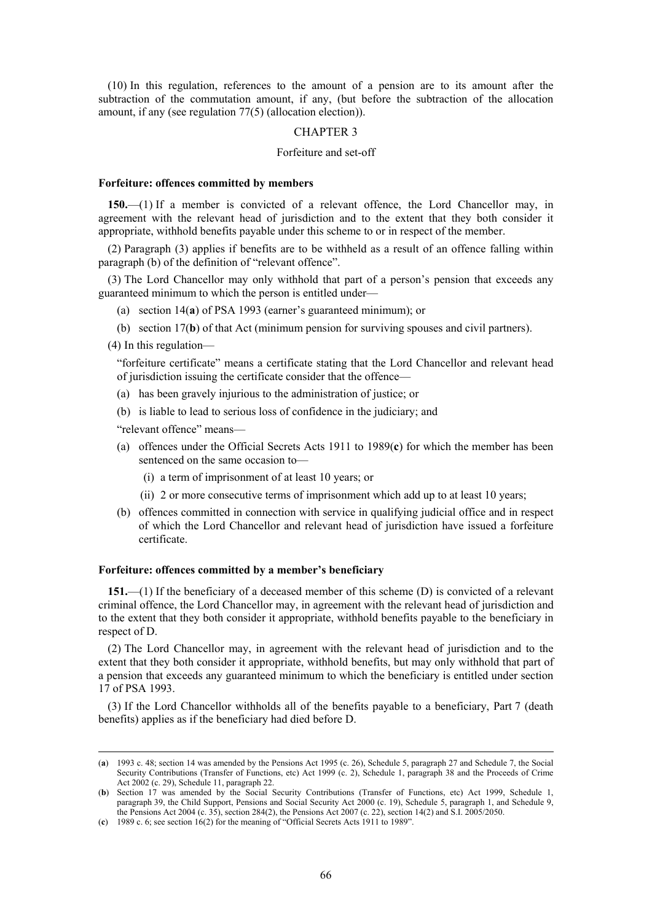(10) In this regulation, references to the amount of a pension are to its amount after the subtraction of the commutation amount, if any, (but before the subtraction of the allocation amount, if any (see regulation 77(5) (allocation election)).

## CHAPTER 3

### Forfeiture and set-off

**Forfeiture: offences committed by members**

**150.**—(1) If a member is convicted of a relevant offence, the Lord Chancellor may, in agreement with the relevant head of jurisdiction and to the extent that they both consider it appropriate, withhold benefits payable under this scheme to or in respect of the member.

(2) Paragraph (3) applies if benefits are to be withheld as a result of an offence falling within paragraph (b) of the definition of "relevant offence".

(3) The Lord Chancellor may only withhold that part of a person's pension that exceeds any guaranteed minimum to which the person is entitled under—

(a) section 14(**a**) of PSA 1993 (earner's guaranteed minimum); or

(b) section 17(**b**) of that Act (minimum pension for surviving spouses and civil partners).

(4) In this regulation—

"forfeiture certificate" means a certificate stating that the Lord Chancellor and relevant head of jurisdiction issuing the certificate consider that the offence—

(a) has been gravely injurious to the administration of justice; or

(b) is liable to lead to serious loss of confidence in the judiciary; and

"relevant offence" means—

(a) offences under the Official Secrets Acts 1911 to 1989(**c**) for which the member has been sentenced on the same occasion to—

(i) a term of imprisonment of at least 10 years; or

(ii) 2 or more consecutive terms of imprisonment which add up to at least 10 years;

(b) offences committed in connection with service in qualifying judicial office and in respect of which the Lord Chancellor and relevant head of jurisdiction have issued a forfeiture certificate.

**Forfeiture: offences committed by a member's beneficiary**

**151.**—(1) If the beneficiary of a deceased member of this scheme (D) is convicted of a relevant criminal offence, the Lord Chancellor may, in agreement with the relevant head of jurisdiction and to the extent that they both consider it appropriate, withhold benefits payable to the beneficiary in respect of D.

(2) The Lord Chancellor may, in agreement with the relevant head of jurisdiction and to the extent that they both consider it appropriate, withhold benefits, but may only withhold that part of a pension that exceeds any guaranteed minimum to which the beneficiary is entitled under section 17 of PSA 1993.

(3) If the Lord Chancellor withholds all of the benefits payable to a beneficiary, Part 7 (death benefits) applies as if the beneficiary had died before D.

---

(**a**) 1993 c. 48; section 14 was amended by the Pensions Act 1995 (c. 26), Schedule 5, paragraph 27 and Schedule 7, the Social Security Contributions (Transfer of Functions, etc) Act 1999 (c. 2), Schedule 1, paragraph 38 and the Proceeds of Crime Act 2002 (c. 29), Schedule 11, paragraph 22.

(**b**) Section 17 was amended by the Social Security Contributions (Transfer of Functions, etc) Act 1999, Schedule 1, paragraph 39, the Child Support, Pensions and Social Security Act 2000 (c. 19), Schedule 5, paragraph 1, and Schedule 9, the Pensions Act 2004 (c. 35), section 284(2), the Pensions Act 2007 (c. 22), section 14(2) and S.I. 2005/2050.

(**c**) 1989 c. 6; see section 16(2) for the meaning of "Official Secrets Acts 1911 to 1989".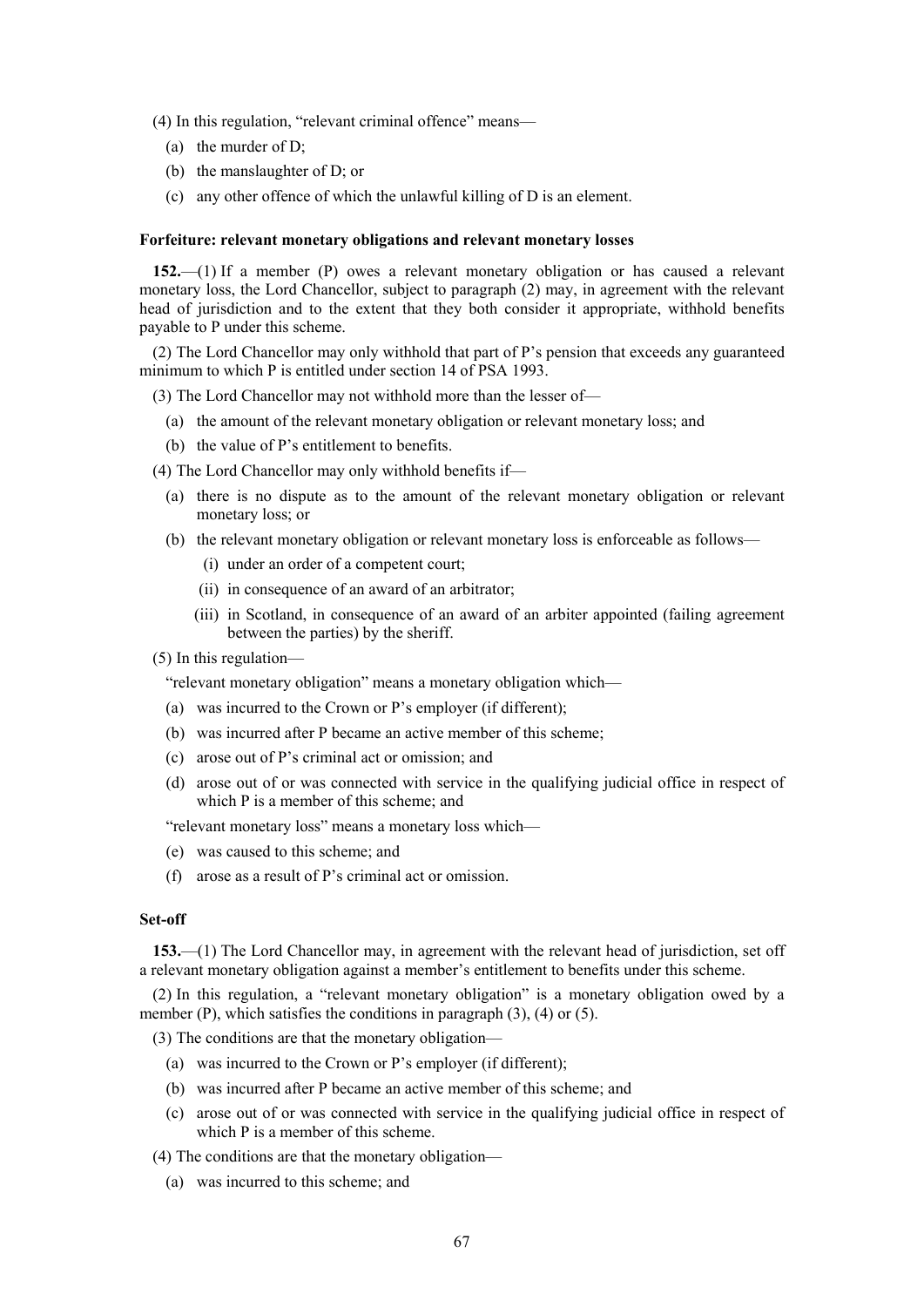(4) In this regulation, "relevant criminal offence" means—

(a) the murder of D;

(b) the manslaughter of D; or

(c) any other offence of which the unlawful killing of D is an element.

**Forfeiture: relevant monetary obligations and relevant monetary losses**

**152.**—(1) If a member (P) owes a relevant monetary obligation or has caused a relevant monetary loss, the Lord Chancellor, subject to paragraph (2) may, in agreement with the relevant head of jurisdiction and to the extent that they both consider it appropriate, withhold benefits payable to P under this scheme.

(2) The Lord Chancellor may only withhold that part of P's pension that exceeds any guaranteed minimum to which P is entitled under section 14 of PSA 1993.

(3) The Lord Chancellor may not withhold more than the lesser of—

(a) the amount of the relevant monetary obligation or relevant monetary loss; and

(b) the value of P's entitlement to benefits.

(4) The Lord Chancellor may only withhold benefits if—

(a) there is no dispute as to the amount of the relevant monetary obligation or relevant monetary loss; or

(b) the relevant monetary obligation or relevant monetary loss is enforceable as follows—

(i) under an order of a competent court;

(ii) in consequence of an award of an arbitrator;

(iii) in Scotland, in consequence of an award of an arbiter appointed (failing agreement between the parties) by the sheriff.

(5) In this regulation—

"relevant monetary obligation" means a monetary obligation which—

(a) was incurred to the Crown or P's employer (if different);

(b) was incurred after P became an active member of this scheme;

(c) arose out of P's criminal act or omission; and

(d) arose out of or was connected with service in the qualifying judicial office in respect of which P is a member of this scheme; and

"relevant monetary loss" means a monetary loss which—

(e) was caused to this scheme; and

(f) arose as a result of P's criminal act or omission.

**Set-off**

**153.**—(1) The Lord Chancellor may, in agreement with the relevant head of jurisdiction, set off a relevant monetary obligation against a member's entitlement to benefits under this scheme.

(2) In this regulation, a "relevant monetary obligation" is a monetary obligation owed by a member (P), which satisfies the conditions in paragraph (3), (4) or (5).

(3) The conditions are that the monetary obligation—

(a) was incurred to the Crown or P's employer (if different);

(b) was incurred after P became an active member of this scheme; and

(c) arose out of or was connected with service in the qualifying judicial office in respect of which P is a member of this scheme.

(4) The conditions are that the monetary obligation—

(a) was incurred to this scheme; and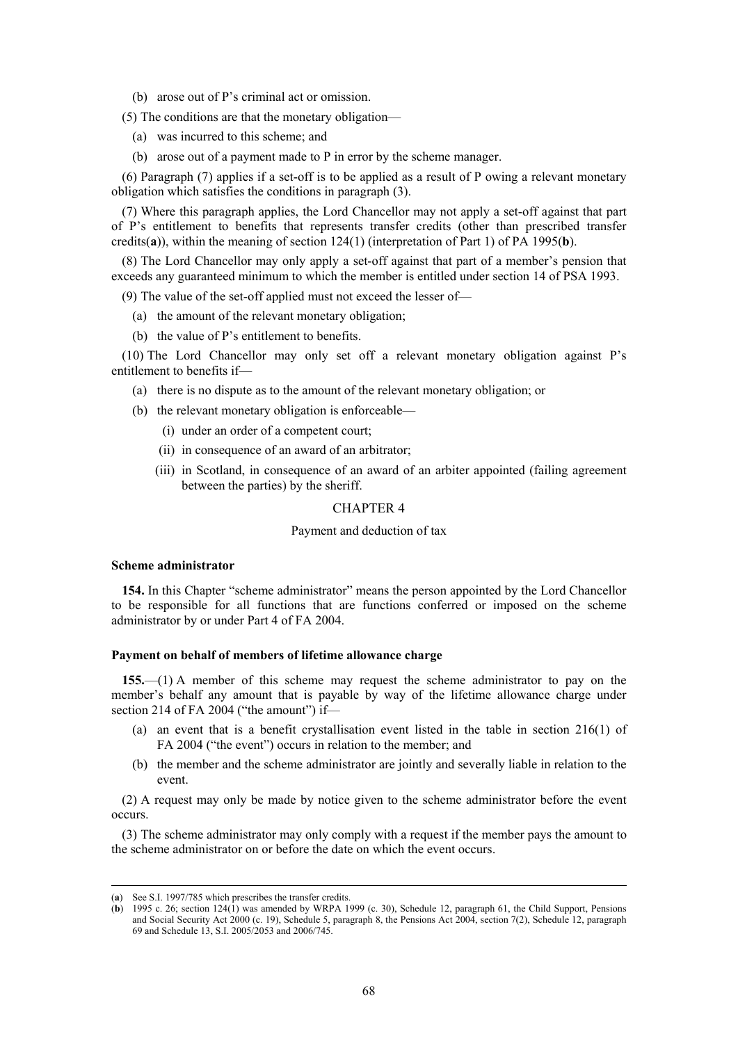(b) arose out of P's criminal act or omission.

(5) The conditions are that the monetary obligation—

(a) was incurred to this scheme; and

(b) arose out of a payment made to P in error by the scheme manager.

(6) Paragraph (7) applies if a set-off is to be applied as a result of P owing a relevant monetary obligation which satisfies the conditions in paragraph (3).

(7) Where this paragraph applies, the Lord Chancellor may not apply a set-off against that part of P's entitlement to benefits that represents transfer credits (other than prescribed transfer credits(**a**)), within the meaning of section 124(1) (interpretation of Part 1) of PA 1995(**b**).

(8) The Lord Chancellor may only apply a set-off against that part of a member's pension that exceeds any guaranteed minimum to which the member is entitled under section 14 of PSA 1993.

(9) The value of the set-off applied must not exceed the lesser of—

(a) the amount of the relevant monetary obligation;

(b) the value of P's entitlement to benefits.

(10) The Lord Chancellor may only set off a relevant monetary obligation against P's entitlement to benefits if—

(a) there is no dispute as to the amount of the relevant monetary obligation; or

(b) the relevant monetary obligation is enforceable—

(i) under an order of a competent court;

(ii) in consequence of an award of an arbitrator;

(iii) in Scotland, in consequence of an award of an arbiter appointed (failing agreement between the parties) by the sheriff.

## CHAPTER 4

### Payment and deduction of tax

**Scheme administrator**

**154.** In this Chapter "scheme administrator" means the person appointed by the Lord Chancellor to be responsible for all functions that are functions conferred or imposed on the scheme administrator by or under Part 4 of FA 2004.

**Payment on behalf of members of lifetime allowance charge**

**155.**—(1) A member of this scheme may request the scheme administrator to pay on the member's behalf any amount that is payable by way of the lifetime allowance charge under section 214 of FA 2004 ("the amount") if—

(a) an event that is a benefit crystallisation event listed in the table in section 216(1) of FA 2004 ("the event") occurs in relation to the member; and

(b) the member and the scheme administrator are jointly and severally liable in relation to the event.

(2) A request may only be made by notice given to the scheme administrator before the event occurs.

(3) The scheme administrator may only comply with a request if the member pays the amount to the scheme administrator on or before the date on which the event occurs.

---

(**a**) See S.I. 1997/785 which prescribes the transfer credits.

(**b**) 1995 c. 26; section 124(1) was amended by WRPA 1999 (c. 30), Schedule 12, paragraph 61, the Child Support, Pensions and Social Security Act 2000 (c. 19), Schedule 5, paragraph 8, the Pensions Act 2004, section 7(2), Schedule 12, paragraph 69 and Schedule 13, S.I. 2005/2053 and 2006/745.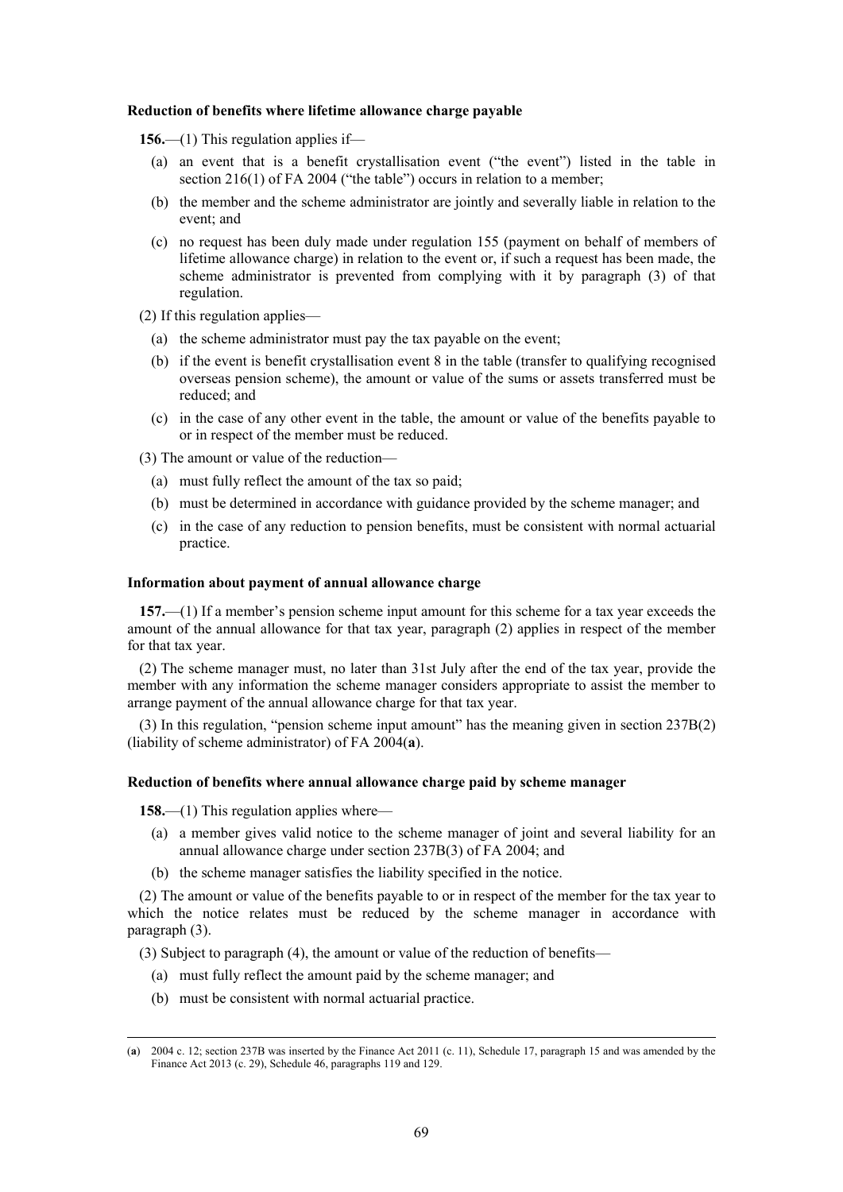**Reduction of benefits where lifetime allowance charge payable**

**156.**—(1) This regulation applies if—

(a) an event that is a benefit crystallisation event ("the event") listed in the table in section 216(1) of FA 2004 ("the table") occurs in relation to a member;

(b) the member and the scheme administrator are jointly and severally liable in relation to the event; and

(c) no request has been duly made under regulation 155 (payment on behalf of members of lifetime allowance charge) in relation to the event or, if such a request has been made, the scheme administrator is prevented from complying with it by paragraph (3) of that regulation.

(2) If this regulation applies—

(a) the scheme administrator must pay the tax payable on the event;

(b) if the event is benefit crystallisation event 8 in the table (transfer to qualifying recognised overseas pension scheme), the amount or value of the sums or assets transferred must be reduced; and

(c) in the case of any other event in the table, the amount or value of the benefits payable to or in respect of the member must be reduced.

(3) The amount or value of the reduction—

(a) must fully reflect the amount of the tax so paid;

(b) must be determined in accordance with guidance provided by the scheme manager; and

(c) in the case of any reduction to pension benefits, must be consistent with normal actuarial practice.

**Information about payment of annual allowance charge**

**157.**—(1) If a member's pension scheme input amount for this scheme for a tax year exceeds the amount of the annual allowance for that tax year, paragraph (2) applies in respect of the member for that tax year.

(2) The scheme manager must, no later than 31st July after the end of the tax year, provide the member with any information the scheme manager considers appropriate to assist the member to arrange payment of the annual allowance charge for that tax year.

(3) In this regulation, "pension scheme input amount" has the meaning given in section 237B(2) (liability of scheme administrator) of FA 2004(**a**).

**Reduction of benefits where annual allowance charge paid by scheme manager**

**158.**—(1) This regulation applies where—

(a) a member gives valid notice to the scheme manager of joint and several liability for an annual allowance charge under section 237B(3) of FA 2004; and

(b) the scheme manager satisfies the liability specified in the notice.

(2) The amount or value of the benefits payable to or in respect of the member for the tax year to which the notice relates must be reduced by the scheme manager in accordance with paragraph (3).

(3) Subject to paragraph (4), the amount or value of the reduction of benefits—

(a) must fully reflect the amount paid by the scheme manager; and

(b) must be consistent with normal actuarial practice.

---

(**a**) 2004 c. 12; section 237B was inserted by the Finance Act 2011 (c. 11), Schedule 17, paragraph 15 and was amended by the Finance Act 2013 (c. 29), Schedule 46, paragraphs 119 and 129.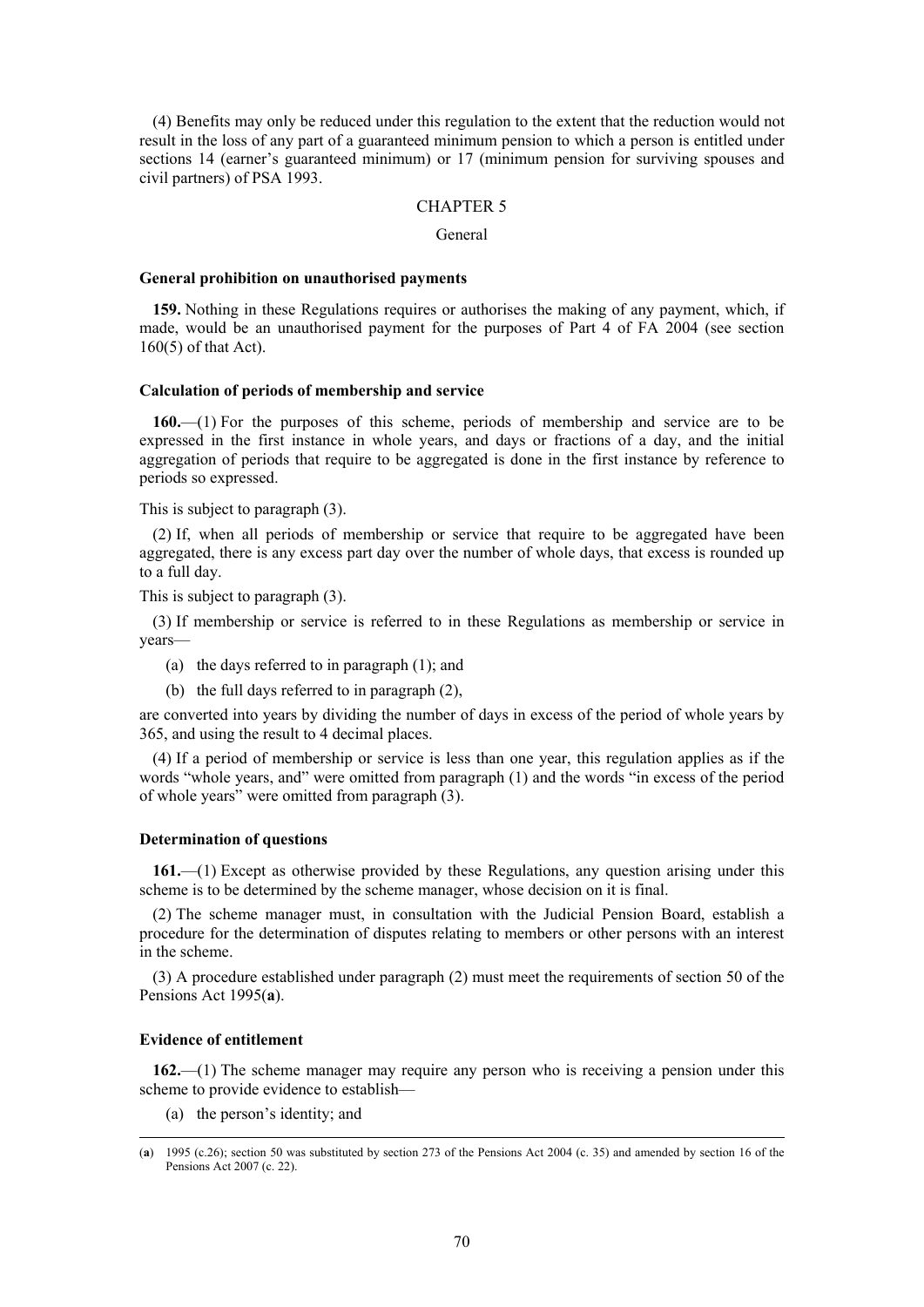(4) Benefits may only be reduced under this regulation to the extent that the reduction would not result in the loss of any part of a guaranteed minimum pension to which a person is entitled under sections 14 (earner's guaranteed minimum) or 17 (minimum pension for surviving spouses and civil partners) of PSA 1993.

## CHAPTER 5

### General

#### General prohibition on unauthorised payments

**159.** Nothing in these Regulations requires or authorises the making of any payment, which, if made, would be an unauthorised payment for the purposes of Part 4 of FA 2004 (see section 160(5) of that Act).

#### Calculation of periods of membership and service

**160.**—(1) For the purposes of this scheme, periods of membership and service are to be expressed in the first instance in whole years, and days or fractions of a day, and the initial aggregation of periods that require to be aggregated is done in the first instance by reference to periods so expressed.

This is subject to paragraph (3).

(2) If, when all periods of membership or service that require to be aggregated have been aggregated, there is any excess part day over the number of whole days, that excess is rounded up to a full day.

This is subject to paragraph (3).

(3) If membership or service is referred to in these Regulations as membership or service in years—

(a) the days referred to in paragraph (1); and

(b) the full days referred to in paragraph (2),

are converted into years by dividing the number of days in excess of the period of whole years by 365, and using the result to 4 decimal places.

(4) If a period of membership or service is less than one year, this regulation applies as if the words "whole years, and" were omitted from paragraph (1) and the words "in excess of the period of whole years" were omitted from paragraph (3).

#### Determination of questions

**161.**—(1) Except as otherwise provided by these Regulations, any question arising under this scheme is to be determined by the scheme manager, whose decision on it is final.

(2) The scheme manager must, in consultation with the Judicial Pension Board, establish a procedure for the determination of disputes relating to members or other persons with an interest in the scheme.

(3) A procedure established under paragraph (2) must meet the requirements of section 50 of the Pensions Act 1995([a]).

#### Evidence of entitlement

**162.**—(1) The scheme manager may require any person who is receiving a pension under this scheme to provide evidence to establish—

(a) the person's identity; and

---

([a]) 1995 (c.26); section 50 was substituted by section 273 of the Pensions Act 2004 (c. 35) and amended by section 16 of the Pensions Act 2007 (c. 22).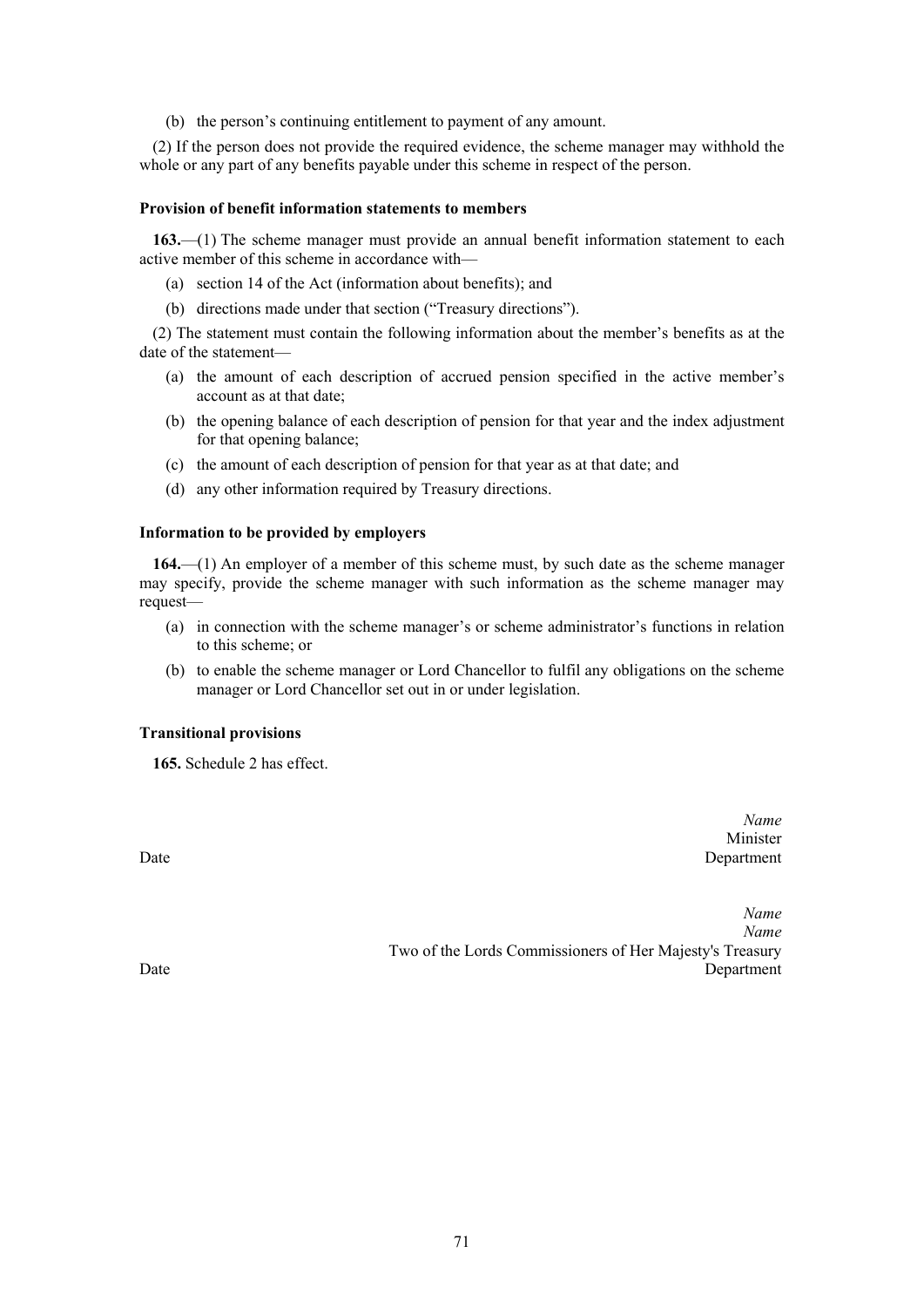(b) the person's continuing entitlement to payment of any amount.

(2) If the person does not provide the required evidence, the scheme manager may withhold the whole or any part of any benefits payable under this scheme in respect of the person.

**Provision of benefit information statements to members**

**163.**—(1) The scheme manager must provide an annual benefit information statement to each active member of this scheme in accordance with—

(a) section 14 of the Act (information about benefits); and

(b) directions made under that section ("Treasury directions").

(2) The statement must contain the following information about the member's benefits as at the date of the statement—

(a) the amount of each description of accrued pension specified in the active member's account as at that date;

(b) the opening balance of each description of pension for that year and the index adjustment for that opening balance;

(c) the amount of each description of pension for that year as at that date; and

(d) any other information required by Treasury directions.

**Information to be provided by employers**

**164.**—(1) An employer of a member of this scheme must, by such date as the scheme manager may specify, provide the scheme manager with such information as the scheme manager may request—

(a) in connection with the scheme manager's or scheme administrator's functions in relation to this scheme; or

(b) to enable the scheme manager or Lord Chancellor to fulfil any obligations on the scheme manager or Lord Chancellor set out in or under legislation.

**Transitional provisions**

**165.** Schedule 2 has effect.

*Name*
Minister
Date Department

*Name*
*Name*
Two of the Lords Commissioners of Her Majesty's Treasury
Date Department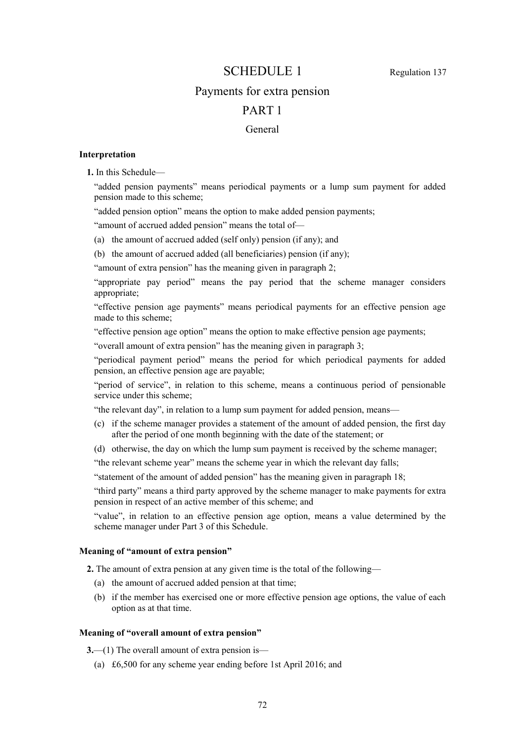# SCHEDULE 1

Regulation 137

## Payments for extra pension

## PART 1

### General

**Interpretation**

**1.** In this Schedule—

"added pension payments" means periodical payments or a lump sum payment for added pension made to this scheme;

"added pension option" means the option to make added pension payments;

"amount of accrued added pension" means the total of—

(a) the amount of accrued added (self only) pension (if any); and

(b) the amount of accrued added (all beneficiaries) pension (if any);

"amount of extra pension" has the meaning given in paragraph 2;

"appropriate pay period" means the pay period that the scheme manager considers appropriate;

"effective pension age payments" means periodical payments for an effective pension age made to this scheme;

"effective pension age option" means the option to make effective pension age payments;

"overall amount of extra pension" has the meaning given in paragraph 3;

"periodical payment period" means the period for which periodical payments for added pension, an effective pension age are payable;

"period of service", in relation to this scheme, means a continuous period of pensionable service under this scheme;

"the relevant day", in relation to a lump sum payment for added pension, means—

(c) if the scheme manager provides a statement of the amount of added pension, the first day after the period of one month beginning with the date of the statement; or

(d) otherwise, the day on which the lump sum payment is received by the scheme manager;

"the relevant scheme year" means the scheme year in which the relevant day falls;

"statement of the amount of added pension" has the meaning given in paragraph 18;

"third party" means a third party approved by the scheme manager to make payments for extra pension in respect of an active member of this scheme; and

"value", in relation to an effective pension age option, means a value determined by the scheme manager under Part 3 of this Schedule.

**Meaning of "amount of extra pension"**

**2.** The amount of extra pension at any given time is the total of the following—

(a) the amount of accrued added pension at that time;

(b) if the member has exercised one or more effective pension age options, the value of each option as at that time.

**Meaning of "overall amount of extra pension"**

**3.**—(1) The overall amount of extra pension is—

(a) £6,500 for any scheme year ending before 1st April 2016; and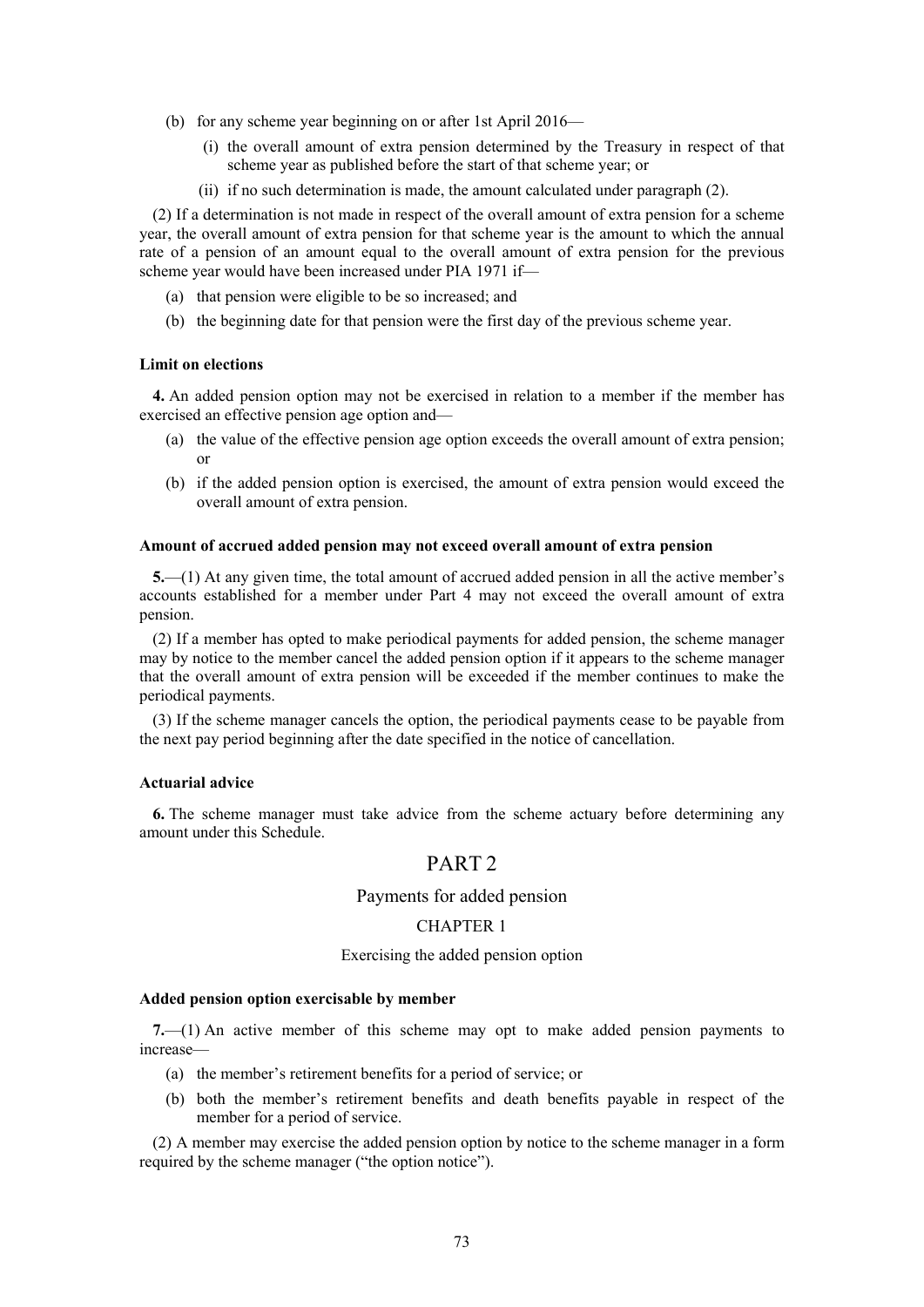(b) for any scheme year beginning on or after 1st April 2016—

(i) the overall amount of extra pension determined by the Treasury in respect of that scheme year as published before the start of that scheme year; or

(ii) if no such determination is made, the amount calculated under paragraph (2).

(2) If a determination is not made in respect of the overall amount of extra pension for a scheme year, the overall amount of extra pension for that scheme year is the amount to which the annual rate of a pension of an amount equal to the overall amount of extra pension for the previous scheme year would have been increased under PIA 1971 if—

(a) that pension were eligible to be so increased; and

(b) the beginning date for that pension were the first day of the previous scheme year.

**Limit on elections**

**4.** An added pension option may not be exercised in relation to a member if the member has exercised an effective pension age option and—

(a) the value of the effective pension age option exceeds the overall amount of extra pension; or

(b) if the added pension option is exercised, the amount of extra pension would exceed the overall amount of extra pension.

**Amount of accrued added pension may not exceed overall amount of extra pension**

**5.**—(1) At any given time, the total amount of accrued added pension in all the active member's accounts established for a member under Part 4 may not exceed the overall amount of extra pension.

(2) If a member has opted to make periodical payments for added pension, the scheme manager may by notice to the member cancel the added pension option if it appears to the scheme manager that the overall amount of extra pension will be exceeded if the member continues to make the periodical payments.

(3) If the scheme manager cancels the option, the periodical payments cease to be payable from the next pay period beginning after the date specified in the notice of cancellation.

**Actuarial advice**

**6.** The scheme manager must take advice from the scheme actuary before determining any amount under this Schedule.

## PART 2

### Payments for added pension

### CHAPTER 1

#### Exercising the added pension option

**Added pension option exercisable by member**

**7.**—(1) An active member of this scheme may opt to make added pension payments to increase—

(a) the member's retirement benefits for a period of service; or

(b) both the member's retirement benefits and death benefits payable in respect of the member for a period of service.

(2) A member may exercise the added pension option by notice to the scheme manager in a form required by the scheme manager ("the option notice").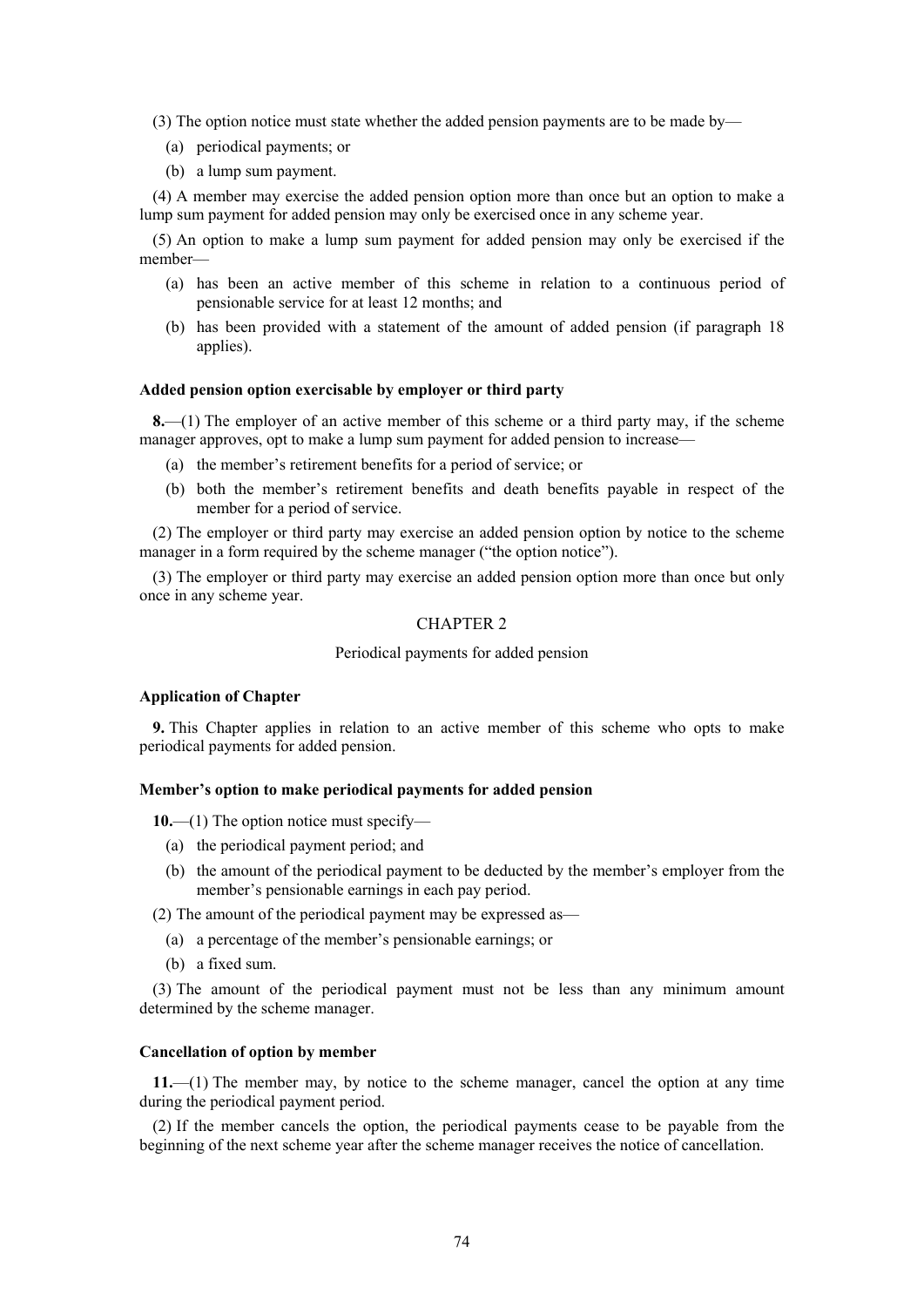(3) The option notice must state whether the added pension payments are to be made by—

(a) periodical payments; or

(b) a lump sum payment.

(4) A member may exercise the added pension option more than once but an option to make a lump sum payment for added pension may only be exercised once in any scheme year.

(5) An option to make a lump sum payment for added pension may only be exercised if the member—

(a) has been an active member of this scheme in relation to a continuous period of pensionable service for at least 12 months; and

(b) has been provided with a statement of the amount of added pension (if paragraph 18 applies).

**Added pension option exercisable by employer or third party**

**8.**—(1) The employer of an active member of this scheme or a third party may, if the scheme manager approves, opt to make a lump sum payment for added pension to increase—

(a) the member's retirement benefits for a period of service; or

(b) both the member's retirement benefits and death benefits payable in respect of the member for a period of service.

(2) The employer or third party may exercise an added pension option by notice to the scheme manager in a form required by the scheme manager ("the option notice").

(3) The employer or third party may exercise an added pension option more than once but only once in any scheme year.

## CHAPTER 2

### Periodical payments for added pension

**Application of Chapter**

**9.** This Chapter applies in relation to an active member of this scheme who opts to make periodical payments for added pension.

**Member's option to make periodical payments for added pension**

**10.**—(1) The option notice must specify—

(a) the periodical payment period; and

(b) the amount of the periodical payment to be deducted by the member's employer from the member's pensionable earnings in each pay period.

(2) The amount of the periodical payment may be expressed as—

(a) a percentage of the member's pensionable earnings; or

(b) a fixed sum.

(3) The amount of the periodical payment must not be less than any minimum amount determined by the scheme manager.

**Cancellation of option by member**

**11.**—(1) The member may, by notice to the scheme manager, cancel the option at any time during the periodical payment period.

(2) If the member cancels the option, the periodical payments cease to be payable from the beginning of the next scheme year after the scheme manager receives the notice of cancellation.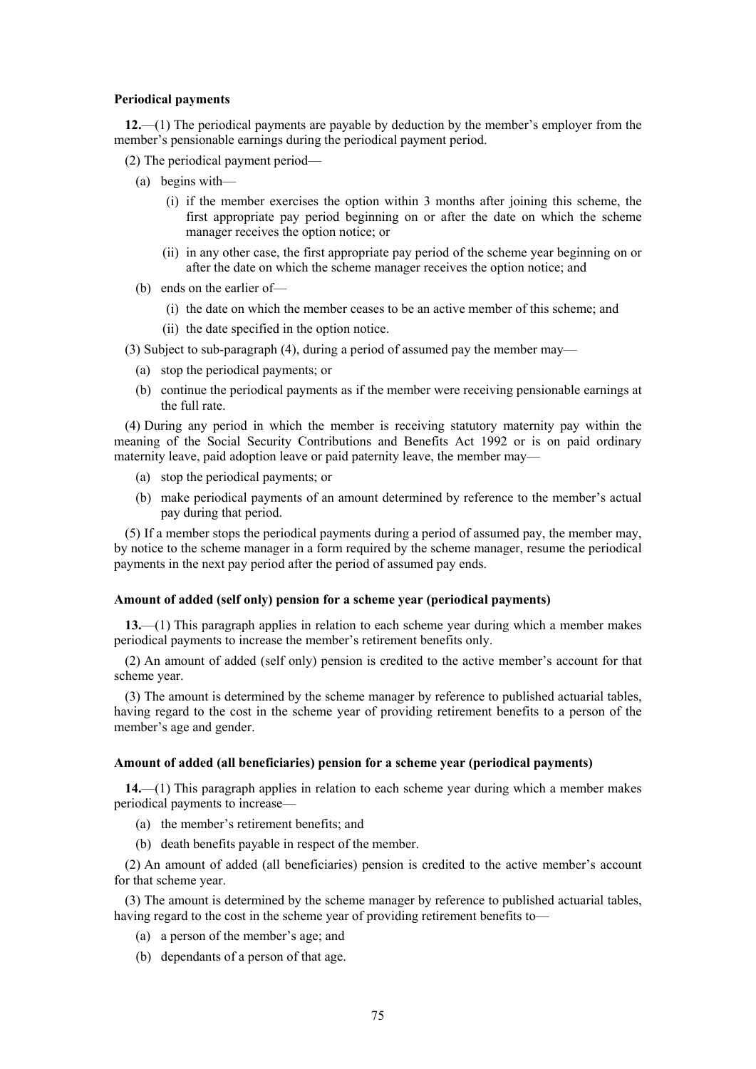**Periodical payments**

**12.**—(1) The periodical payments are payable by deduction by the member's employer from the member's pensionable earnings during the periodical payment period.

(2) The periodical payment period—

- (a) begins with—
  - (i) if the member exercises the option within 3 months after joining this scheme, the first appropriate pay period beginning on or after the date on which the scheme manager receives the option notice; or
  - (ii) in any other case, the first appropriate pay period of the scheme year beginning on or after the date on which the scheme manager receives the option notice; and
- (b) ends on the earlier of—
  - (i) the date on which the member ceases to be an active member of this scheme; and
  - (ii) the date specified in the option notice.

(3) Subject to sub-paragraph (4), during a period of assumed pay the member may—

- (a) stop the periodical payments; or
- (b) continue the periodical payments as if the member were receiving pensionable earnings at the full rate.

(4) During any period in which the member is receiving statutory maternity pay within the meaning of the Social Security Contributions and Benefits Act 1992 or is on paid ordinary maternity leave, paid adoption leave or paid paternity leave, the member may—

- (a) stop the periodical payments; or
- (b) make periodical payments of an amount determined by reference to the member's actual pay during that period.

(5) If a member stops the periodical payments during a period of assumed pay, the member may, by notice to the scheme manager in a form required by the scheme manager, resume the periodical payments in the next pay period after the period of assumed pay ends.

**Amount of added (self only) pension for a scheme year (periodical payments)**

**13.**—(1) This paragraph applies in relation to each scheme year during which a member makes periodical payments to increase the member's retirement benefits only.

(2) An amount of added (self only) pension is credited to the active member's account for that scheme year.

(3) The amount is determined by the scheme manager by reference to published actuarial tables, having regard to the cost in the scheme year of providing retirement benefits to a person of the member's age and gender.

**Amount of added (all beneficiaries) pension for a scheme year (periodical payments)**

**14.**—(1) This paragraph applies in relation to each scheme year during which a member makes periodical payments to increase—

- (a) the member's retirement benefits; and
- (b) death benefits payable in respect of the member.

(2) An amount of added (all beneficiaries) pension is credited to the active member's account for that scheme year.

(3) The amount is determined by the scheme manager by reference to published actuarial tables, having regard to the cost in the scheme year of providing retirement benefits to—

- (a) a person of the member's age; and
- (b) dependants of a person of that age.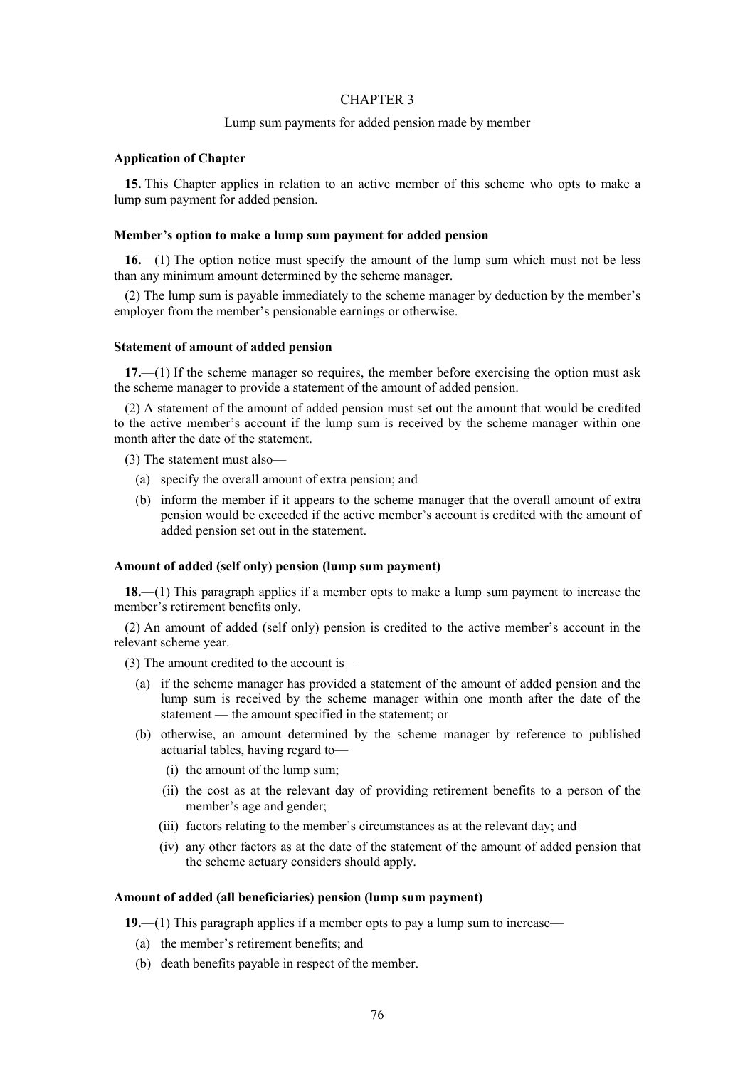## CHAPTER 3

Lump sum payments for added pension made by member

### Application of Chapter

**15.** This Chapter applies in relation to an active member of this scheme who opts to make a lump sum payment for added pension.

### Member's option to make a lump sum payment for added pension

**16.**—(1) The option notice must specify the amount of the lump sum which must not be less than any minimum amount determined by the scheme manager.

(2) The lump sum is payable immediately to the scheme manager by deduction by the member's employer from the member's pensionable earnings or otherwise.

### Statement of amount of added pension

**17.**—(1) If the scheme manager so requires, the member before exercising the option must ask the scheme manager to provide a statement of the amount of added pension.

(2) A statement of the amount of added pension must set out the amount that would be credited to the active member's account if the lump sum is received by the scheme manager within one month after the date of the statement.

(3) The statement must also—

- (a) specify the overall amount of extra pension; and
- (b) inform the member if it appears to the scheme manager that the overall amount of extra pension would be exceeded if the active member's account is credited with the amount of added pension set out in the statement.

### Amount of added (self only) pension (lump sum payment)

**18.**—(1) This paragraph applies if a member opts to make a lump sum payment to increase the member's retirement benefits only.

(2) An amount of added (self only) pension is credited to the active member's account in the relevant scheme year.

(3) The amount credited to the account is—

- (a) if the scheme manager has provided a statement of the amount of added pension and the lump sum is received by the scheme manager within one month after the date of the statement — the amount specified in the statement; or
- (b) otherwise, an amount determined by the scheme manager by reference to published actuarial tables, having regard to—
  - (i) the amount of the lump sum;
  - (ii) the cost as at the relevant day of providing retirement benefits to a person of the member's age and gender;
  - (iii) factors relating to the member's circumstances as at the relevant day; and
  - (iv) any other factors as at the date of the statement of the amount of added pension that the scheme actuary considers should apply.

### Amount of added (all beneficiaries) pension (lump sum payment)

**19.**—(1) This paragraph applies if a member opts to pay a lump sum to increase—

- (a) the member's retirement benefits; and
- (b) death benefits payable in respect of the member.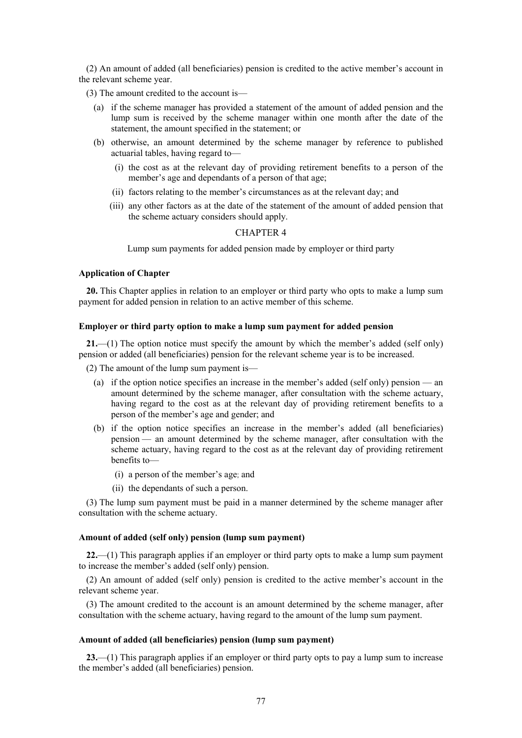(2) An amount of added (all beneficiaries) pension is credited to the active member's account in the relevant scheme year.

(3) The amount credited to the account is—

- (a) if the scheme manager has provided a statement of the amount of added pension and the lump sum is received by the scheme manager within one month after the date of the statement, the amount specified in the statement; or
- (b) otherwise, an amount determined by the scheme manager by reference to published actuarial tables, having regard to—
  - (i) the cost as at the relevant day of providing retirement benefits to a person of the member's age and dependants of a person of that age;
  - (ii) factors relating to the member's circumstances as at the relevant day; and
  - (iii) any other factors as at the date of the statement of the amount of added pension that the scheme actuary considers should apply.

## CHAPTER 4

Lump sum payments for added pension made by employer or third party

### Application of Chapter

**20.** This Chapter applies in relation to an employer or third party who opts to make a lump sum payment for added pension in relation to an active member of this scheme.

### Employer or third party option to make a lump sum payment for added pension

**21.**—(1) The option notice must specify the amount by which the member's added (self only) pension or added (all beneficiaries) pension for the relevant scheme year is to be increased.

(2) The amount of the lump sum payment is—

- (a) if the option notice specifies an increase in the member's added (self only) pension — an amount determined by the scheme manager, after consultation with the scheme actuary, having regard to the cost as at the relevant day of providing retirement benefits to a person of the member's age and gender; and
- (b) if the option notice specifies an increase in the member's added (all beneficiaries) pension — an amount determined by the scheme manager, after consultation with the scheme actuary, having regard to the cost as at the relevant day of providing retirement benefits to—
  - (i) a person of the member's age; and
  - (ii) the dependants of such a person.

(3) The lump sum payment must be paid in a manner determined by the scheme manager after consultation with the scheme actuary.

### Amount of added (self only) pension (lump sum payment)

**22.**—(1) This paragraph applies if an employer or third party opts to make a lump sum payment to increase the member's added (self only) pension.

(2) An amount of added (self only) pension is credited to the active member's account in the relevant scheme year.

(3) The amount credited to the account is an amount determined by the scheme manager, after consultation with the scheme actuary, having regard to the amount of the lump sum payment.

### Amount of added (all beneficiaries) pension (lump sum payment)

**23.**—(1) This paragraph applies if an employer or third party opts to pay a lump sum to increase the member's added (all beneficiaries) pension.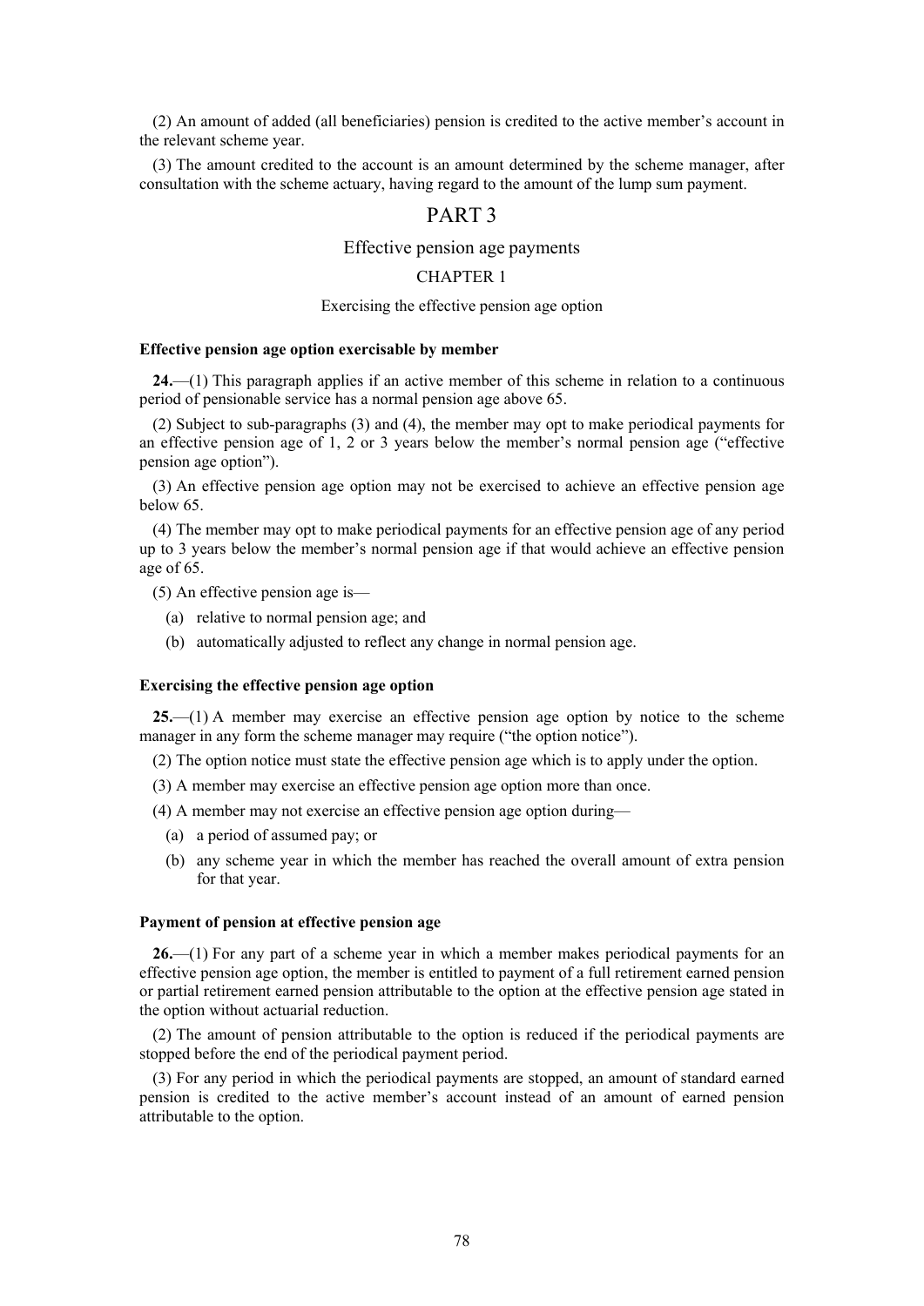(2) An amount of added (all beneficiaries) pension is credited to the active member's account in the relevant scheme year.

(3) The amount credited to the account is an amount determined by the scheme manager, after consultation with the scheme actuary, having regard to the amount of the lump sum payment.

# PART 3

## Effective pension age payments

## CHAPTER 1

### Exercising the effective pension age option

**Effective pension age option exercisable by member**

**24.**—(1) This paragraph applies if an active member of this scheme in relation to a continuous period of pensionable service has a normal pension age above 65.

(2) Subject to sub-paragraphs (3) and (4), the member may opt to make periodical payments for an effective pension age of 1, 2 or 3 years below the member's normal pension age ("effective pension age option").

(3) An effective pension age option may not be exercised to achieve an effective pension age below 65.

(4) The member may opt to make periodical payments for an effective pension age of any period up to 3 years below the member's normal pension age if that would achieve an effective pension age of 65.

(5) An effective pension age is—

- (a) relative to normal pension age; and
- (b) automatically adjusted to reflect any change in normal pension age.

**Exercising the effective pension age option**

**25.**—(1) A member may exercise an effective pension age option by notice to the scheme manager in any form the scheme manager may require ("the option notice").

(2) The option notice must state the effective pension age which is to apply under the option.

(3) A member may exercise an effective pension age option more than once.

(4) A member may not exercise an effective pension age option during—

- (a) a period of assumed pay; or
- (b) any scheme year in which the member has reached the overall amount of extra pension for that year.

**Payment of pension at effective pension age**

**26.**—(1) For any part of a scheme year in which a member makes periodical payments for an effective pension age option, the member is entitled to payment of a full retirement earned pension or partial retirement earned pension attributable to the option at the effective pension age stated in the option without actuarial reduction.

(2) The amount of pension attributable to the option is reduced if the periodical payments are stopped before the end of the periodical payment period.

(3) For any period in which the periodical payments are stopped, an amount of standard earned pension is credited to the active member's account instead of an amount of earned pension attributable to the option.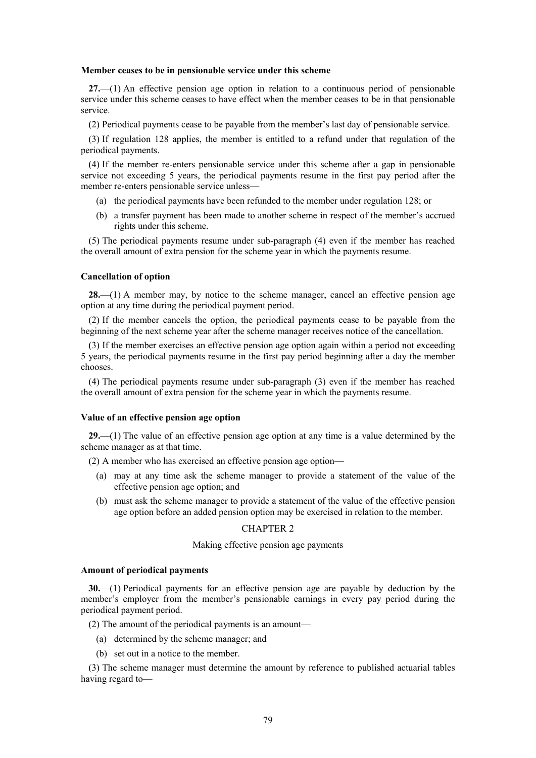**Member ceases to be in pensionable service under this scheme**

**27.**—(1) An effective pension age option in relation to a continuous period of pensionable service under this scheme ceases to have effect when the member ceases to be in that pensionable service.

(2) Periodical payments cease to be payable from the member's last day of pensionable service.

(3) If regulation 128 applies, the member is entitled to a refund under that regulation of the periodical payments.

(4) If the member re-enters pensionable service under this scheme after a gap in pensionable service not exceeding 5 years, the periodical payments resume in the first pay period after the member re-enters pensionable service unless—

(a) the periodical payments have been refunded to the member under regulation 128; or

(b) a transfer payment has been made to another scheme in respect of the member's accrued rights under this scheme.

(5) The periodical payments resume under sub-paragraph (4) even if the member has reached the overall amount of extra pension for the scheme year in which the payments resume.

**Cancellation of option**

**28.**—(1) A member may, by notice to the scheme manager, cancel an effective pension age option at any time during the periodical payment period.

(2) If the member cancels the option, the periodical payments cease to be payable from the beginning of the next scheme year after the scheme manager receives notice of the cancellation.

(3) If the member exercises an effective pension age option again within a period not exceeding 5 years, the periodical payments resume in the first pay period beginning after a day the member chooses.

(4) The periodical payments resume under sub-paragraph (3) even if the member has reached the overall amount of extra pension for the scheme year in which the payments resume.

**Value of an effective pension age option**

**29.**—(1) The value of an effective pension age option at any time is a value determined by the scheme manager as at that time.

(2) A member who has exercised an effective pension age option—

(a) may at any time ask the scheme manager to provide a statement of the value of the effective pension age option; and

(b) must ask the scheme manager to provide a statement of the value of the effective pension age option before an added pension option may be exercised in relation to the member.

CHAPTER 2

Making effective pension age payments

**Amount of periodical payments**

**30.**—(1) Periodical payments for an effective pension age are payable by deduction by the member's employer from the member's pensionable earnings in every pay period during the periodical payment period.

(2) The amount of the periodical payments is an amount—

(a) determined by the scheme manager; and

(b) set out in a notice to the member.

(3) The scheme manager must determine the amount by reference to published actuarial tables having regard to—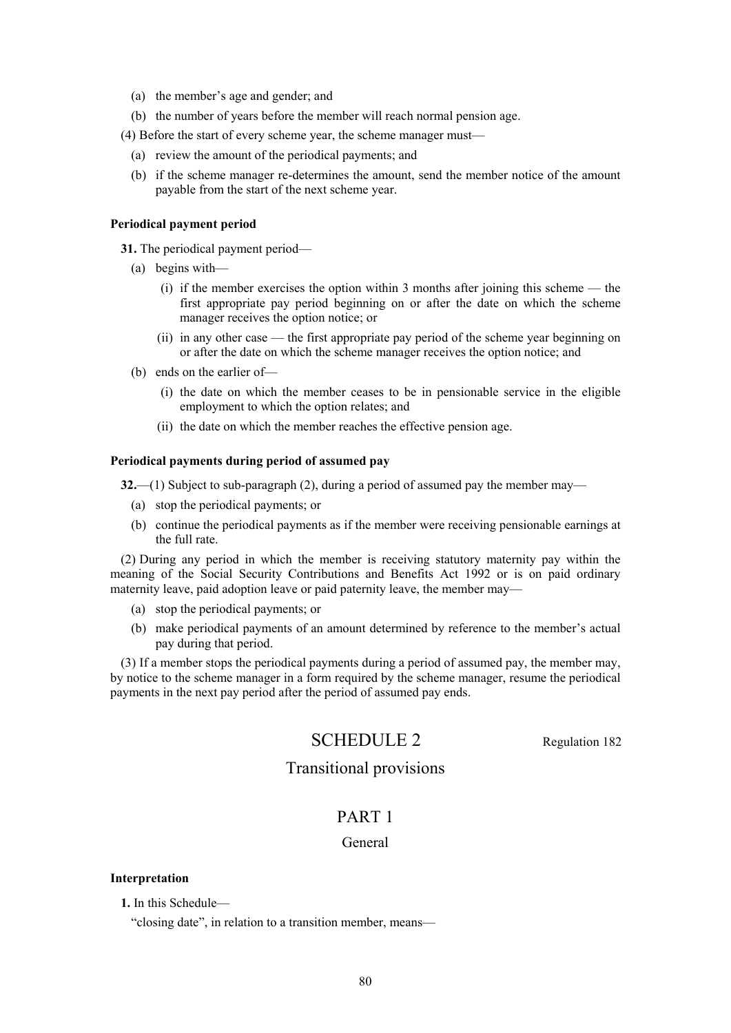(a) the member's age and gender; and

(b) the number of years before the member will reach normal pension age.

(4) Before the start of every scheme year, the scheme manager must—

(a) review the amount of the periodical payments; and

(b) if the scheme manager re-determines the amount, send the member notice of the amount payable from the start of the next scheme year.

**Periodical payment period**

**31.** The periodical payment period—

(a) begins with—

(i) if the member exercises the option within 3 months after joining this scheme — the first appropriate pay period beginning on or after the date on which the scheme manager receives the option notice; or

(ii) in any other case — the first appropriate pay period of the scheme year beginning on or after the date on which the scheme manager receives the option notice; and

(b) ends on the earlier of—

(i) the date on which the member ceases to be in pensionable service in the eligible employment to which the option relates; and

(ii) the date on which the member reaches the effective pension age.

**Periodical payments during period of assumed pay**

**32.**—(1) Subject to sub-paragraph (2), during a period of assumed pay the member may—

(a) stop the periodical payments; or

(b) continue the periodical payments as if the member were receiving pensionable earnings at the full rate.

(2) During any period in which the member is receiving statutory maternity pay within the meaning of the Social Security Contributions and Benefits Act 1992 or is on paid ordinary maternity leave, paid adoption leave or paid paternity leave, the member may—

(a) stop the periodical payments; or

(b) make periodical payments of an amount determined by reference to the member's actual pay during that period.

(3) If a member stops the periodical payments during a period of assumed pay, the member may, by notice to the scheme manager in a form required by the scheme manager, resume the periodical payments in the next pay period after the period of assumed pay ends.

# SCHEDULE 2

Regulation 182

## Transitional provisions

## PART 1

### General

**Interpretation**

**1.** In this Schedule—

"closing date", in relation to a transition member, means—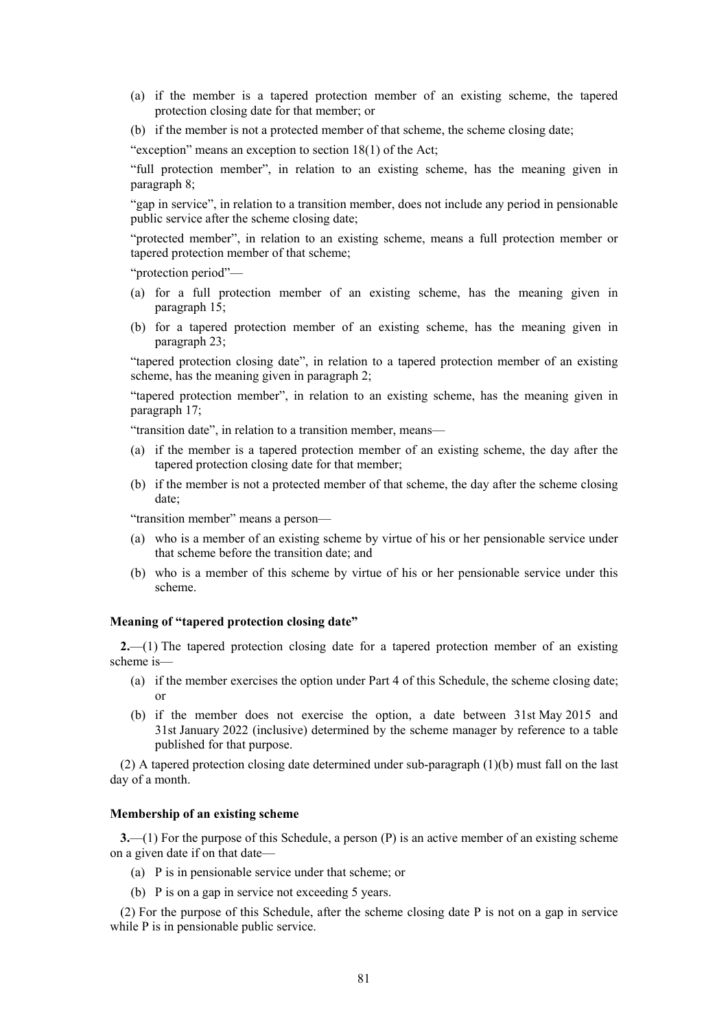(a) if the member is a tapered protection member of an existing scheme, the tapered protection closing date for that member; or

(b) if the member is not a protected member of that scheme, the scheme closing date;

"exception" means an exception to section 18(1) of the Act;

"full protection member", in relation to an existing scheme, has the meaning given in paragraph 8;

"gap in service", in relation to a transition member, does not include any period in pensionable public service after the scheme closing date;

"protected member", in relation to an existing scheme, means a full protection member or tapered protection member of that scheme;

"protection period"—

(a) for a full protection member of an existing scheme, has the meaning given in paragraph 15;

(b) for a tapered protection member of an existing scheme, has the meaning given in paragraph 23;

"tapered protection closing date", in relation to a tapered protection member of an existing scheme, has the meaning given in paragraph 2;

"tapered protection member", in relation to an existing scheme, has the meaning given in paragraph 17;

"transition date", in relation to a transition member, means—

(a) if the member is a tapered protection member of an existing scheme, the day after the tapered protection closing date for that member;

(b) if the member is not a protected member of that scheme, the day after the scheme closing date;

"transition member" means a person—

(a) who is a member of an existing scheme by virtue of his or her pensionable service under that scheme before the transition date; and

(b) who is a member of this scheme by virtue of his or her pensionable service under this scheme.

**Meaning of "tapered protection closing date"**

**2.**—(1) The tapered protection closing date for a tapered protection member of an existing scheme is—

(a) if the member exercises the option under Part 4 of this Schedule, the scheme closing date; or

(b) if the member does not exercise the option, a date between 31st May 2015 and 31st January 2022 (inclusive) determined by the scheme manager by reference to a table published for that purpose.

(2) A tapered protection closing date determined under sub-paragraph (1)(b) must fall on the last day of a month.

**Membership of an existing scheme**

**3.**—(1) For the purpose of this Schedule, a person (P) is an active member of an existing scheme on a given date if on that date—

(a) P is in pensionable service under that scheme; or

(b) P is on a gap in service not exceeding 5 years.

(2) For the purpose of this Schedule, after the scheme closing date P is not on a gap in service while P is in pensionable public service.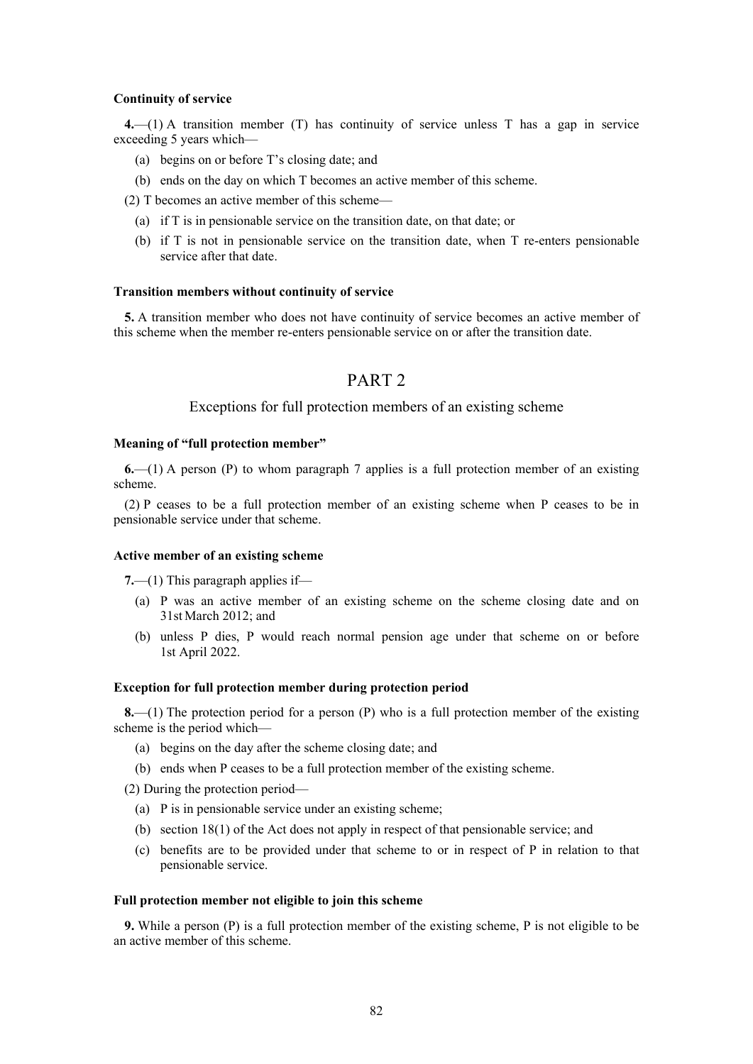**Continuity of service**

**4.**—(1) A transition member (T) has continuity of service unless T has a gap in service exceeding 5 years which—

- (a) begins on or before T's closing date; and
- (b) ends on the day on which T becomes an active member of this scheme.

(2) T becomes an active member of this scheme—

- (a) if T is in pensionable service on the transition date, on that date; or
- (b) if T is not in pensionable service on the transition date, when T re-enters pensionable service after that date.

**Transition members without continuity of service**

**5.** A transition member who does not have continuity of service becomes an active member of this scheme when the member re-enters pensionable service on or after the transition date.

# PART 2

## Exceptions for full protection members of an existing scheme

**Meaning of "full protection member"**

**6.**—(1) A person (P) to whom paragraph 7 applies is a full protection member of an existing scheme.

(2) P ceases to be a full protection member of an existing scheme when P ceases to be in pensionable service under that scheme.

**Active member of an existing scheme**

**7.**—(1) This paragraph applies if—

- (a) P was an active member of an existing scheme on the scheme closing date and on 31st March 2012; and
- (b) unless P dies, P would reach normal pension age under that scheme on or before 1st April 2022.

**Exception for full protection member during protection period**

**8.**—(1) The protection period for a person (P) who is a full protection member of the existing scheme is the period which—

- (a) begins on the day after the scheme closing date; and
- (b) ends when P ceases to be a full protection member of the existing scheme.

(2) During the protection period—

- (a) P is in pensionable service under an existing scheme;
- (b) section 18(1) of the Act does not apply in respect of that pensionable service; and
- (c) benefits are to be provided under that scheme to or in respect of P in relation to that pensionable service.

**Full protection member not eligible to join this scheme**

**9.** While a person (P) is a full protection member of the existing scheme, P is not eligible to be an active member of this scheme.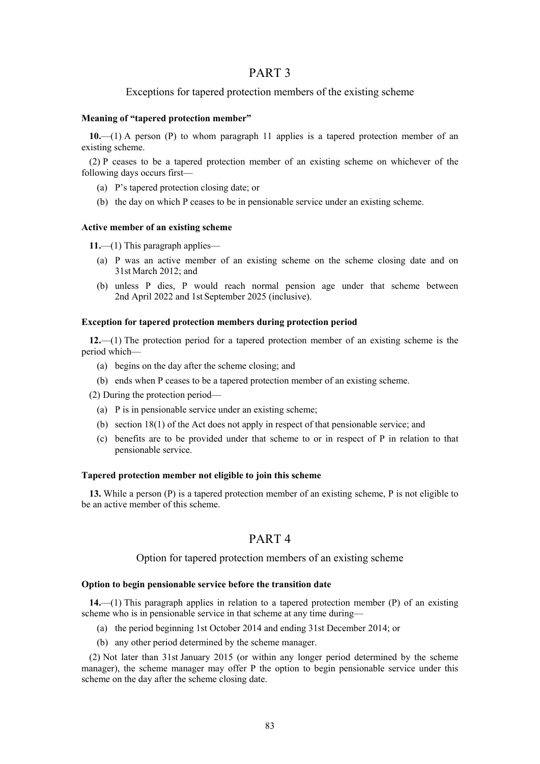# PART 3

## Exceptions for tapered protection members of the existing scheme

**Meaning of "tapered protection member"**

**10.**—(1) A person (P) to whom paragraph 11 applies is a tapered protection member of an existing scheme.

(2) P ceases to be a tapered protection member of an existing scheme on whichever of the following days occurs first—

(a) P's tapered protection closing date; or

(b) the day on which P ceases to be in pensionable service under an existing scheme.

**Active member of an existing scheme**

**11.**—(1) This paragraph applies—

(a) P was an active member of an existing scheme on the scheme closing date and on 31st March 2012; and

(b) unless P dies, P would reach normal pension age under that scheme between 2nd April 2022 and 1st September 2025 (inclusive).

**Exception for tapered protection members during protection period**

**12.**—(1) The protection period for a tapered protection member of an existing scheme is the period which—

(a) begins on the day after the scheme closing; and

(b) ends when P ceases to be a tapered protection member of an existing scheme.

(2) During the protection period—

(a) P is in pensionable service under an existing scheme;

(b) section 18(1) of the Act does not apply in respect of that pensionable service; and

(c) benefits are to be provided under that scheme to or in respect of P in relation to that pensionable service.

**Tapered protection member not eligible to join this scheme**

**13.** While a person (P) is a tapered protection member of an existing scheme, P is not eligible to be an active member of this scheme.

# PART 4

## Option for tapered protection members of an existing scheme

**Option to begin pensionable service before the transition date**

**14.**—(1) This paragraph applies in relation to a tapered protection member (P) of an existing scheme who is in pensionable service in that scheme at any time during—

(a) the period beginning 1st October 2014 and ending 31st December 2014; or

(b) any other period determined by the scheme manager.

(2) Not later than 31st January 2015 (or within any longer period determined by the scheme manager), the scheme manager may offer P the option to begin pensionable service under this scheme on the day after the scheme closing date.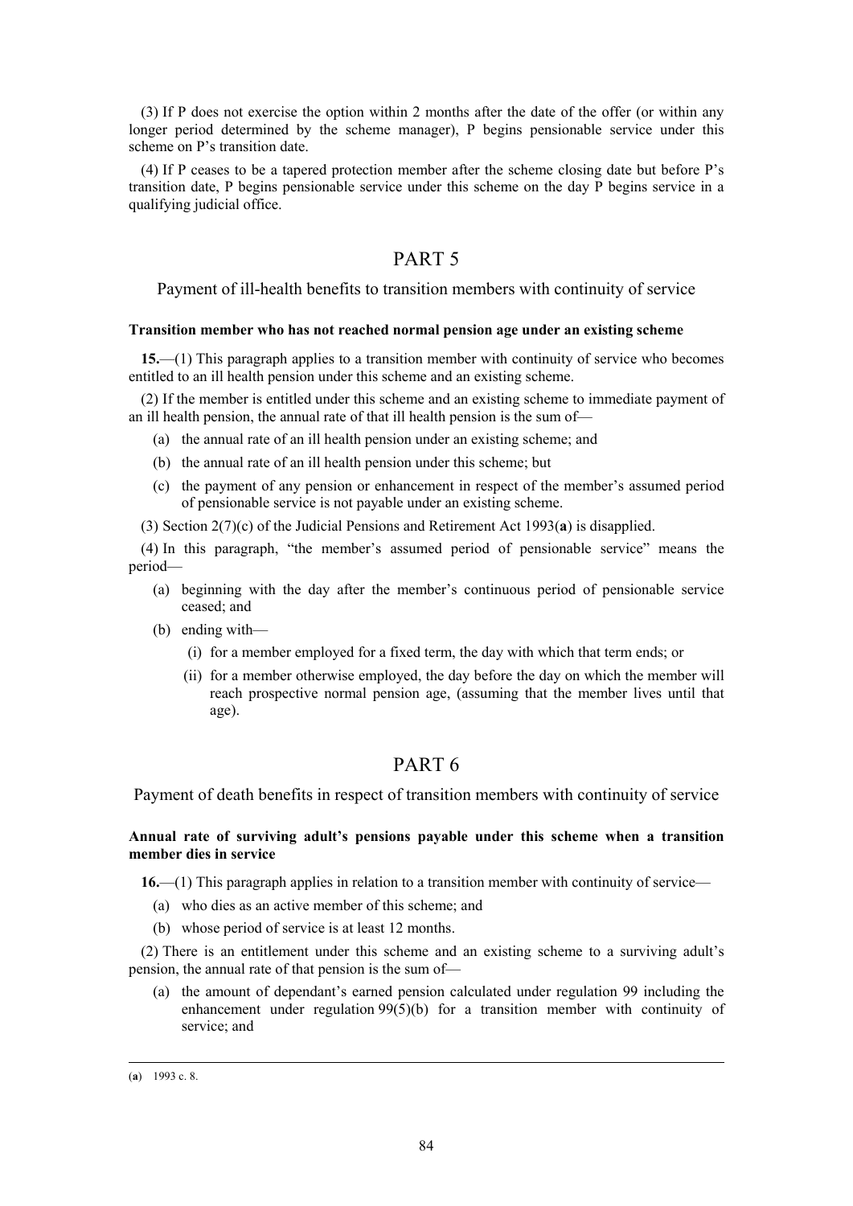(3) If P does not exercise the option within 2 months after the date of the offer (or within any longer period determined by the scheme manager), P begins pensionable service under this scheme on P's transition date.

(4) If P ceases to be a tapered protection member after the scheme closing date but before P's transition date, P begins pensionable service under this scheme on the day P begins service in a qualifying judicial office.

## PART 5

### Payment of ill-health benefits to transition members with continuity of service

**Transition member who has not reached normal pension age under an existing scheme**

**15.**—(1) This paragraph applies to a transition member with continuity of service who becomes entitled to an ill health pension under this scheme and an existing scheme.

(2) If the member is entitled under this scheme and an existing scheme to immediate payment of an ill health pension, the annual rate of that ill health pension is the sum of—

- (a) the annual rate of an ill health pension under an existing scheme; and
- (b) the annual rate of an ill health pension under this scheme; but
- (c) the payment of any pension or enhancement in respect of the member's assumed period of pensionable service is not payable under an existing scheme.

(3) Section 2(7)(c) of the Judicial Pensions and Retirement Act 1993(**a**) is disapplied.

(4) In this paragraph, "the member's assumed period of pensionable service" means the period—

- (a) beginning with the day after the member's continuous period of pensionable service ceased; and
- (b) ending with—
  - (i) for a member employed for a fixed term, the day with which that term ends; or
  - (ii) for a member otherwise employed, the day before the day on which the member will reach prospective normal pension age, (assuming that the member lives until that age).

## PART 6

### Payment of death benefits in respect of transition members with continuity of service

**Annual rate of surviving adult's pensions payable under this scheme when a transition member dies in service**

**16.**—(1) This paragraph applies in relation to a transition member with continuity of service—

- (a) who dies as an active member of this scheme; and
- (b) whose period of service is at least 12 months.

(2) There is an entitlement under this scheme and an existing scheme to a surviving adult's pension, the annual rate of that pension is the sum of—

- (a) the amount of dependant's earned pension calculated under regulation 99 including the enhancement under regulation 99(5)(b) for a transition member with continuity of service; and

---

(**a**) 1993 c. 8.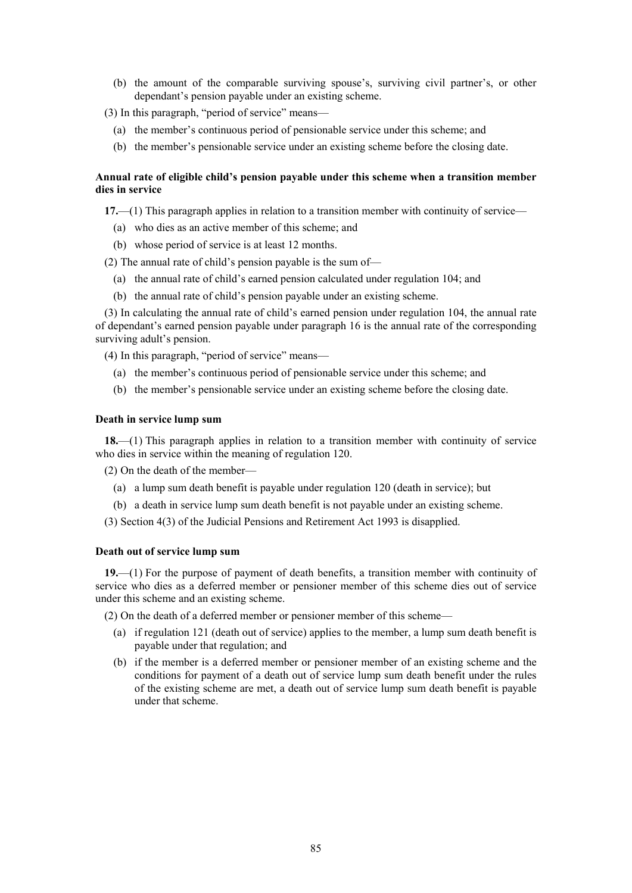(b) the amount of the comparable surviving spouse's, surviving civil partner's, or other dependant's pension payable under an existing scheme.

(3) In this paragraph, "period of service" means—

(a) the member's continuous period of pensionable service under this scheme; and

(b) the member's pensionable service under an existing scheme before the closing date.

**Annual rate of eligible child's pension payable under this scheme when a transition member dies in service**

**17.**—(1) This paragraph applies in relation to a transition member with continuity of service—

(a) who dies as an active member of this scheme; and

(b) whose period of service is at least 12 months.

(2) The annual rate of child's pension payable is the sum of—

(a) the annual rate of child's earned pension calculated under regulation 104; and

(b) the annual rate of child's pension payable under an existing scheme.

(3) In calculating the annual rate of child's earned pension under regulation 104, the annual rate of dependant's earned pension payable under paragraph 16 is the annual rate of the corresponding surviving adult's pension.

(4) In this paragraph, "period of service" means—

(a) the member's continuous period of pensionable service under this scheme; and

(b) the member's pensionable service under an existing scheme before the closing date.

**Death in service lump sum**

**18.**—(1) This paragraph applies in relation to a transition member with continuity of service who dies in service within the meaning of regulation 120.

(2) On the death of the member—

(a) a lump sum death benefit is payable under regulation 120 (death in service); but

(b) a death in service lump sum death benefit is not payable under an existing scheme.

(3) Section 4(3) of the Judicial Pensions and Retirement Act 1993 is disapplied.

**Death out of service lump sum**

**19.**—(1) For the purpose of payment of death benefits, a transition member with continuity of service who dies as a deferred member or pensioner member of this scheme dies out of service under this scheme and an existing scheme.

(2) On the death of a deferred member or pensioner member of this scheme—

(a) if regulation 121 (death out of service) applies to the member, a lump sum death benefit is payable under that regulation; and

(b) if the member is a deferred member or pensioner member of an existing scheme and the conditions for payment of a death out of service lump sum death benefit under the rules of the existing scheme are met, a death out of service lump sum death benefit is payable under that scheme.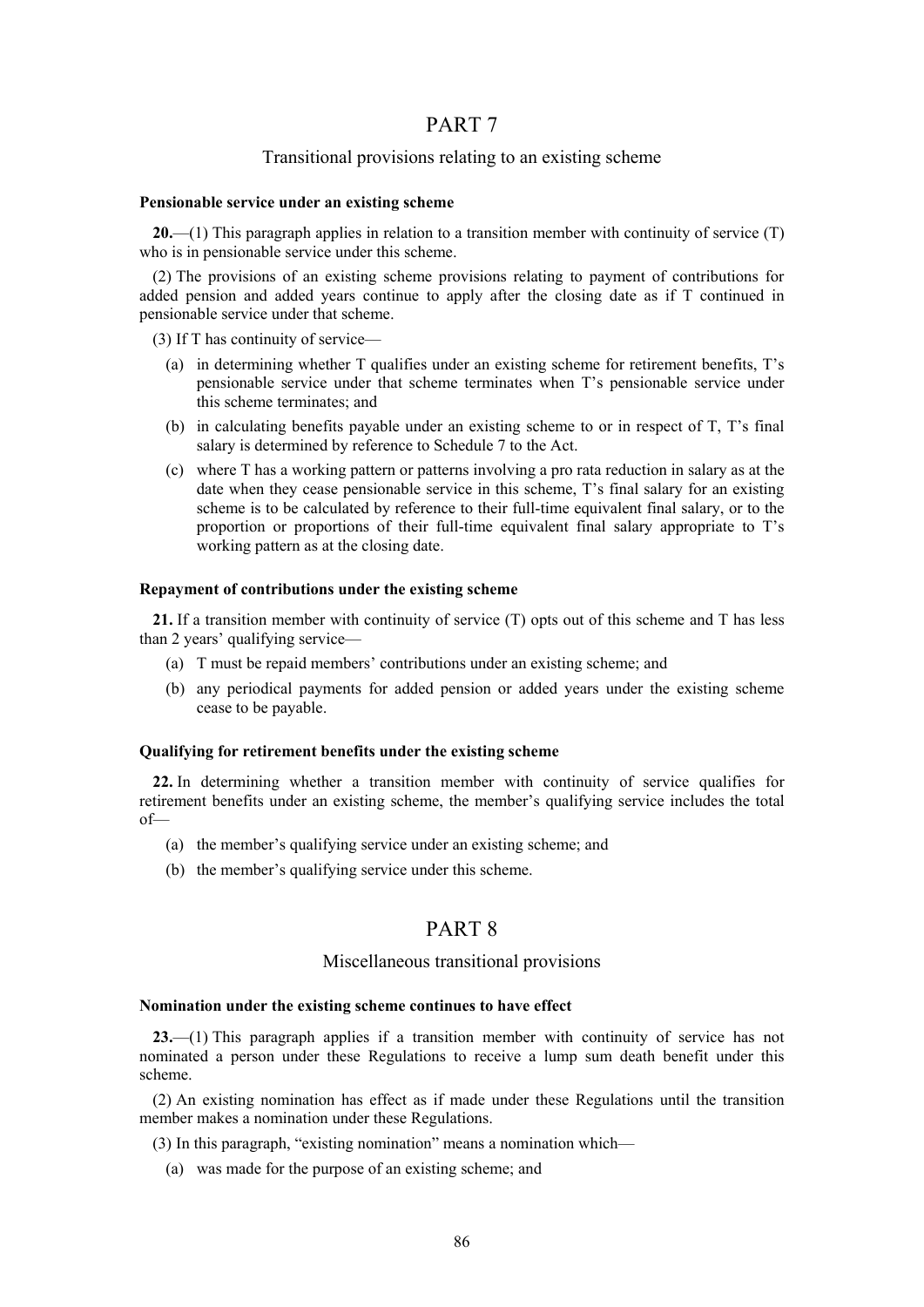# PART 7

## Transitional provisions relating to an existing scheme

### Pensionable service under an existing scheme

**20.**—(1) This paragraph applies in relation to a transition member with continuity of service (T) who is in pensionable service under this scheme.

(2) The provisions of an existing scheme provisions relating to payment of contributions for added pension and added years continue to apply after the closing date as if T continued in pensionable service under that scheme.

(3) If T has continuity of service—

- (a) in determining whether T qualifies under an existing scheme for retirement benefits, T's pensionable service under that scheme terminates when T's pensionable service under this scheme terminates; and
- (b) in calculating benefits payable under an existing scheme to or in respect of T, T's final salary is determined by reference to Schedule 7 to the Act.
- (c) where T has a working pattern or patterns involving a pro rata reduction in salary as at the date when they cease pensionable service in this scheme, T's final salary for an existing scheme is to be calculated by reference to their full-time equivalent final salary, or to the proportion or proportions of their full-time equivalent final salary appropriate to T's working pattern as at the closing date.

### Repayment of contributions under the existing scheme

**21.** If a transition member with continuity of service (T) opts out of this scheme and T has less than 2 years' qualifying service—

- (a) T must be repaid members' contributions under an existing scheme; and
- (b) any periodical payments for added pension or added years under the existing scheme cease to be payable.

### Qualifying for retirement benefits under the existing scheme

**22.** In determining whether a transition member with continuity of service qualifies for retirement benefits under an existing scheme, the member's qualifying service includes the total of—

- (a) the member's qualifying service under an existing scheme; and
- (b) the member's qualifying service under this scheme.

# PART 8

## Miscellaneous transitional provisions

### Nomination under the existing scheme continues to have effect

**23.**—(1) This paragraph applies if a transition member with continuity of service has not nominated a person under these Regulations to receive a lump sum death benefit under this scheme.

(2) An existing nomination has effect as if made under these Regulations until the transition member makes a nomination under these Regulations.

(3) In this paragraph, "existing nomination" means a nomination which—

- (a) was made for the purpose of an existing scheme; and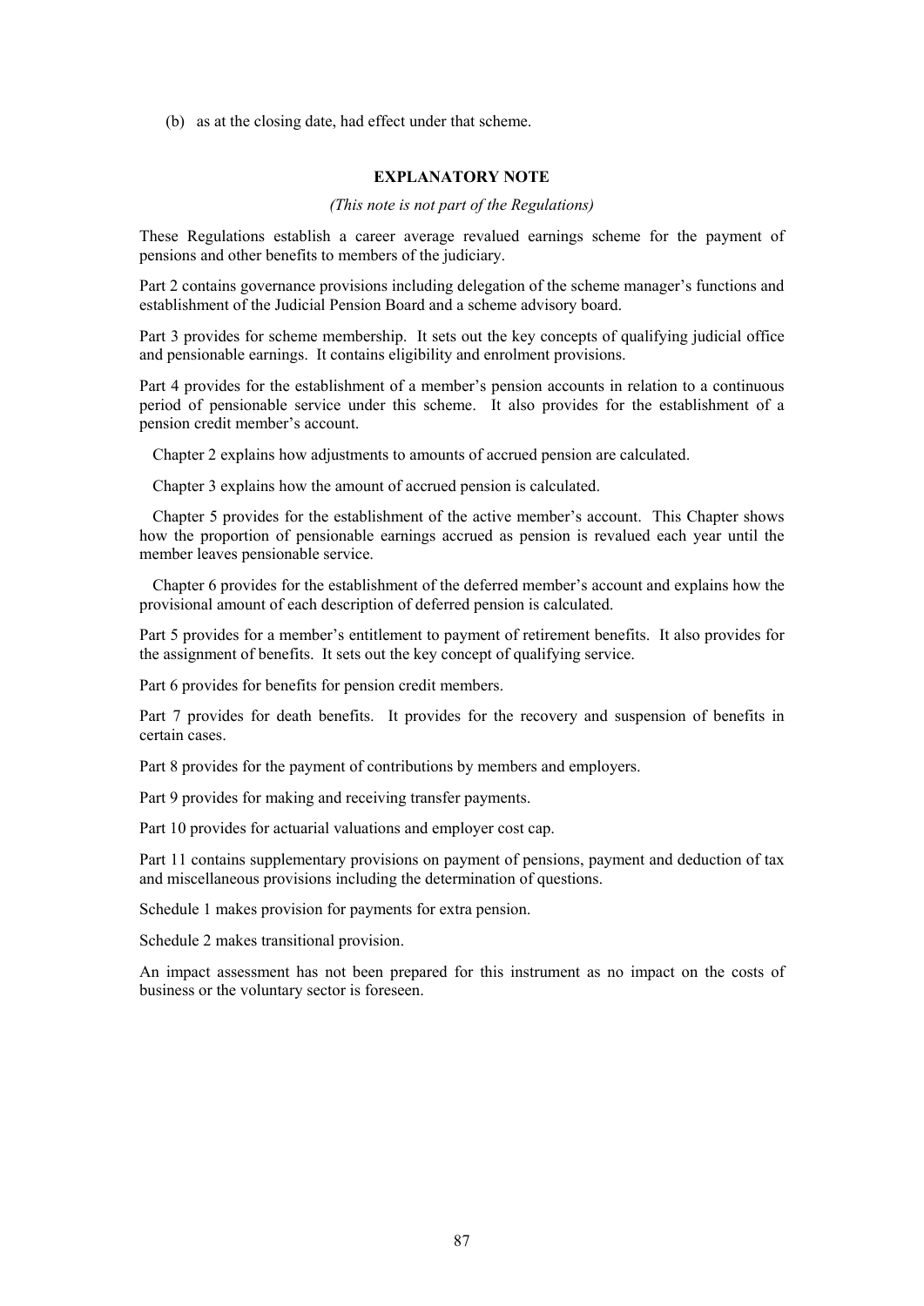(b) as at the closing date, had effect under that scheme.

## EXPLANATORY NOTE

*(This note is not part of the Regulations)*

These Regulations establish a career average revalued earnings scheme for the payment of pensions and other benefits to members of the judiciary.

Part 2 contains governance provisions including delegation of the scheme manager's functions and establishment of the Judicial Pension Board and a scheme advisory board.

Part 3 provides for scheme membership. It sets out the key concepts of qualifying judicial office and pensionable earnings. It contains eligibility and enrolment provisions.

Part 4 provides for the establishment of a member's pension accounts in relation to a continuous period of pensionable service under this scheme. It also provides for the establishment of a pension credit member's account.

Chapter 2 explains how adjustments to amounts of accrued pension are calculated.

Chapter 3 explains how the amount of accrued pension is calculated.

Chapter 5 provides for the establishment of the active member's account. This Chapter shows how the proportion of pensionable earnings accrued as pension is revalued each year until the member leaves pensionable service.

Chapter 6 provides for the establishment of the deferred member's account and explains how the provisional amount of each description of deferred pension is calculated.

Part 5 provides for a member's entitlement to payment of retirement benefits. It also provides for the assignment of benefits. It sets out the key concept of qualifying service.

Part 6 provides for benefits for pension credit members.

Part 7 provides for death benefits. It provides for the recovery and suspension of benefits in certain cases.

Part 8 provides for the payment of contributions by members and employers.

Part 9 provides for making and receiving transfer payments.

Part 10 provides for actuarial valuations and employer cost cap.

Part 11 contains supplementary provisions on payment of pensions, payment and deduction of tax and miscellaneous provisions including the determination of questions.

Schedule 1 makes provision for payments for extra pension.

Schedule 2 makes transitional provision.

An impact assessment has not been prepared for this instrument as no impact on the costs of business or the voluntary sector is foreseen.